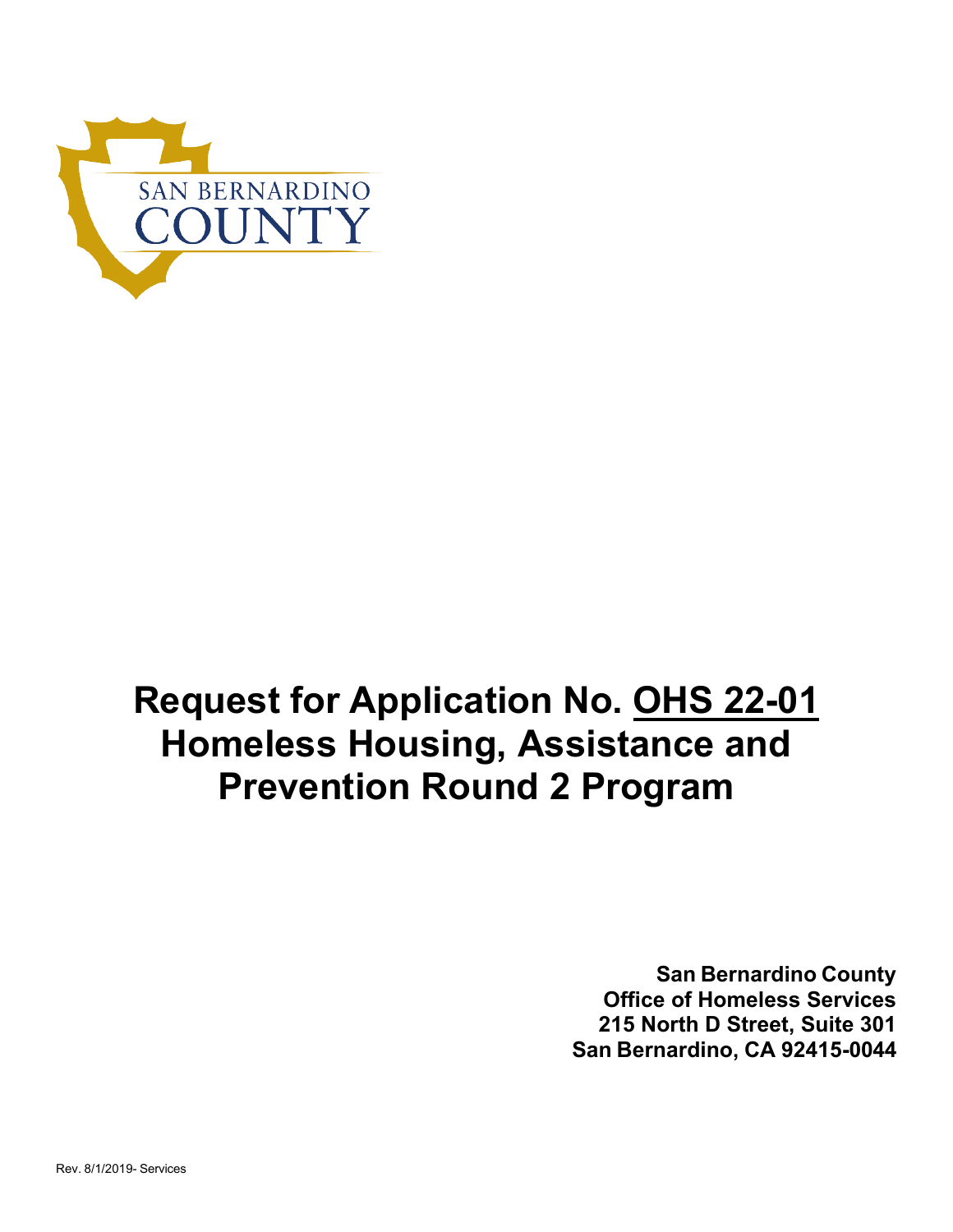SAN BERNARDINO COUNTY

# Request for Application No. OHS 22-01 Homeless Housing, Assistance and Prevention Round 2 Program

**San Bernardino County**
**Office of Homeless Services**
**215 North D Street, Suite 301**
**San Bernardino, CA 92415-0044**

Rev. 8/1/2019- Services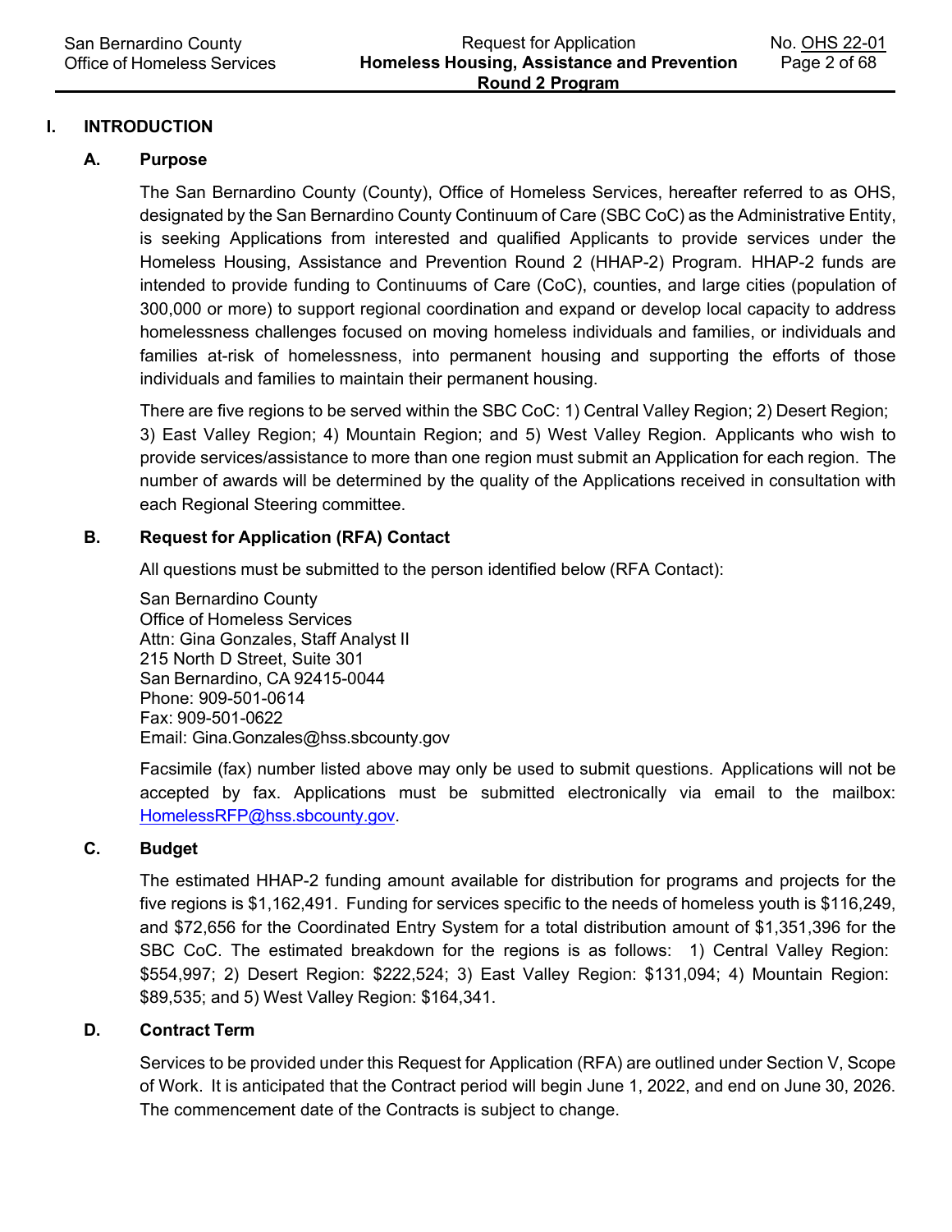# I. INTRODUCTION

## A. Purpose

The San Bernardino County (County), Office of Homeless Services, hereafter referred to as OHS, designated by the San Bernardino County Continuum of Care (SBC CoC) as the Administrative Entity, is seeking Applications from interested and qualified Applicants to provide services under the Homeless Housing, Assistance and Prevention Round 2 (HHAP-2) Program. HHAP-2 funds are intended to provide funding to Continuums of Care (CoC), counties, and large cities (population of 300,000 or more) to support regional coordination and expand or develop local capacity to address homelessness challenges focused on moving homeless individuals and families, or individuals and families at-risk of homelessness, into permanent housing and supporting the efforts of those individuals and families to maintain their permanent housing.

There are five regions to be served within the SBC CoC: 1) Central Valley Region; 2) Desert Region; 3) East Valley Region; 4) Mountain Region; and 5) West Valley Region. Applicants who wish to provide services/assistance to more than one region must submit an Application for each region. The number of awards will be determined by the quality of the Applications received in consultation with each Regional Steering committee.

## B. Request for Application (RFA) Contact

All questions must be submitted to the person identified below (RFA Contact):

San Bernardino County
Office of Homeless Services
Attn: Gina Gonzales, Staff Analyst II
215 North D Street, Suite 301
San Bernardino, CA 92415-0044
Phone: 909-501-0614
Fax: 909-501-0622
Email: Gina.Gonzales@hss.sbcounty.gov

Facsimile (fax) number listed above may only be used to submit questions. Applications will not be accepted by fax. Applications must be submitted electronically via email to the mailbox: HomelessRFP@hss.sbcounty.gov.

## C. Budget

The estimated HHAP-2 funding amount available for distribution for programs and projects for the five regions is $1,162,491. Funding for services specific to the needs of homeless youth is $116,249, and $72,656 for the Coordinated Entry System for a total distribution amount of $1,351,396 for the SBC CoC. The estimated breakdown for the regions is as follows: 1) Central Valley Region: $554,997; 2) Desert Region: $222,524; 3) East Valley Region: $131,094; 4) Mountain Region: $89,535; and 5) West Valley Region: $164,341.

## D. Contract Term

Services to be provided under this Request for Application (RFA) are outlined under Section V, Scope of Work. It is anticipated that the Contract period will begin June 1, 2022, and end on June 30, 2026. The commencement date of the Contracts is subject to change.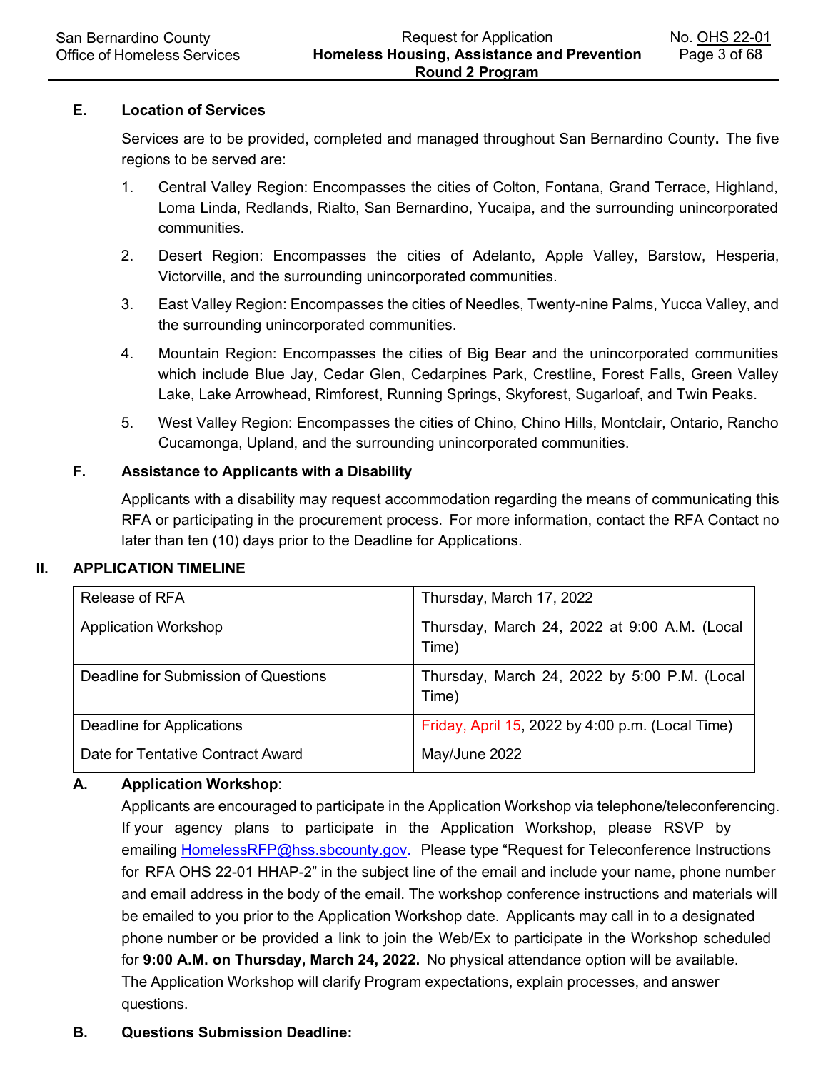### E. Location of Services

Services are to be provided, completed and managed throughout San Bernardino County**.** The five regions to be served are:

1. Central Valley Region: Encompasses the cities of Colton, Fontana, Grand Terrace, Highland, Loma Linda, Redlands, Rialto, San Bernardino, Yucaipa, and the surrounding unincorporated communities.
2. Desert Region: Encompasses the cities of Adelanto, Apple Valley, Barstow, Hesperia, Victorville, and the surrounding unincorporated communities.
3. East Valley Region: Encompasses the cities of Needles, Twenty-nine Palms, Yucca Valley, and the surrounding unincorporated communities.
4. Mountain Region: Encompasses the cities of Big Bear and the unincorporated communities which include Blue Jay, Cedar Glen, Cedarpines Park, Crestline, Forest Falls, Green Valley Lake, Lake Arrowhead, Rimforest, Running Springs, Skyforest, Sugarloaf, and Twin Peaks.
5. West Valley Region: Encompasses the cities of Chino, Chino Hills, Montclair, Ontario, Rancho Cucamonga, Upland, and the surrounding unincorporated communities.

### F. Assistance to Applicants with a Disability

Applicants with a disability may request accommodation regarding the means of communicating this RFA or participating in the procurement process. For more information, contact the RFA Contact no later than ten (10) days prior to the Deadline for Applications.

## II. APPLICATION TIMELINE

| Release of RFA | Thursday, March 17, 2022 |
|---|---|
| Application Workshop | Thursday, March 24, 2022 at 9:00 A.M. (Local Time) |
| Deadline for Submission of Questions | Thursday, March 24, 2022 by 5:00 P.M. (Local Time) |
| Deadline for Applications | Friday, April 15, 2022 by 4:00 p.m. (Local Time) |
| Date for Tentative Contract Award | May/June 2022 |

### A. Application Workshop:

Applicants are encouraged to participate in the Application Workshop via telephone/teleconferencing. If your agency plans to participate in the Application Workshop, please RSVP by emailing HomelessRFP@hss.sbcounty.gov. Please type "Request for Teleconference Instructions for RFA OHS 22-01 HHAP-2" in the subject line of the email and include your name, phone number and email address in the body of the email. The workshop conference instructions and materials will be emailed to you prior to the Application Workshop date. Applicants may call in to a designated phone number or be provided a link to join the Web/Ex to participate in the Workshop scheduled for **9:00 A.M. on Thursday, March 24, 2022.** No physical attendance option will be available. The Application Workshop will clarify Program expectations, explain processes, and answer questions.

### B. Questions Submission Deadline: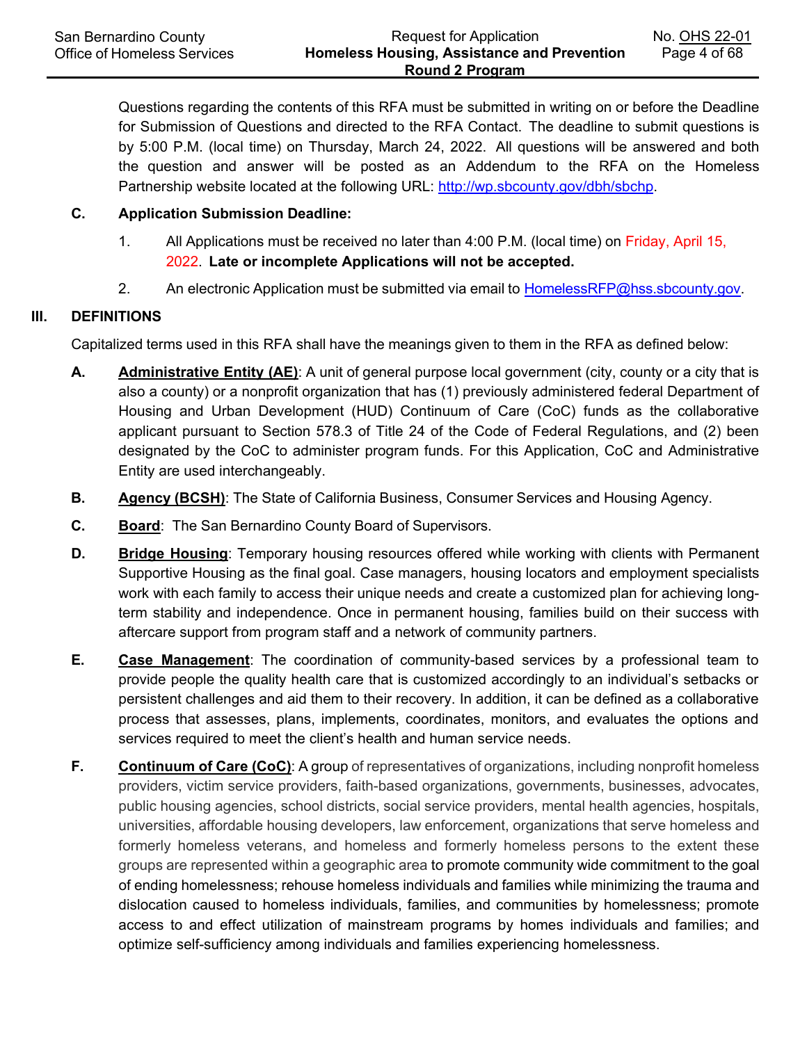Questions regarding the contents of this RFA must be submitted in writing on or before the Deadline for Submission of Questions and directed to the RFA Contact. The deadline to submit questions is by 5:00 P.M. (local time) on Thursday, March 24, 2022. All questions will be answered and both the question and answer will be posted as an Addendum to the RFA on the Homeless Partnership website located at the following URL: http://wp.sbcounty.gov/dbh/sbchp.

**C. Application Submission Deadline:**

1. All Applications must be received no later than 4:00 P.M. (local time) on Friday, April 15, 2022. **Late or incomplete Applications will not be accepted.**

2. An electronic Application must be submitted via email to HomelessRFP@hss.sbcounty.gov.

## III. DEFINITIONS

Capitalized terms used in this RFA shall have the meanings given to them in the RFA as defined below:

**A. Administrative Entity (AE)**: A unit of general purpose local government (city, county or a city that is also a county) or a nonprofit organization that has (1) previously administered federal Department of Housing and Urban Development (HUD) Continuum of Care (CoC) funds as the collaborative applicant pursuant to Section 578.3 of Title 24 of the Code of Federal Regulations, and (2) been designated by the CoC to administer program funds. For this Application, CoC and Administrative Entity are used interchangeably.

**B. Agency (BCSH)**: The State of California Business, Consumer Services and Housing Agency.

**C. Board**: The San Bernardino County Board of Supervisors.

**D. Bridge Housing**: Temporary housing resources offered while working with clients with Permanent Supportive Housing as the final goal. Case managers, housing locators and employment specialists work with each family to access their unique needs and create a customized plan for achieving long-term stability and independence. Once in permanent housing, families build on their success with aftercare support from program staff and a network of community partners.

**E. Case Management**: The coordination of community-based services by a professional team to provide people the quality health care that is customized accordingly to an individual's setbacks or persistent challenges and aid them to their recovery. In addition, it can be defined as a collaborative process that assesses, plans, implements, coordinates, monitors, and evaluates the options and services required to meet the client's health and human service needs.

**F. Continuum of Care (CoC)**: A group of representatives of organizations, including nonprofit homeless providers, victim service providers, faith-based organizations, governments, businesses, advocates, public housing agencies, school districts, social service providers, mental health agencies, hospitals, universities, affordable housing developers, law enforcement, organizations that serve homeless and formerly homeless veterans, and homeless and formerly homeless persons to the extent these groups are represented within a geographic area to promote community wide commitment to the goal of ending homelessness; rehouse homeless individuals and families while minimizing the trauma and dislocation caused to homeless individuals, families, and communities by homelessness; promote access to and effect utilization of mainstream programs by homes individuals and families; and optimize self-sufficiency among individuals and families experiencing homelessness.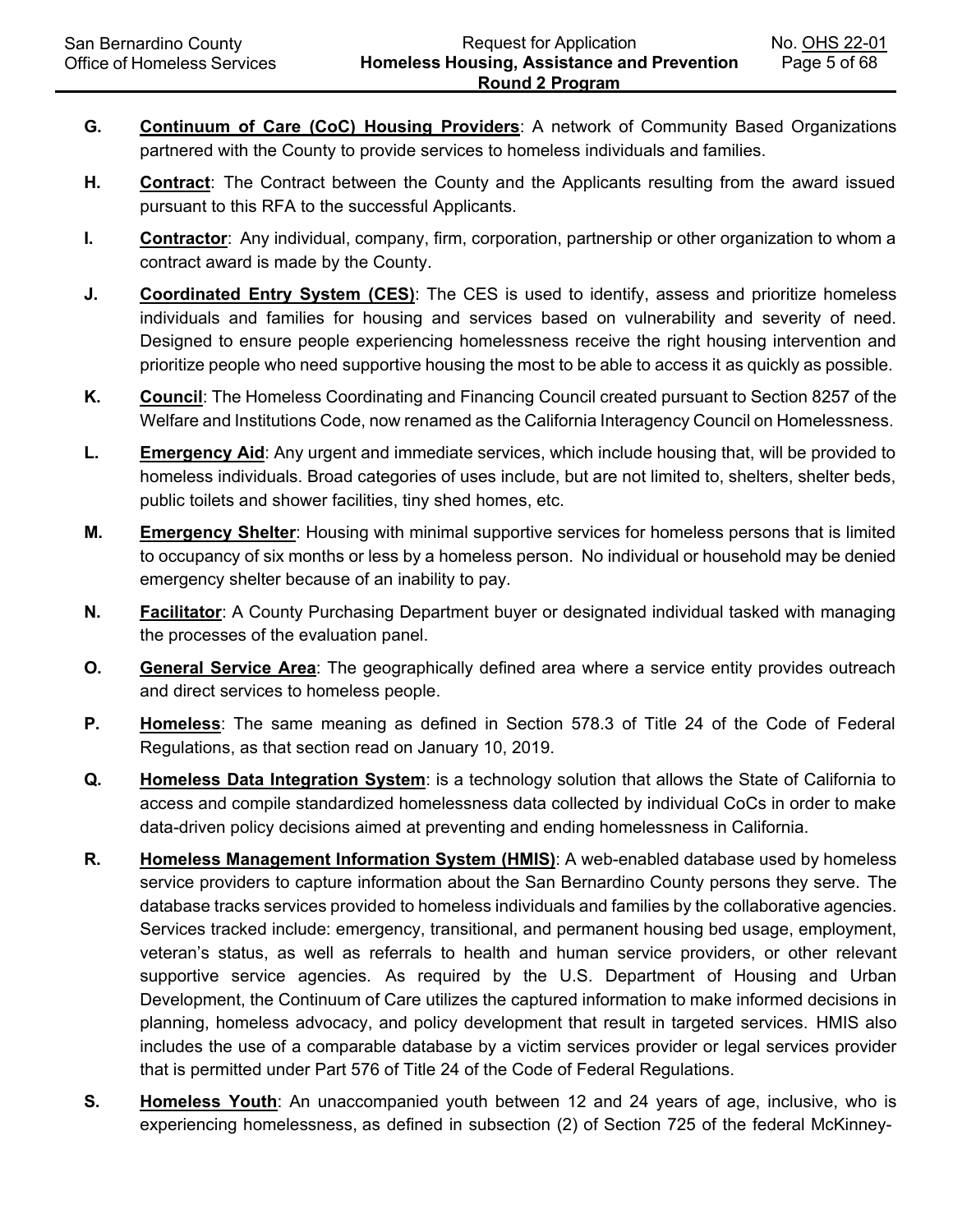**G.** **Continuum of Care (CoC) Housing Providers**: A network of Community Based Organizations partnered with the County to provide services to homeless individuals and families.

**H.** **Contract**: The Contract between the County and the Applicants resulting from the award issued pursuant to this RFA to the successful Applicants.

**I.** **Contractor**: Any individual, company, firm, corporation, partnership or other organization to whom a contract award is made by the County.

**J.** **Coordinated Entry System (CES)**: The CES is used to identify, assess and prioritize homeless individuals and families for housing and services based on vulnerability and severity of need. Designed to ensure people experiencing homelessness receive the right housing intervention and prioritize people who need supportive housing the most to be able to access it as quickly as possible.

**K.** **Council**: The Homeless Coordinating and Financing Council created pursuant to Section 8257 of the Welfare and Institutions Code, now renamed as the California Interagency Council on Homelessness.

**L.** **Emergency Aid**: Any urgent and immediate services, which include housing that, will be provided to homeless individuals. Broad categories of uses include, but are not limited to, shelters, shelter beds, public toilets and shower facilities, tiny shed homes, etc.

**M.** **Emergency Shelter**: Housing with minimal supportive services for homeless persons that is limited to occupancy of six months or less by a homeless person. No individual or household may be denied emergency shelter because of an inability to pay.

**N.** **Facilitator**: A County Purchasing Department buyer or designated individual tasked with managing the processes of the evaluation panel.

**O.** **General Service Area**: The geographically defined area where a service entity provides outreach and direct services to homeless people.

**P.** **Homeless**: The same meaning as defined in Section 578.3 of Title 24 of the Code of Federal Regulations, as that section read on January 10, 2019.

**Q.** **Homeless Data Integration System**: is a technology solution that allows the State of California to access and compile standardized homelessness data collected by individual CoCs in order to make data-driven policy decisions aimed at preventing and ending homelessness in California.

**R.** **Homeless Management Information System (HMIS)**: A web-enabled database used by homeless service providers to capture information about the San Bernardino County persons they serve. The database tracks services provided to homeless individuals and families by the collaborative agencies. Services tracked include: emergency, transitional, and permanent housing bed usage, employment, veteran's status, as well as referrals to health and human service providers, or other relevant supportive service agencies. As required by the U.S. Department of Housing and Urban Development, the Continuum of Care utilizes the captured information to make informed decisions in planning, homeless advocacy, and policy development that result in targeted services. HMIS also includes the use of a comparable database by a victim services provider or legal services provider that is permitted under Part 576 of Title 24 of the Code of Federal Regulations.

**S.** **Homeless Youth**: An unaccompanied youth between 12 and 24 years of age, inclusive, who is experiencing homelessness, as defined in subsection (2) of Section 725 of the federal McKinney-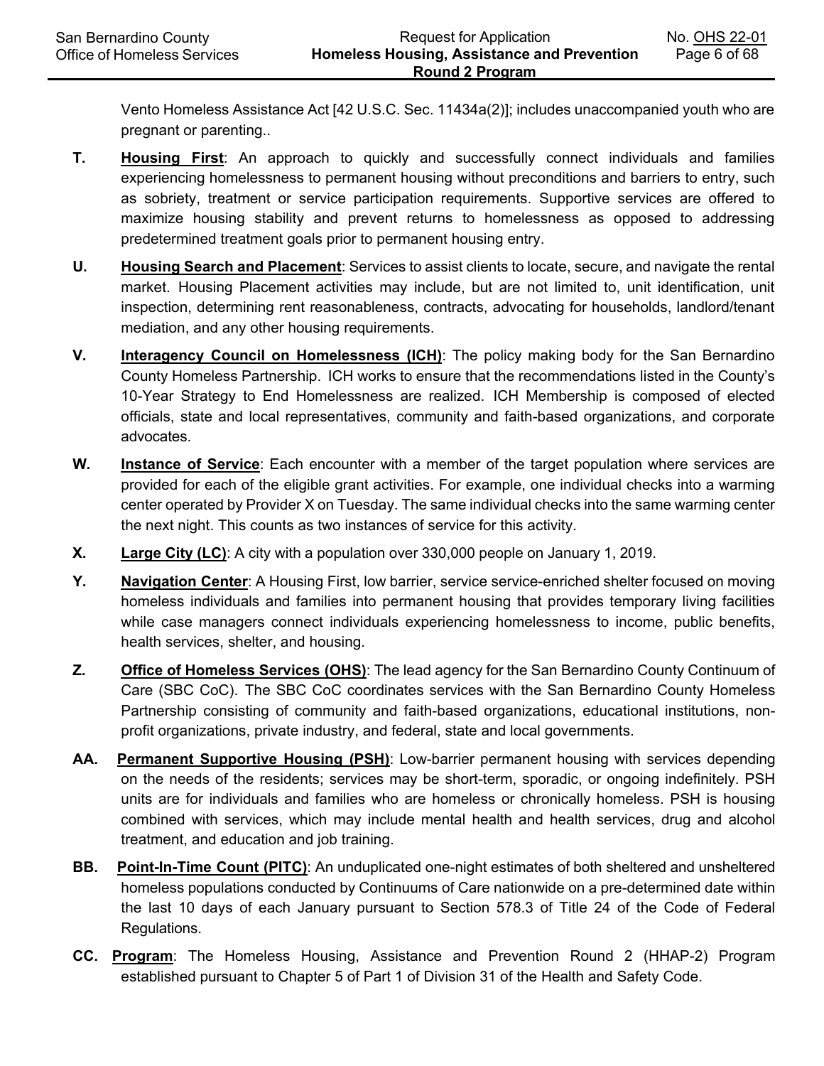Vento Homeless Assistance Act [42 U.S.C. Sec. 11434a(2)]; includes unaccompanied youth who are pregnant or parenting..

**T.** **Housing First**: An approach to quickly and successfully connect individuals and families experiencing homelessness to permanent housing without preconditions and barriers to entry, such as sobriety, treatment or service participation requirements. Supportive services are offered to maximize housing stability and prevent returns to homelessness as opposed to addressing predetermined treatment goals prior to permanent housing entry.

**U.** **Housing Search and Placement**: Services to assist clients to locate, secure, and navigate the rental market. Housing Placement activities may include, but are not limited to, unit identification, unit inspection, determining rent reasonableness, contracts, advocating for households, landlord/tenant mediation, and any other housing requirements.

**V.** **Interagency Council on Homelessness (ICH)**: The policy making body for the San Bernardino County Homeless Partnership. ICH works to ensure that the recommendations listed in the County's 10-Year Strategy to End Homelessness are realized. ICH Membership is composed of elected officials, state and local representatives, community and faith-based organizations, and corporate advocates.

**W.** **Instance of Service**: Each encounter with a member of the target population where services are provided for each of the eligible grant activities. For example, one individual checks into a warming center operated by Provider X on Tuesday. The same individual checks into the same warming center the next night. This counts as two instances of service for this activity.

**X.** **Large City (LC)**: A city with a population over 330,000 people on January 1, 2019.

**Y.** **Navigation Center**: A Housing First, low barrier, service service-enriched shelter focused on moving homeless individuals and families into permanent housing that provides temporary living facilities while case managers connect individuals experiencing homelessness to income, public benefits, health services, shelter, and housing.

**Z.** **Office of Homeless Services (OHS)**: The lead agency for the San Bernardino County Continuum of Care (SBC CoC). The SBC CoC coordinates services with the San Bernardino County Homeless Partnership consisting of community and faith-based organizations, educational institutions, non-profit organizations, private industry, and federal, state and local governments.

**AA.** **Permanent Supportive Housing (PSH)**: Low-barrier permanent housing with services depending on the needs of the residents; services may be short-term, sporadic, or ongoing indefinitely. PSH units are for individuals and families who are homeless or chronically homeless. PSH is housing combined with services, which may include mental health and health services, drug and alcohol treatment, and education and job training.

**BB.** **Point-In-Time Count (PITC)**: An unduplicated one-night estimates of both sheltered and unsheltered homeless populations conducted by Continuums of Care nationwide on a pre-determined date within the last 10 days of each January pursuant to Section 578.3 of Title 24 of the Code of Federal Regulations.

**CC.** **Program**: The Homeless Housing, Assistance and Prevention Round 2 (HHAP-2) Program established pursuant to Chapter 5 of Part 1 of Division 31 of the Health and Safety Code.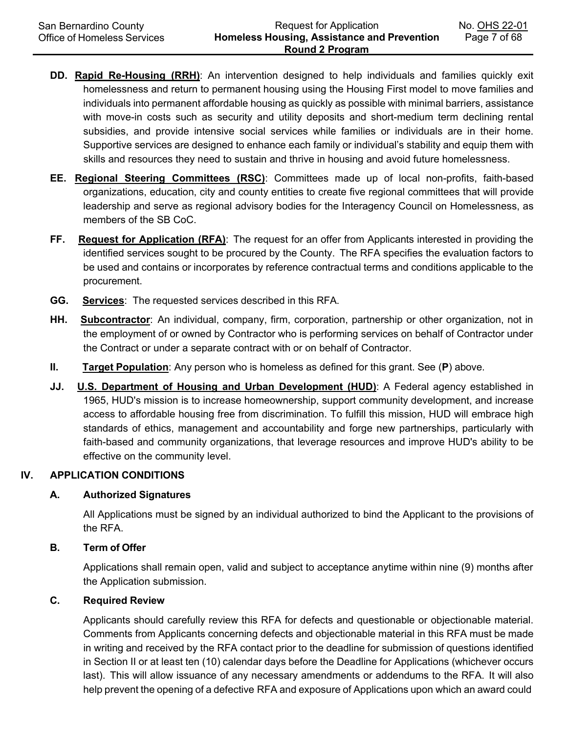**DD. Rapid Re-Housing (RRH)**: An intervention designed to help individuals and families quickly exit homelessness and return to permanent housing using the Housing First model to move families and individuals into permanent affordable housing as quickly as possible with minimal barriers, assistance with move-in costs such as security and utility deposits and short-medium term declining rental subsidies, and provide intensive social services while families or individuals are in their home. Supportive services are designed to enhance each family or individual's stability and equip them with skills and resources they need to sustain and thrive in housing and avoid future homelessness.

**EE. Regional Steering Committees (RSC)**: Committees made up of local non-profits, faith-based organizations, education, city and county entities to create five regional committees that will provide leadership and serve as regional advisory bodies for the Interagency Council on Homelessness, as members of the SB CoC.

**FF. Request for Application (RFA)**: The request for an offer from Applicants interested in providing the identified services sought to be procured by the County. The RFA specifies the evaluation factors to be used and contains or incorporates by reference contractual terms and conditions applicable to the procurement.

**GG. Services**: The requested services described in this RFA.

**HH. Subcontractor**: An individual, company, firm, corporation, partnership or other organization, not in the employment of or owned by Contractor who is performing services on behalf of Contractor under the Contract or under a separate contract with or on behalf of Contractor.

**II. Target Population**: Any person who is homeless as defined for this grant. See (**P**) above.

**JJ. U.S. Department of Housing and Urban Development (HUD)**: A Federal agency established in 1965, HUD's mission is to increase homeownership, support community development, and increase access to affordable housing free from discrimination. To fulfill this mission, HUD will embrace high standards of ethics, management and accountability and forge new partnerships, particularly with faith-based and community organizations, that leverage resources and improve HUD's ability to be effective on the community level.

## IV. APPLICATION CONDITIONS

### A. Authorized Signatures

All Applications must be signed by an individual authorized to bind the Applicant to the provisions of the RFA.

### B. Term of Offer

Applications shall remain open, valid and subject to acceptance anytime within nine (9) months after the Application submission.

### C. Required Review

Applicants should carefully review this RFA for defects and questionable or objectionable material. Comments from Applicants concerning defects and objectionable material in this RFA must be made in writing and received by the RFA contact prior to the deadline for submission of questions identified in Section II or at least ten (10) calendar days before the Deadline for Applications (whichever occurs last). This will allow issuance of any necessary amendments or addendums to the RFA. It will also help prevent the opening of a defective RFA and exposure of Applications upon which an award could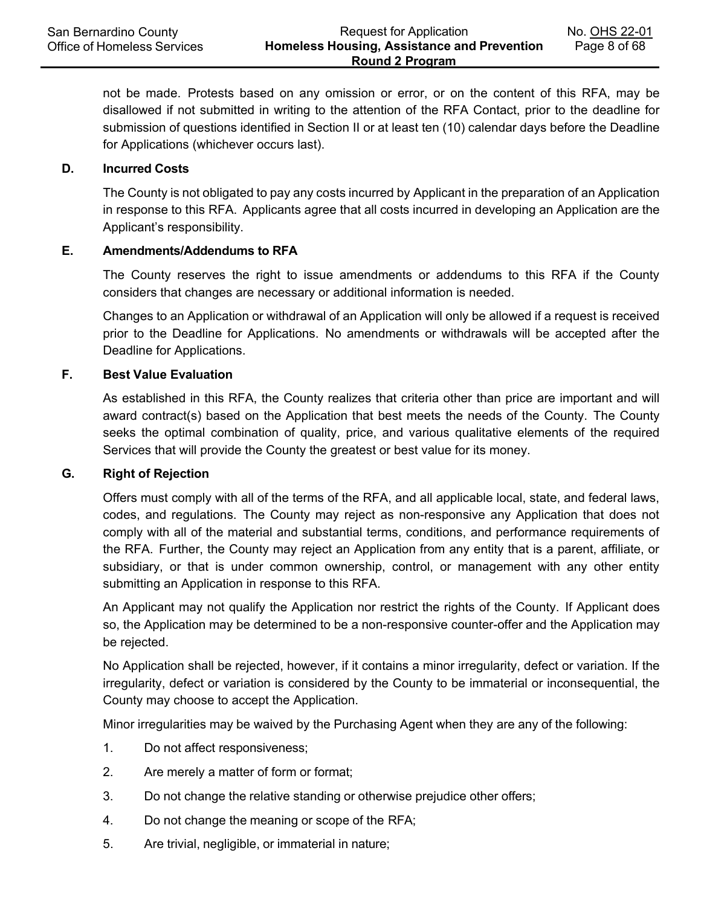not be made. Protests based on any omission or error, or on the content of this RFA, may be disallowed if not submitted in writing to the attention of the RFA Contact, prior to the deadline for submission of questions identified in Section II or at least ten (10) calendar days before the Deadline for Applications (whichever occurs last).

**D. Incurred Costs**

The County is not obligated to pay any costs incurred by Applicant in the preparation of an Application in response to this RFA. Applicants agree that all costs incurred in developing an Application are the Applicant's responsibility.

**E. Amendments/Addendums to RFA**

The County reserves the right to issue amendments or addendums to this RFA if the County considers that changes are necessary or additional information is needed.

Changes to an Application or withdrawal of an Application will only be allowed if a request is received prior to the Deadline for Applications. No amendments or withdrawals will be accepted after the Deadline for Applications.

**F. Best Value Evaluation**

As established in this RFA, the County realizes that criteria other than price are important and will award contract(s) based on the Application that best meets the needs of the County. The County seeks the optimal combination of quality, price, and various qualitative elements of the required Services that will provide the County the greatest or best value for its money.

**G. Right of Rejection**

Offers must comply with all of the terms of the RFA, and all applicable local, state, and federal laws, codes, and regulations. The County may reject as non-responsive any Application that does not comply with all of the material and substantial terms, conditions, and performance requirements of the RFA. Further, the County may reject an Application from any entity that is a parent, affiliate, or subsidiary, or that is under common ownership, control, or management with any other entity submitting an Application in response to this RFA.

An Applicant may not qualify the Application nor restrict the rights of the County. If Applicant does so, the Application may be determined to be a non-responsive counter-offer and the Application may be rejected.

No Application shall be rejected, however, if it contains a minor irregularity, defect or variation. If the irregularity, defect or variation is considered by the County to be immaterial or inconsequential, the County may choose to accept the Application.

Minor irregularities may be waived by the Purchasing Agent when they are any of the following:

1. Do not affect responsiveness;
2. Are merely a matter of form or format;
3. Do not change the relative standing or otherwise prejudice other offers;
4. Do not change the meaning or scope of the RFA;
5. Are trivial, negligible, or immaterial in nature;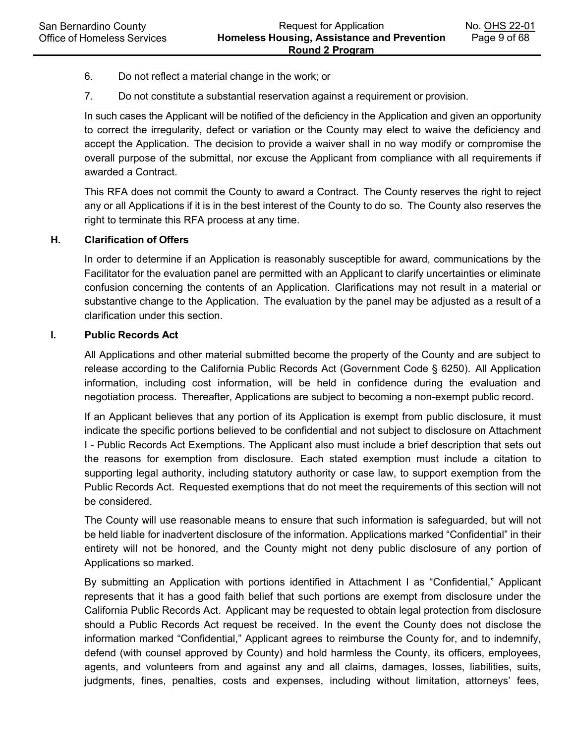6. Do not reflect a material change in the work; or
7. Do not constitute a substantial reservation against a requirement or provision.

In such cases the Applicant will be notified of the deficiency in the Application and given an opportunity to correct the irregularity, defect or variation or the County may elect to waive the deficiency and accept the Application. The decision to provide a waiver shall in no way modify or compromise the overall purpose of the submittal, nor excuse the Applicant from compliance with all requirements if awarded a Contract.

This RFA does not commit the County to award a Contract. The County reserves the right to reject any or all Applications if it is in the best interest of the County to do so. The County also reserves the right to terminate this RFA process at any time.

### H. Clarification of Offers

In order to determine if an Application is reasonably susceptible for award, communications by the Facilitator for the evaluation panel are permitted with an Applicant to clarify uncertainties or eliminate confusion concerning the contents of an Application. Clarifications may not result in a material or substantive change to the Application. The evaluation by the panel may be adjusted as a result of a clarification under this section.

### I. Public Records Act

All Applications and other material submitted become the property of the County and are subject to release according to the California Public Records Act (Government Code § 6250). All Application information, including cost information, will be held in confidence during the evaluation and negotiation process. Thereafter, Applications are subject to becoming a non-exempt public record.

If an Applicant believes that any portion of its Application is exempt from public disclosure, it must indicate the specific portions believed to be confidential and not subject to disclosure on Attachment I - Public Records Act Exemptions. The Applicant also must include a brief description that sets out the reasons for exemption from disclosure. Each stated exemption must include a citation to supporting legal authority, including statutory authority or case law, to support exemption from the Public Records Act. Requested exemptions that do not meet the requirements of this section will not be considered.

The County will use reasonable means to ensure that such information is safeguarded, but will not be held liable for inadvertent disclosure of the information. Applications marked "Confidential" in their entirety will not be honored, and the County might not deny public disclosure of any portion of Applications so marked.

By submitting an Application with portions identified in Attachment I as "Confidential," Applicant represents that it has a good faith belief that such portions are exempt from disclosure under the California Public Records Act. Applicant may be requested to obtain legal protection from disclosure should a Public Records Act request be received. In the event the County does not disclose the information marked "Confidential," Applicant agrees to reimburse the County for, and to indemnify, defend (with counsel approved by County) and hold harmless the County, its officers, employees, agents, and volunteers from and against any and all claims, damages, losses, liabilities, suits, judgments, fines, penalties, costs and expenses, including without limitation, attorneys' fees,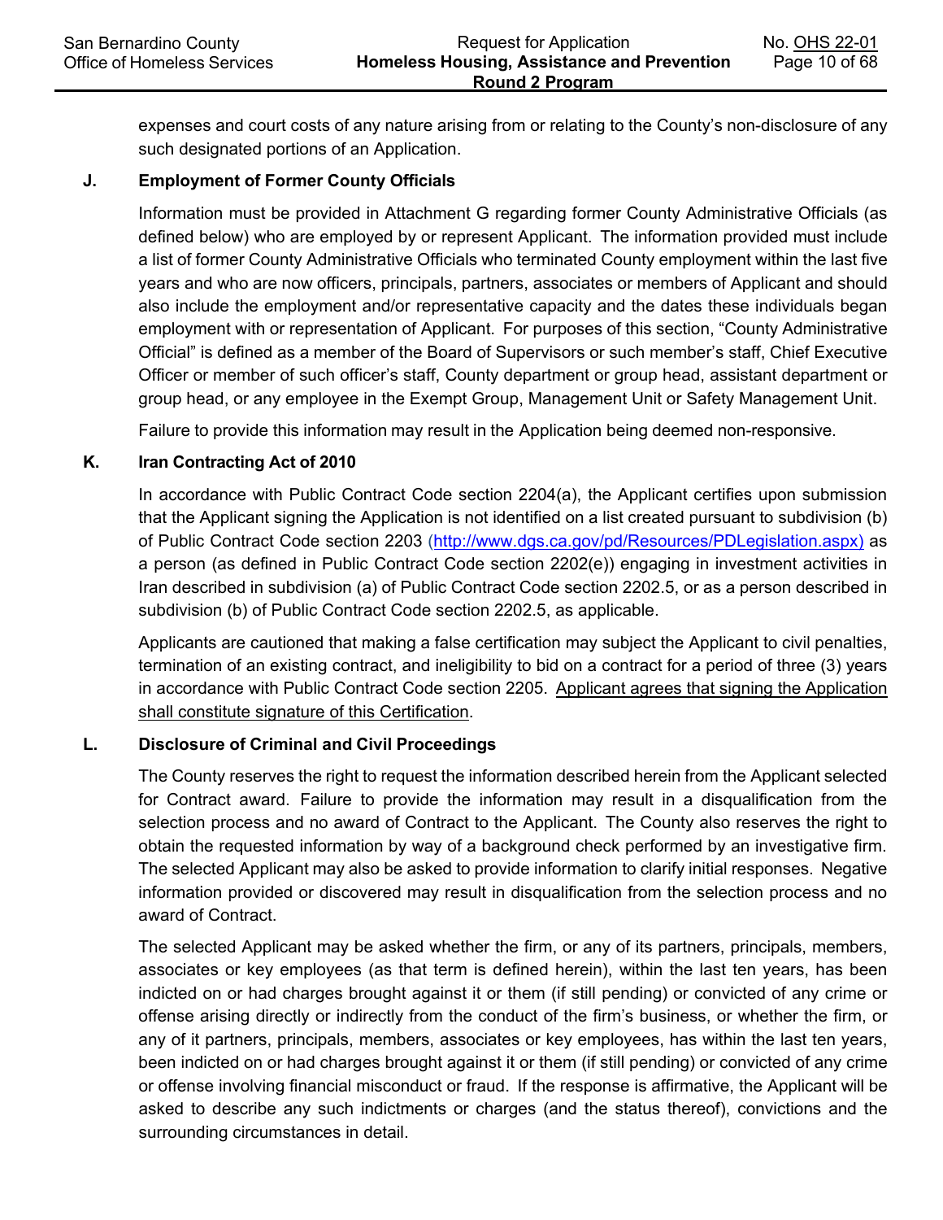expenses and court costs of any nature arising from or relating to the County's non-disclosure of any such designated portions of an Application.

### J. Employment of Former County Officials

Information must be provided in Attachment G regarding former County Administrative Officials (as defined below) who are employed by or represent Applicant. The information provided must include a list of former County Administrative Officials who terminated County employment within the last five years and who are now officers, principals, partners, associates or members of Applicant and should also include the employment and/or representative capacity and the dates these individuals began employment with or representation of Applicant. For purposes of this section, "County Administrative Official" is defined as a member of the Board of Supervisors or such member's staff, Chief Executive Officer or member of such officer's staff, County department or group head, assistant department or group head, or any employee in the Exempt Group, Management Unit or Safety Management Unit.

Failure to provide this information may result in the Application being deemed non-responsive.

### K. Iran Contracting Act of 2010

In accordance with Public Contract Code section 2204(a), the Applicant certifies upon submission that the Applicant signing the Application is not identified on a list created pursuant to subdivision (b) of Public Contract Code section 2203 (http://www.dgs.ca.gov/pd/Resources/PDLegislation.aspx) as a person (as defined in Public Contract Code section 2202(e)) engaging in investment activities in Iran described in subdivision (a) of Public Contract Code section 2202.5, or as a person described in subdivision (b) of Public Contract Code section 2202.5, as applicable.

Applicants are cautioned that making a false certification may subject the Applicant to civil penalties, termination of an existing contract, and ineligibility to bid on a contract for a period of three (3) years in accordance with Public Contract Code section 2205. Applicant agrees that signing the Application shall constitute signature of this Certification.

### L. Disclosure of Criminal and Civil Proceedings

The County reserves the right to request the information described herein from the Applicant selected for Contract award. Failure to provide the information may result in a disqualification from the selection process and no award of Contract to the Applicant. The County also reserves the right to obtain the requested information by way of a background check performed by an investigative firm. The selected Applicant may also be asked to provide information to clarify initial responses. Negative information provided or discovered may result in disqualification from the selection process and no award of Contract.

The selected Applicant may be asked whether the firm, or any of its partners, principals, members, associates or key employees (as that term is defined herein), within the last ten years, has been indicted on or had charges brought against it or them (if still pending) or convicted of any crime or offense arising directly or indirectly from the conduct of the firm's business, or whether the firm, or any of it partners, principals, members, associates or key employees, has within the last ten years, been indicted on or had charges brought against it or them (if still pending) or convicted of any crime or offense involving financial misconduct or fraud. If the response is affirmative, the Applicant will be asked to describe any such indictments or charges (and the status thereof), convictions and the surrounding circumstances in detail.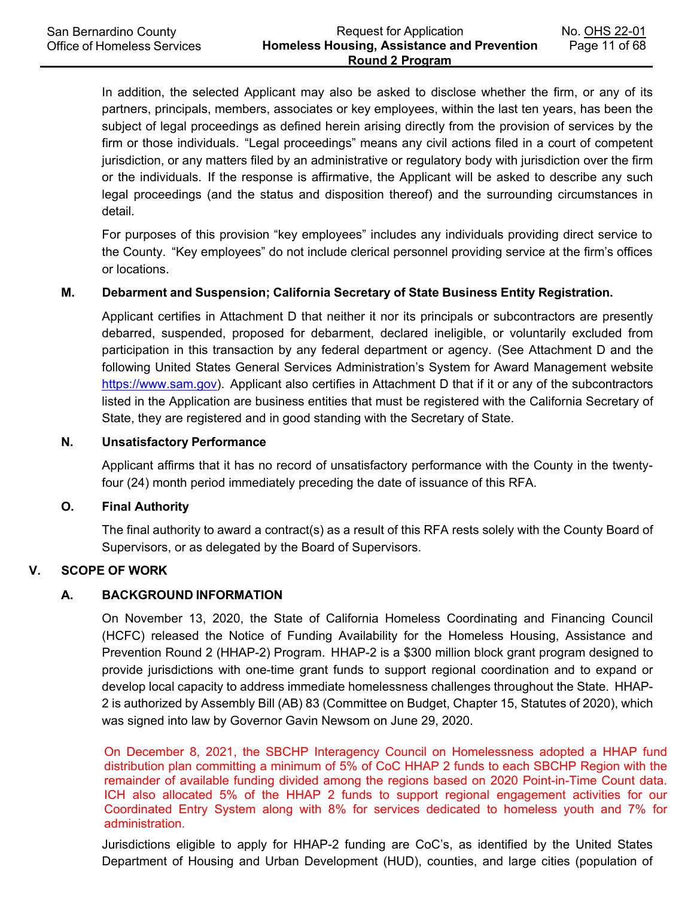In addition, the selected Applicant may also be asked to disclose whether the firm, or any of its partners, principals, members, associates or key employees, within the last ten years, has been the subject of legal proceedings as defined herein arising directly from the provision of services by the firm or those individuals. “Legal proceedings” means any civil actions filed in a court of competent jurisdiction, or any matters filed by an administrative or regulatory body with jurisdiction over the firm or the individuals. If the response is affirmative, the Applicant will be asked to describe any such legal proceedings (and the status and disposition thereof) and the surrounding circumstances in detail.

For purposes of this provision “key employees” includes any individuals providing direct service to the County. “Key employees” do not include clerical personnel providing service at the firm’s offices or locations.

### M. Debarment and Suspension; California Secretary of State Business Entity Registration.

Applicant certifies in Attachment D that neither it nor its principals or subcontractors are presently debarred, suspended, proposed for debarment, declared ineligible, or voluntarily excluded from participation in this transaction by any federal department or agency. (See Attachment D and the following United States General Services Administration’s System for Award Management website https://www.sam.gov). Applicant also certifies in Attachment D that if it or any of the subcontractors listed in the Application are business entities that must be registered with the California Secretary of State, they are registered and in good standing with the Secretary of State.

### N. Unsatisfactory Performance

Applicant affirms that it has no record of unsatisfactory performance with the County in the twenty-four (24) month period immediately preceding the date of issuance of this RFA.

### O. Final Authority

The final authority to award a contract(s) as a result of this RFA rests solely with the County Board of Supervisors, or as delegated by the Board of Supervisors.

## V. SCOPE OF WORK

### A. BACKGROUND INFORMATION

On November 13, 2020, the State of California Homeless Coordinating and Financing Council (HCFC) released the Notice of Funding Availability for the Homeless Housing, Assistance and Prevention Round 2 (HHAP-2) Program. HHAP-2 is a $300 million block grant program designed to provide jurisdictions with one-time grant funds to support regional coordination and to expand or develop local capacity to address immediate homelessness challenges throughout the State. HHAP-2 is authorized by Assembly Bill (AB) 83 (Committee on Budget, Chapter 15, Statutes of 2020), which was signed into law by Governor Gavin Newsom on June 29, 2020.

On December 8, 2021, the SBCHP Interagency Council on Homelessness adopted a HHAP fund distribution plan committing a minimum of 5% of CoC HHAP 2 funds to each SBCHP Region with the remainder of available funding divided among the regions based on 2020 Point-in-Time Count data. ICH also allocated 5% of the HHAP 2 funds to support regional engagement activities for our Coordinated Entry System along with 8% for services dedicated to homeless youth and 7% for administration.

Jurisdictions eligible to apply for HHAP-2 funding are CoC’s, as identified by the United States Department of Housing and Urban Development (HUD), counties, and large cities (population of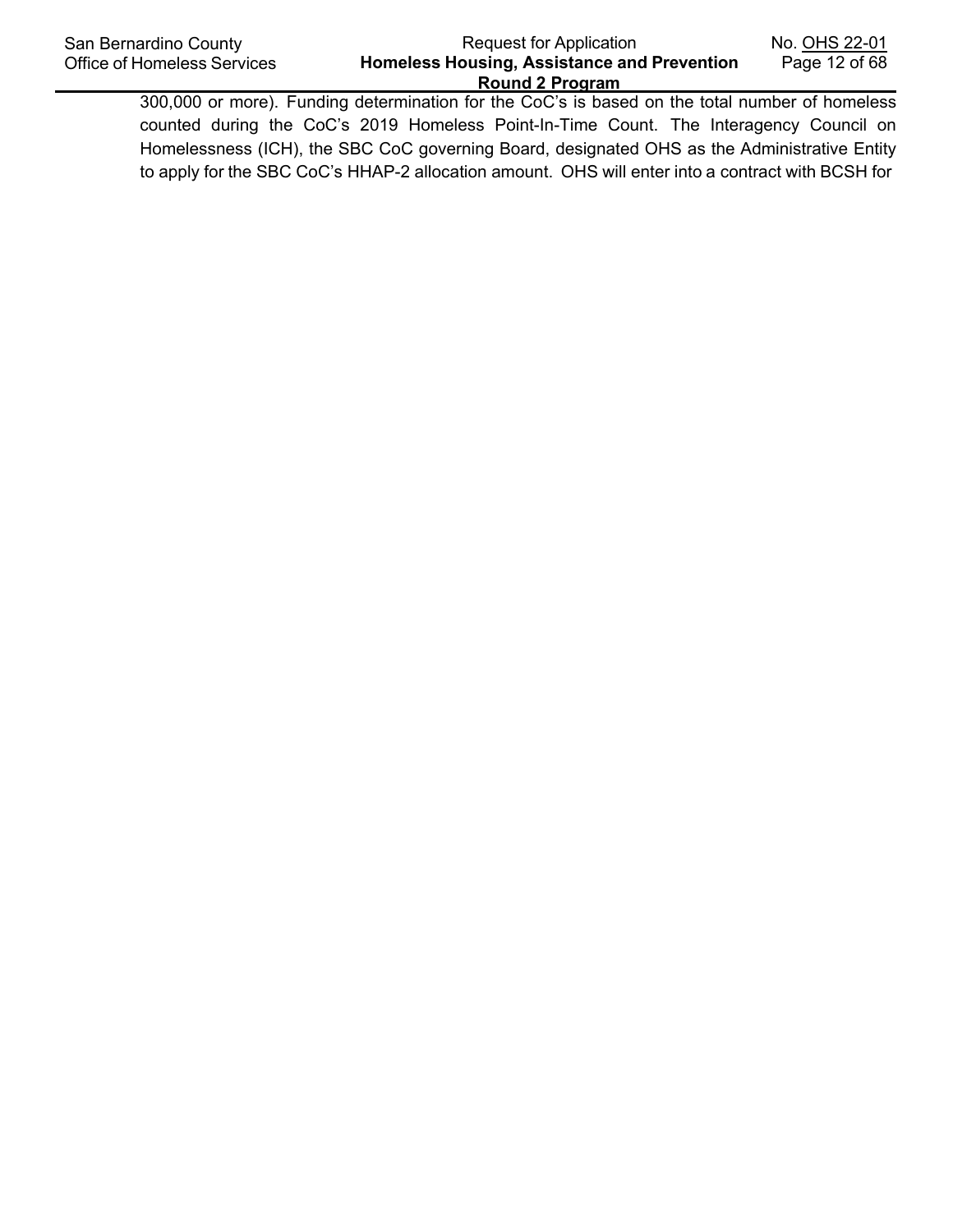300,000 or more). Funding determination for the CoC's is based on the total number of homeless counted during the CoC's 2019 Homeless Point-In-Time Count. The Interagency Council on Homelessness (ICH), the SBC CoC governing Board, designated OHS as the Administrative Entity to apply for the SBC CoC's HHAP-2 allocation amount. OHS will enter into a contract with BCSH for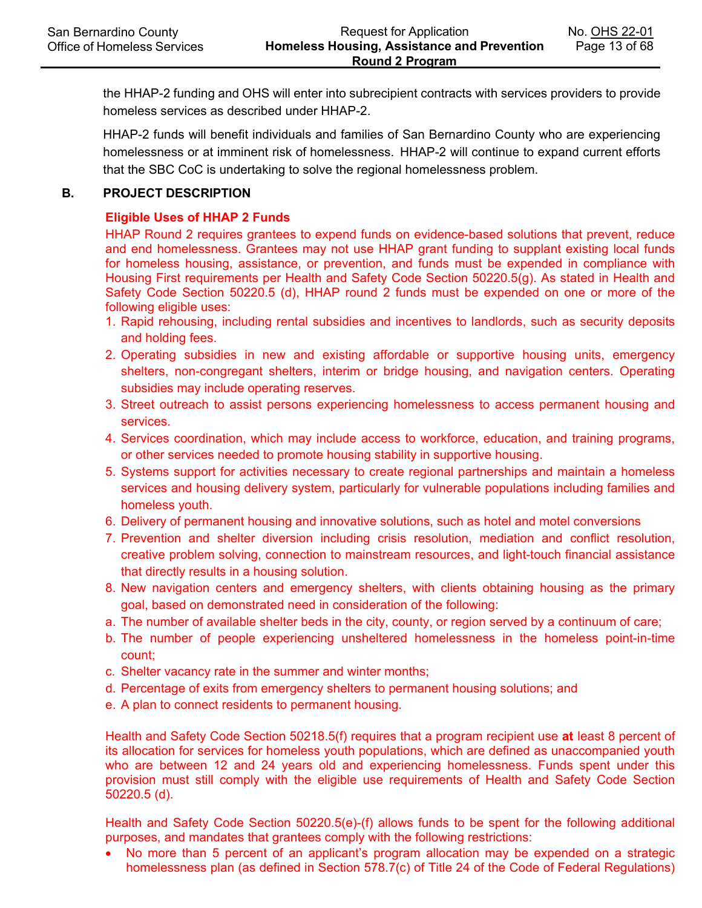the HHAP-2 funding and OHS will enter into subrecipient contracts with services providers to provide homeless services as described under HHAP-2.

HHAP-2 funds will benefit individuals and families of San Bernardino County who are experiencing homelessness or at imminent risk of homelessness. HHAP-2 will continue to expand current efforts that the SBC CoC is undertaking to solve the regional homelessness problem.

## B. PROJECT DESCRIPTION

**Eligible Uses of HHAP 2 Funds**

HHAP Round 2 requires grantees to expend funds on evidence-based solutions that prevent, reduce and end homelessness. Grantees may not use HHAP grant funding to supplant existing local funds for homeless housing, assistance, or prevention, and funds must be expended in compliance with Housing First requirements per Health and Safety Code Section 50220.5(g). As stated in Health and Safety Code Section 50220.5 (d), HHAP round 2 funds must be expended on one or more of the following eligible uses:

1. Rapid rehousing, including rental subsidies and incentives to landlords, such as security deposits and holding fees.
2. Operating subsidies in new and existing affordable or supportive housing units, emergency shelters, non-congregant shelters, interim or bridge housing, and navigation centers. Operating subsidies may include operating reserves.
3. Street outreach to assist persons experiencing homelessness to access permanent housing and services.
4. Services coordination, which may include access to workforce, education, and training programs, or other services needed to promote housing stability in supportive housing.
5. Systems support for activities necessary to create regional partnerships and maintain a homeless services and housing delivery system, particularly for vulnerable populations including families and homeless youth.
6. Delivery of permanent housing and innovative solutions, such as hotel and motel conversions
7. Prevention and shelter diversion including crisis resolution, mediation and conflict resolution, creative problem solving, connection to mainstream resources, and light-touch financial assistance that directly results in a housing solution.
8. New navigation centers and emergency shelters, with clients obtaining housing as the primary goal, based on demonstrated need in consideration of the following:

a. The number of available shelter beds in the city, county, or region served by a continuum of care;
b. The number of people experiencing unsheltered homelessness in the homeless point-in-time count;
c. Shelter vacancy rate in the summer and winter months;
d. Percentage of exits from emergency shelters to permanent housing solutions; and
e. A plan to connect residents to permanent housing.

Health and Safety Code Section 50218.5(f) requires that a program recipient use **at** least 8 percent of its allocation for services for homeless youth populations, which are defined as unaccompanied youth who are between 12 and 24 years old and experiencing homelessness. Funds spent under this provision must still comply with the eligible use requirements of Health and Safety Code Section 50220.5 (d).

Health and Safety Code Section 50220.5(e)-(f) allows funds to be spent for the following additional purposes, and mandates that grantees comply with the following restrictions:

- No more than 5 percent of an applicant's program allocation may be expended on a strategic homelessness plan (as defined in Section 578.7(c) of Title 24 of the Code of Federal Regulations)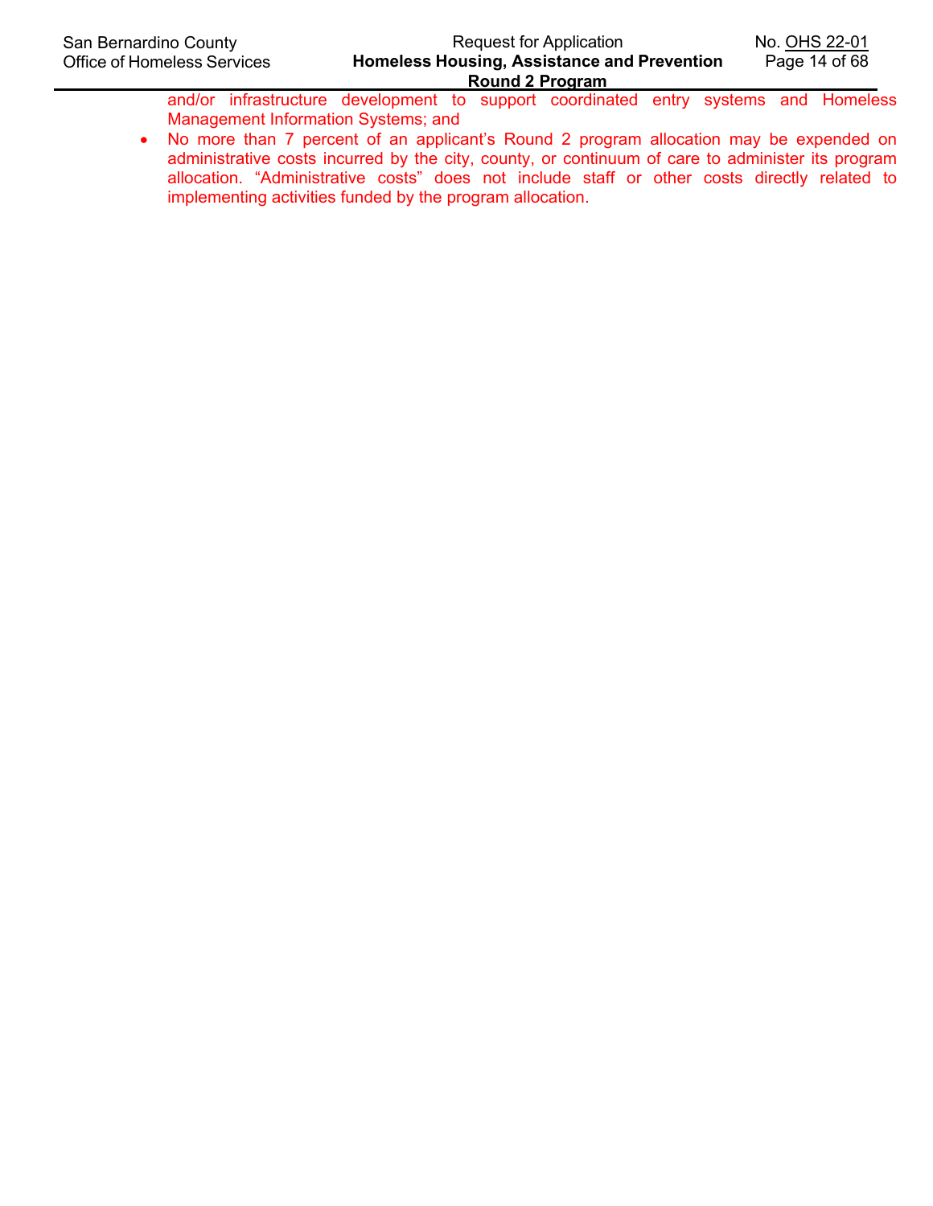and/or infrastructure development to support coordinated entry systems and Homeless Management Information Systems; and

- No more than 7 percent of an applicant's Round 2 program allocation may be expended on administrative costs incurred by the city, county, or continuum of care to administer its program allocation. "Administrative costs" does not include staff or other costs directly related to implementing activities funded by the program allocation.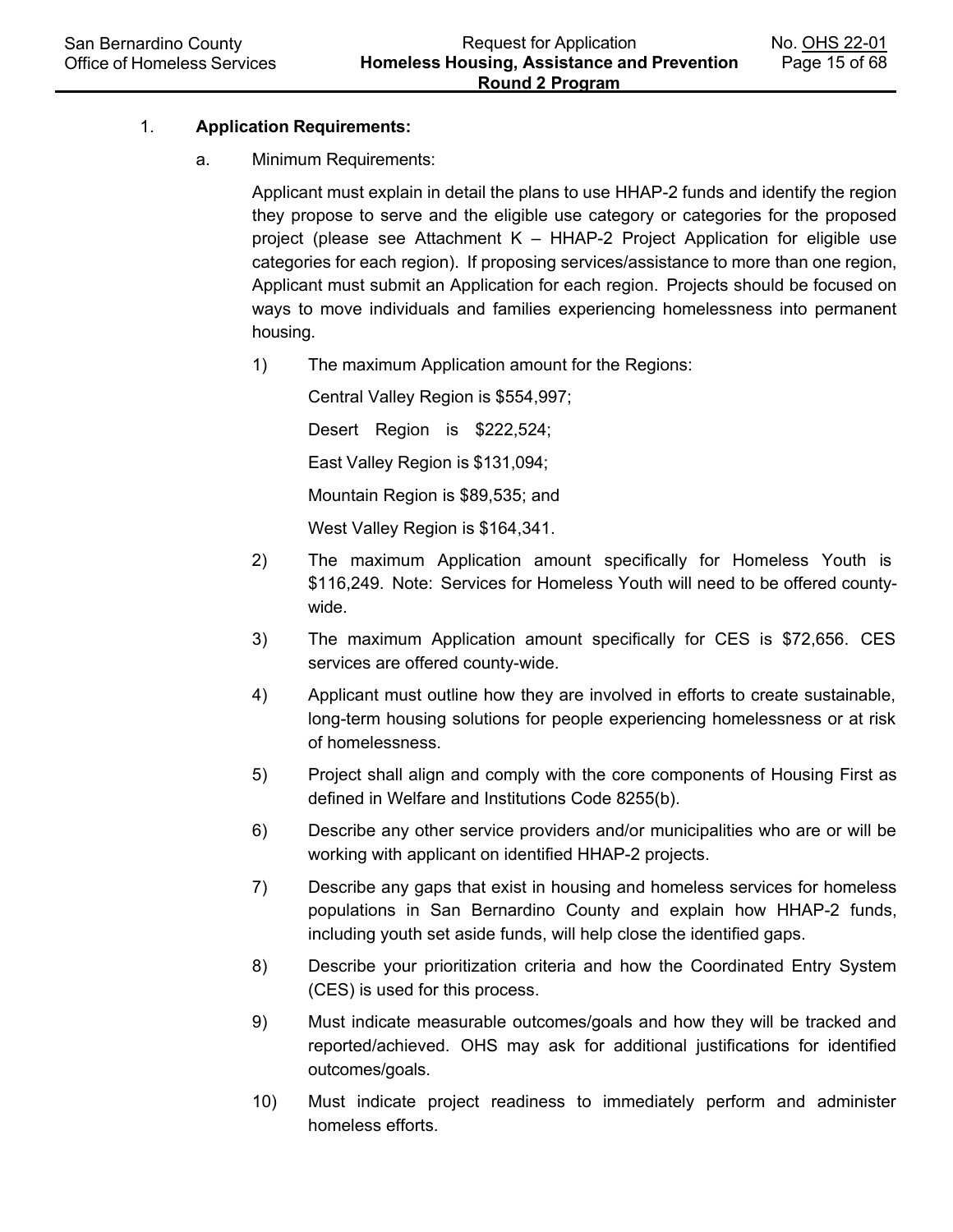1. **Application Requirements:**

   a. Minimum Requirements:

   Applicant must explain in detail the plans to use HHAP-2 funds and identify the region they propose to serve and the eligible use category or categories for the proposed project (please see Attachment K – HHAP-2 Project Application for eligible use categories for each region). If proposing services/assistance to more than one region, Applicant must submit an Application for each region. Projects should be focused on ways to move individuals and families experiencing homelessness into permanent housing.

   1) The maximum Application amount for the Regions:

      Central Valley Region is $554,997;

      Desert Region is $222,524;

      East Valley Region is $131,094;

      Mountain Region is $89,535; and

      West Valley Region is $164,341.

   2) The maximum Application amount specifically for Homeless Youth is $116,249. Note: Services for Homeless Youth will need to be offered county-wide.

   3) The maximum Application amount specifically for CES is $72,656. CES services are offered county-wide.

   4) Applicant must outline how they are involved in efforts to create sustainable, long-term housing solutions for people experiencing homelessness or at risk of homelessness.

   5) Project shall align and comply with the core components of Housing First as defined in Welfare and Institutions Code 8255(b).

   6) Describe any other service providers and/or municipalities who are or will be working with applicant on identified HHAP-2 projects.

   7) Describe any gaps that exist in housing and homeless services for homeless populations in San Bernardino County and explain how HHAP-2 funds, including youth set aside funds, will help close the identified gaps.

   8) Describe your prioritization criteria and how the Coordinated Entry System (CES) is used for this process.

   9) Must indicate measurable outcomes/goals and how they will be tracked and reported/achieved. OHS may ask for additional justifications for identified outcomes/goals.

   10) Must indicate project readiness to immediately perform and administer homeless efforts.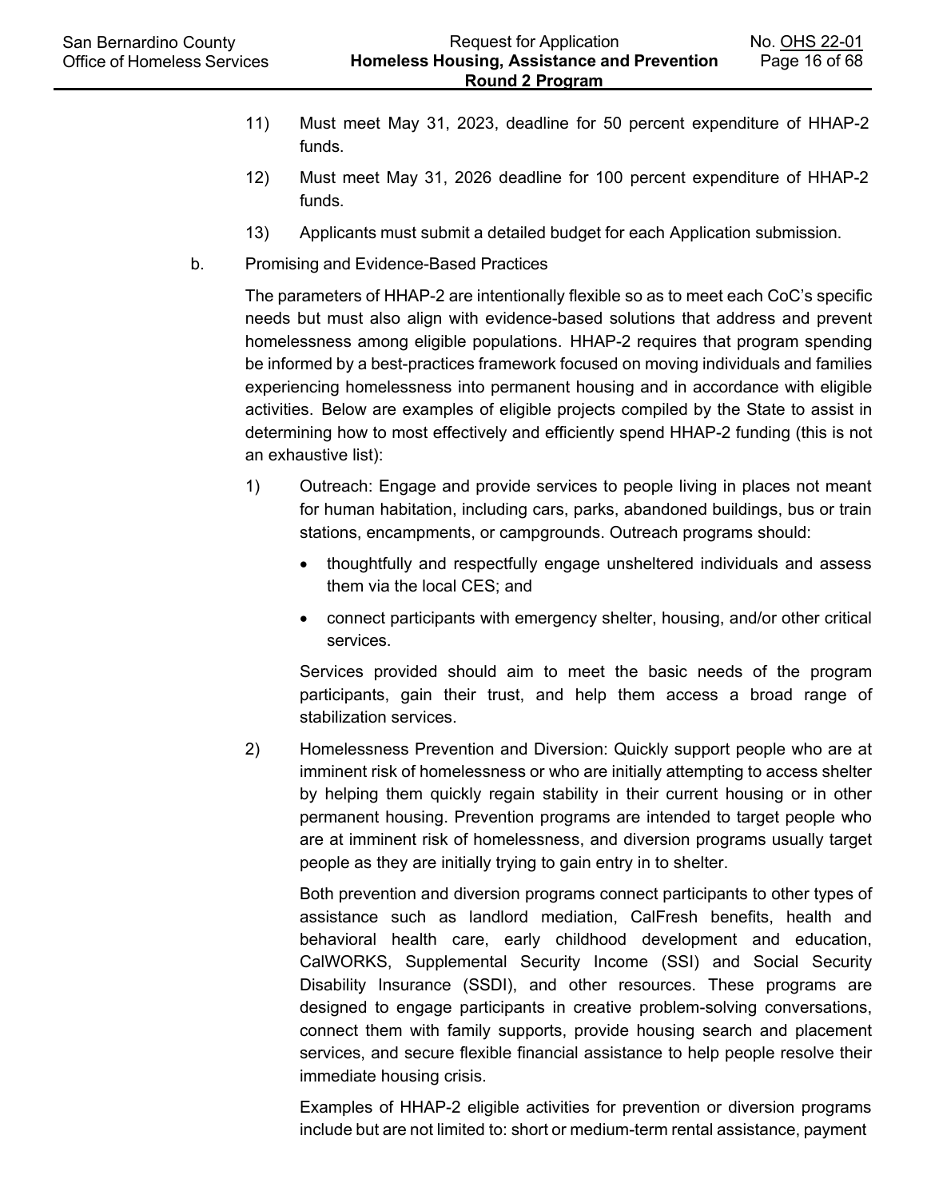11) Must meet May 31, 2023, deadline for 50 percent expenditure of HHAP-2 funds.

12) Must meet May 31, 2026 deadline for 100 percent expenditure of HHAP-2 funds.

13) Applicants must submit a detailed budget for each Application submission.

b. Promising and Evidence-Based Practices

The parameters of HHAP-2 are intentionally flexible so as to meet each CoC's specific needs but must also align with evidence-based solutions that address and prevent homelessness among eligible populations. HHAP-2 requires that program spending be informed by a best-practices framework focused on moving individuals and families experiencing homelessness into permanent housing and in accordance with eligible activities. Below are examples of eligible projects compiled by the State to assist in determining how to most effectively and efficiently spend HHAP-2 funding (this is not an exhaustive list):

1) Outreach: Engage and provide services to people living in places not meant for human habitation, including cars, parks, abandoned buildings, bus or train stations, encampments, or campgrounds. Outreach programs should:

- thoughtfully and respectfully engage unsheltered individuals and assess them via the local CES; and
- connect participants with emergency shelter, housing, and/or other critical services.

Services provided should aim to meet the basic needs of the program participants, gain their trust, and help them access a broad range of stabilization services.

2) Homelessness Prevention and Diversion: Quickly support people who are at imminent risk of homelessness or who are initially attempting to access shelter by helping them quickly regain stability in their current housing or in other permanent housing. Prevention programs are intended to target people who are at imminent risk of homelessness, and diversion programs usually target people as they are initially trying to gain entry in to shelter.

Both prevention and diversion programs connect participants to other types of assistance such as landlord mediation, CalFresh benefits, health and behavioral health care, early childhood development and education, CalWORKS, Supplemental Security Income (SSI) and Social Security Disability Insurance (SSDI), and other resources. These programs are designed to engage participants in creative problem-solving conversations, connect them with family supports, provide housing search and placement services, and secure flexible financial assistance to help people resolve their immediate housing crisis.

Examples of HHAP-2 eligible activities for prevention or diversion programs include but are not limited to: short or medium-term rental assistance, payment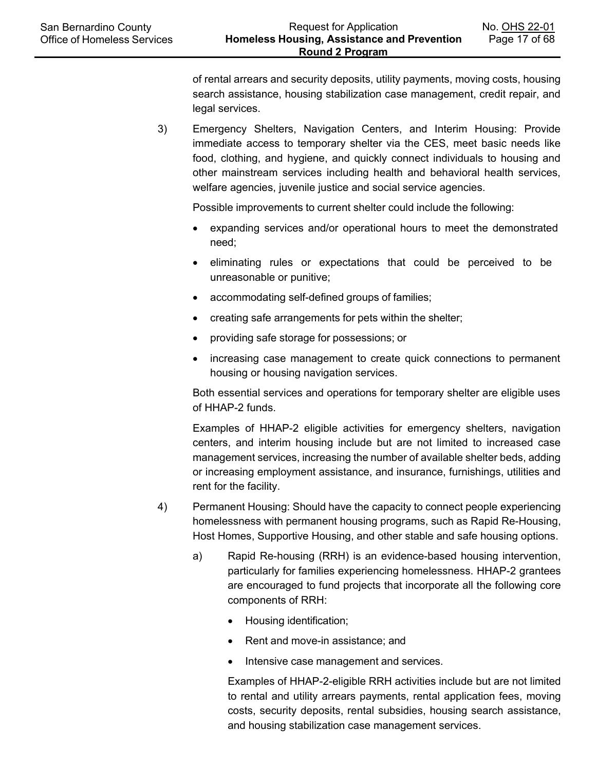of rental arrears and security deposits, utility payments, moving costs, housing search assistance, housing stabilization case management, credit repair, and legal services.

3) Emergency Shelters, Navigation Centers, and Interim Housing: Provide immediate access to temporary shelter via the CES, meet basic needs like food, clothing, and hygiene, and quickly connect individuals to housing and other mainstream services including health and behavioral health services, welfare agencies, juvenile justice and social service agencies.

   Possible improvements to current shelter could include the following:

   - expanding services and/or operational hours to meet the demonstrated need;
   - eliminating rules or expectations that could be perceived to be unreasonable or punitive;
   - accommodating self-defined groups of families;
   - creating safe arrangements for pets within the shelter;
   - providing safe storage for possessions; or
   - increasing case management to create quick connections to permanent housing or housing navigation services.

   Both essential services and operations for temporary shelter are eligible uses of HHAP-2 funds.

   Examples of HHAP-2 eligible activities for emergency shelters, navigation centers, and interim housing include but are not limited to increased case management services, increasing the number of available shelter beds, adding or increasing employment assistance, and insurance, furnishings, utilities and rent for the facility.

4) Permanent Housing: Should have the capacity to connect people experiencing homelessness with permanent housing programs, such as Rapid Re-Housing, Host Homes, Supportive Housing, and other stable and safe housing options.

   a) Rapid Re-housing (RRH) is an evidence-based housing intervention, particularly for families experiencing homelessness. HHAP-2 grantees are encouraged to fund projects that incorporate all the following core components of RRH:

      - Housing identification;
      - Rent and move-in assistance; and
      - Intensive case management and services.

      Examples of HHAP-2-eligible RRH activities include but are not limited to rental and utility arrears payments, rental application fees, moving costs, security deposits, rental subsidies, housing search assistance, and housing stabilization case management services.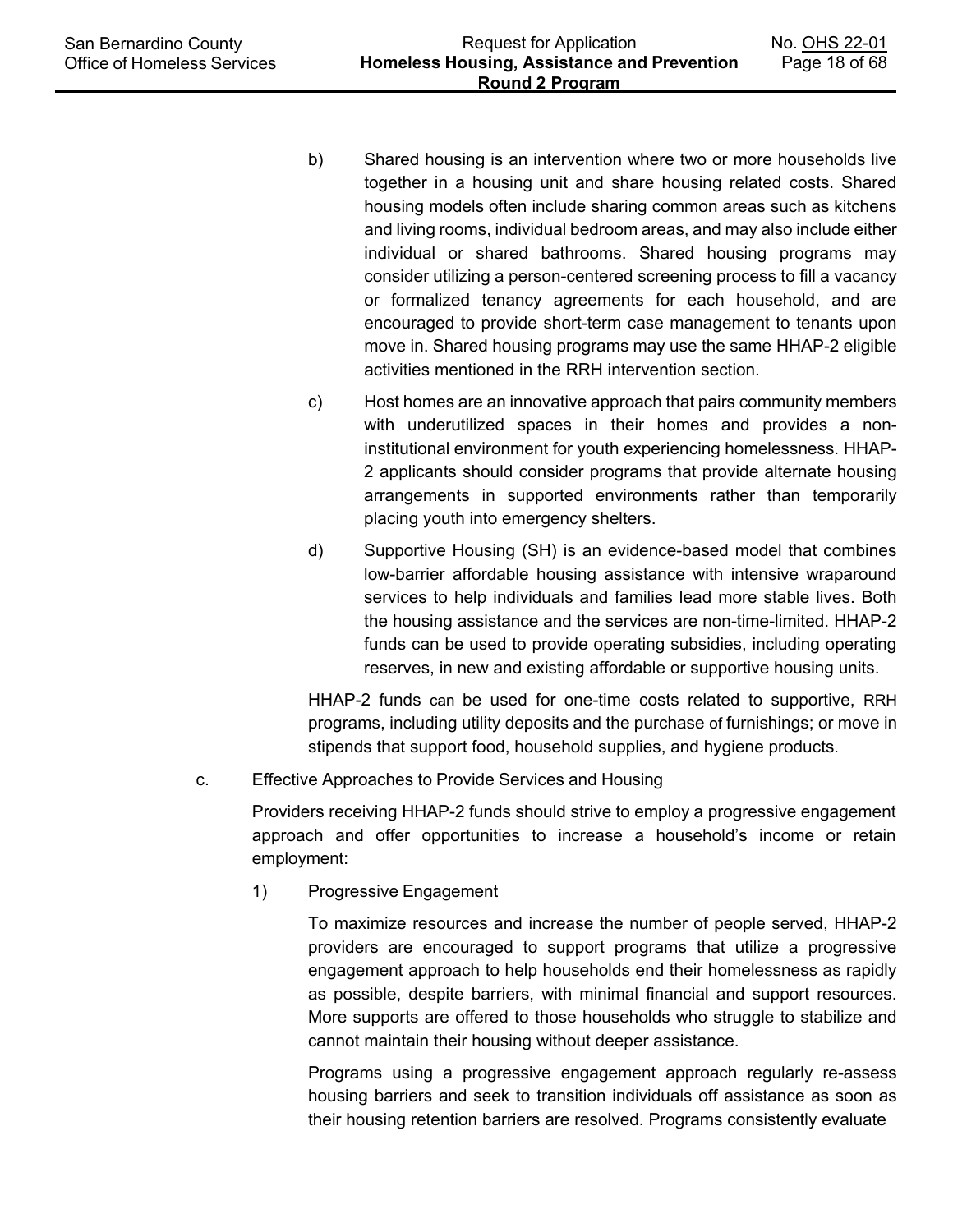b) Shared housing is an intervention where two or more households live together in a housing unit and share housing related costs. Shared housing models often include sharing common areas such as kitchens and living rooms, individual bedroom areas, and may also include either individual or shared bathrooms. Shared housing programs may consider utilizing a person-centered screening process to fill a vacancy or formalized tenancy agreements for each household, and are encouraged to provide short-term case management to tenants upon move in. Shared housing programs may use the same HHAP-2 eligible activities mentioned in the RRH intervention section.

c) Host homes are an innovative approach that pairs community members with underutilized spaces in their homes and provides a non-institutional environment for youth experiencing homelessness. HHAP-2 applicants should consider programs that provide alternate housing arrangements in supported environments rather than temporarily placing youth into emergency shelters.

d) Supportive Housing (SH) is an evidence-based model that combines low-barrier affordable housing assistance with intensive wraparound services to help individuals and families lead more stable lives. Both the housing assistance and the services are non-time-limited. HHAP-2 funds can be used to provide operating subsidies, including operating reserves, in new and existing affordable or supportive housing units.

HHAP-2 funds can be used for one-time costs related to supportive, RRH programs, including utility deposits and the purchase of furnishings; or move in stipends that support food, household supplies, and hygiene products.

c. Effective Approaches to Provide Services and Housing

Providers receiving HHAP-2 funds should strive to employ a progressive engagement approach and offer opportunities to increase a household's income or retain employment:

1) Progressive Engagement

To maximize resources and increase the number of people served, HHAP-2 providers are encouraged to support programs that utilize a progressive engagement approach to help households end their homelessness as rapidly as possible, despite barriers, with minimal financial and support resources. More supports are offered to those households who struggle to stabilize and cannot maintain their housing without deeper assistance.

Programs using a progressive engagement approach regularly re-assess housing barriers and seek to transition individuals off assistance as soon as their housing retention barriers are resolved. Programs consistently evaluate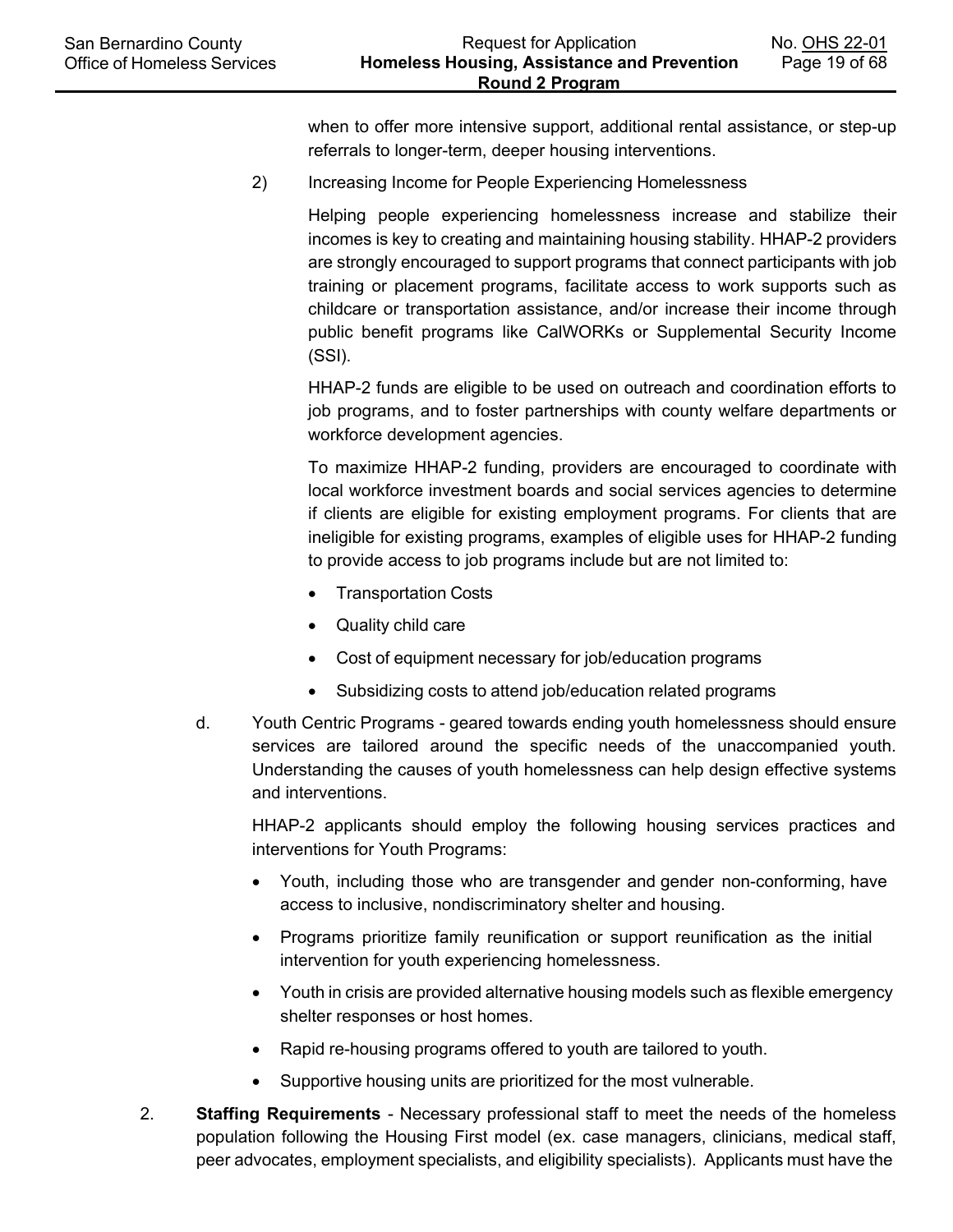when to offer more intensive support, additional rental assistance, or step-up referrals to longer-term, deeper housing interventions.

2) Increasing Income for People Experiencing Homelessness

Helping people experiencing homelessness increase and stabilize their incomes is key to creating and maintaining housing stability. HHAP-2 providers are strongly encouraged to support programs that connect participants with job training or placement programs, facilitate access to work supports such as childcare or transportation assistance, and/or increase their income through public benefit programs like CalWORKs or Supplemental Security Income (SSI).

HHAP-2 funds are eligible to be used on outreach and coordination efforts to job programs, and to foster partnerships with county welfare departments or workforce development agencies.

To maximize HHAP-2 funding, providers are encouraged to coordinate with local workforce investment boards and social services agencies to determine if clients are eligible for existing employment programs. For clients that are ineligible for existing programs, examples of eligible uses for HHAP-2 funding to provide access to job programs include but are not limited to:

- Transportation Costs
- Quality child care
- Cost of equipment necessary for job/education programs
- Subsidizing costs to attend job/education related programs

d. Youth Centric Programs - geared towards ending youth homelessness should ensure services are tailored around the specific needs of the unaccompanied youth. Understanding the causes of youth homelessness can help design effective systems and interventions.

HHAP-2 applicants should employ the following housing services practices and interventions for Youth Programs:

- Youth, including those who are transgender and gender non-conforming, have access to inclusive, nondiscriminatory shelter and housing.
- Programs prioritize family reunification or support reunification as the initial intervention for youth experiencing homelessness.
- Youth in crisis are provided alternative housing models such as flexible emergency shelter responses or host homes.
- Rapid re-housing programs offered to youth are tailored to youth.
- Supportive housing units are prioritized for the most vulnerable.

2. **Staffing Requirements** - Necessary professional staff to meet the needs of the homeless population following the Housing First model (ex. case managers, clinicians, medical staff, peer advocates, employment specialists, and eligibility specialists). Applicants must have the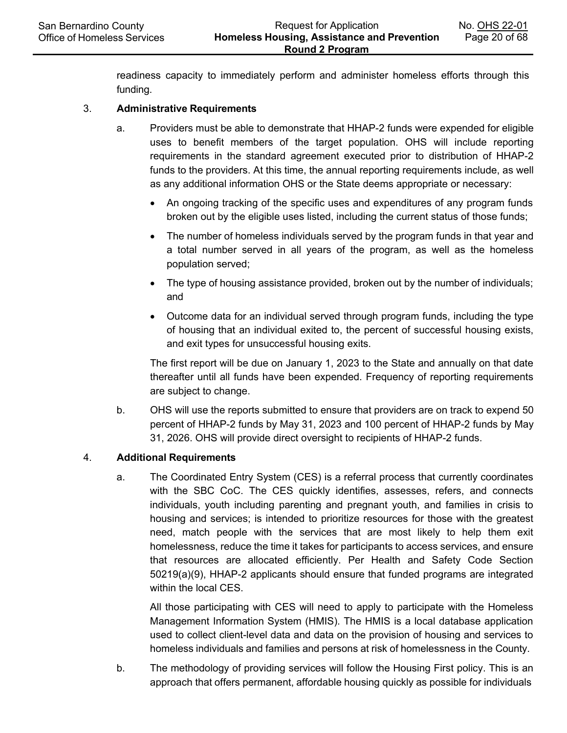readiness capacity to immediately perform and administer homeless efforts through this funding.

3. **Administrative Requirements**

   a. Providers must be able to demonstrate that HHAP-2 funds were expended for eligible uses to benefit members of the target population. OHS will include reporting requirements in the standard agreement executed prior to distribution of HHAP-2 funds to the providers. At this time, the annual reporting requirements include, as well as any additional information OHS or the State deems appropriate or necessary:

      - An ongoing tracking of the specific uses and expenditures of any program funds broken out by the eligible uses listed, including the current status of those funds;
      - The number of homeless individuals served by the program funds in that year and a total number served in all years of the program, as well as the homeless population served;
      - The type of housing assistance provided, broken out by the number of individuals; and
      - Outcome data for an individual served through program funds, including the type of housing that an individual exited to, the percent of successful housing exists, and exit types for unsuccessful housing exits.

      The first report will be due on January 1, 2023 to the State and annually on that date thereafter until all funds have been expended. Frequency of reporting requirements are subject to change.

   b. OHS will use the reports submitted to ensure that providers are on track to expend 50 percent of HHAP-2 funds by May 31, 2023 and 100 percent of HHAP-2 funds by May 31, 2026. OHS will provide direct oversight to recipients of HHAP-2 funds.

4. **Additional Requirements**

   a. The Coordinated Entry System (CES) is a referral process that currently coordinates with the SBC CoC. The CES quickly identifies, assesses, refers, and connects individuals, youth including parenting and pregnant youth, and families in crisis to housing and services; is intended to prioritize resources for those with the greatest need, match people with the services that are most likely to help them exit homelessness, reduce the time it takes for participants to access services, and ensure that resources are allocated efficiently. Per Health and Safety Code Section 50219(a)(9), HHAP-2 applicants should ensure that funded programs are integrated within the local CES.

      All those participating with CES will need to apply to participate with the Homeless Management Information System (HMIS). The HMIS is a local database application used to collect client-level data and data on the provision of housing and services to homeless individuals and families and persons at risk of homelessness in the County.

   b. The methodology of providing services will follow the Housing First policy. This is an approach that offers permanent, affordable housing quickly as possible for individuals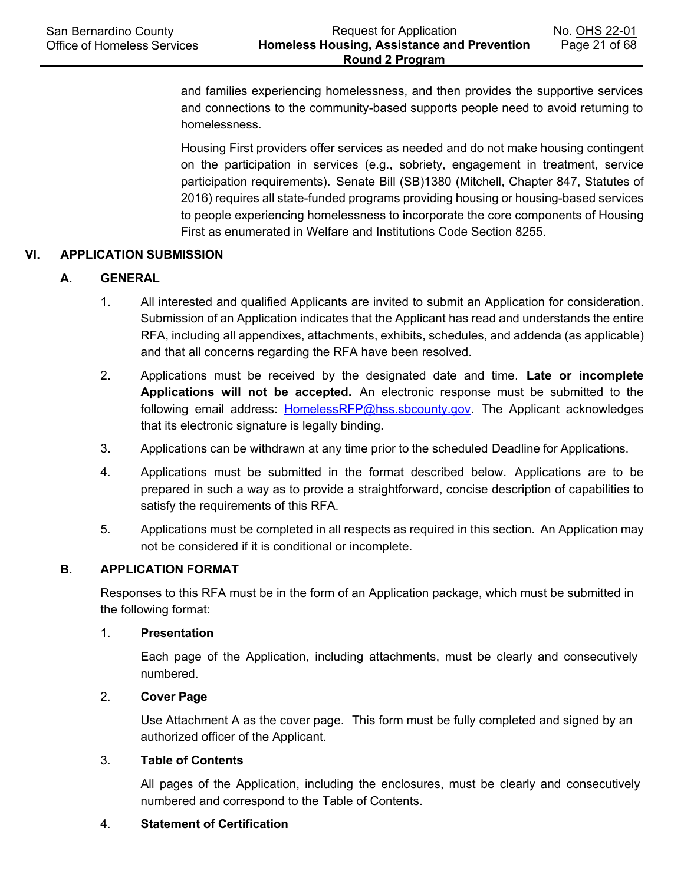and families experiencing homelessness, and then provides the supportive services and connections to the community-based supports people need to avoid returning to homelessness.

Housing First providers offer services as needed and do not make housing contingent on the participation in services (e.g., sobriety, engagement in treatment, service participation requirements). Senate Bill (SB)1380 (Mitchell, Chapter 847, Statutes of 2016) requires all state-funded programs providing housing or housing-based services to people experiencing homelessness to incorporate the core components of Housing First as enumerated in Welfare and Institutions Code Section 8255.

## VI. APPLICATION SUBMISSION

### A. GENERAL

1. All interested and qualified Applicants are invited to submit an Application for consideration. Submission of an Application indicates that the Applicant has read and understands the entire RFA, including all appendixes, attachments, exhibits, schedules, and addenda (as applicable) and that all concerns regarding the RFA have been resolved.

2. Applications must be received by the designated date and time. **Late or incomplete Applications will not be accepted.** An electronic response must be submitted to the following email address: HomelessRFP@hss.sbcounty.gov. The Applicant acknowledges that its electronic signature is legally binding.

3. Applications can be withdrawn at any time prior to the scheduled Deadline for Applications.

4. Applications must be submitted in the format described below. Applications are to be prepared in such a way as to provide a straightforward, concise description of capabilities to satisfy the requirements of this RFA.

5. Applications must be completed in all respects as required in this section. An Application may not be considered if it is conditional or incomplete.

### B. APPLICATION FORMAT

Responses to this RFA must be in the form of an Application package, which must be submitted in the following format:

1. **Presentation**

   Each page of the Application, including attachments, must be clearly and consecutively numbered.

2. **Cover Page**

   Use Attachment A as the cover page. This form must be fully completed and signed by an authorized officer of the Applicant.

3. **Table of Contents**

   All pages of the Application, including the enclosures, must be clearly and consecutively numbered and correspond to the Table of Contents.

4. **Statement of Certification**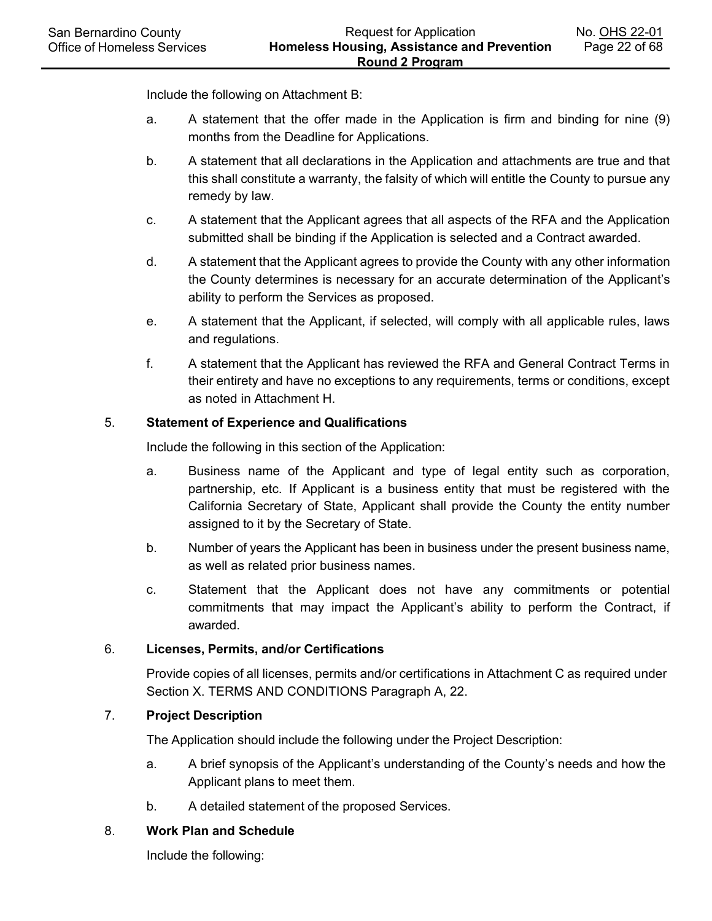Include the following on Attachment B:

a. A statement that the offer made in the Application is firm and binding for nine (9) months from the Deadline for Applications.

b. A statement that all declarations in the Application and attachments are true and that this shall constitute a warranty, the falsity of which will entitle the County to pursue any remedy by law.

c. A statement that the Applicant agrees that all aspects of the RFA and the Application submitted shall be binding if the Application is selected and a Contract awarded.

d. A statement that the Applicant agrees to provide the County with any other information the County determines is necessary for an accurate determination of the Applicant's ability to perform the Services as proposed.

e. A statement that the Applicant, if selected, will comply with all applicable rules, laws and regulations.

f. A statement that the Applicant has reviewed the RFA and General Contract Terms in their entirety and have no exceptions to any requirements, terms or conditions, except as noted in Attachment H.

5. **Statement of Experience and Qualifications**

Include the following in this section of the Application:

a. Business name of the Applicant and type of legal entity such as corporation, partnership, etc. If Applicant is a business entity that must be registered with the California Secretary of State, Applicant shall provide the County the entity number assigned to it by the Secretary of State.

b. Number of years the Applicant has been in business under the present business name, as well as related prior business names.

c. Statement that the Applicant does not have any commitments or potential commitments that may impact the Applicant's ability to perform the Contract, if awarded.

6. **Licenses, Permits, and/or Certifications**

Provide copies of all licenses, permits and/or certifications in Attachment C as required under Section X. TERMS AND CONDITIONS Paragraph A, 22.

7. **Project Description**

The Application should include the following under the Project Description:

a. A brief synopsis of the Applicant's understanding of the County's needs and how the Applicant plans to meet them.

b. A detailed statement of the proposed Services.

8. **Work Plan and Schedule**

Include the following: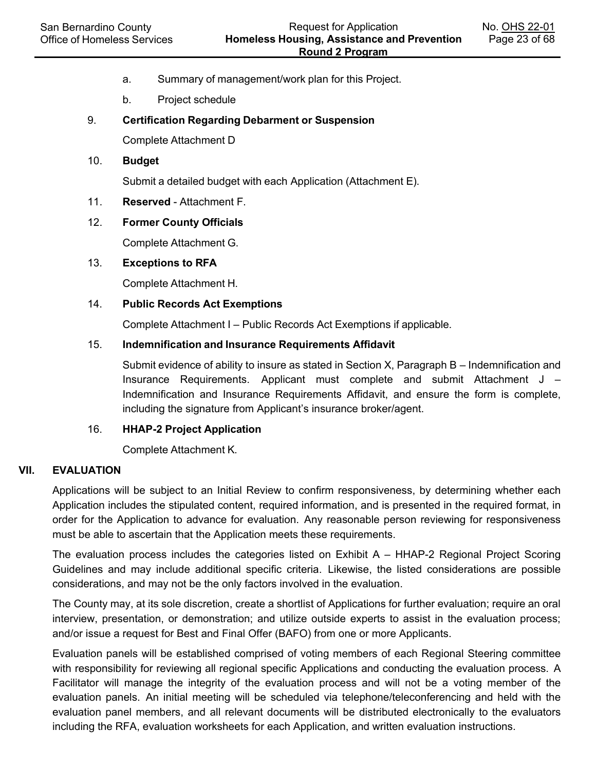a. Summary of management/work plan for this Project.

b. Project schedule

9. **Certification Regarding Debarment or Suspension**

   Complete Attachment D

10. **Budget**

    Submit a detailed budget with each Application (Attachment E).

11. **Reserved** - Attachment F.

12. **Former County Officials**

    Complete Attachment G.

13. **Exceptions to RFA**

    Complete Attachment H.

14. **Public Records Act Exemptions**

    Complete Attachment I – Public Records Act Exemptions if applicable.

15. **Indemnification and Insurance Requirements Affidavit**

    Submit evidence of ability to insure as stated in Section X, Paragraph B – Indemnification and Insurance Requirements. Applicant must complete and submit Attachment J – Indemnification and Insurance Requirements Affidavit, and ensure the form is complete, including the signature from Applicant's insurance broker/agent.

16. **HHAP-2 Project Application**

    Complete Attachment K.

## VII. EVALUATION

Applications will be subject to an Initial Review to confirm responsiveness, by determining whether each Application includes the stipulated content, required information, and is presented in the required format, in order for the Application to advance for evaluation. Any reasonable person reviewing for responsiveness must be able to ascertain that the Application meets these requirements.

The evaluation process includes the categories listed on Exhibit A – HHAP-2 Regional Project Scoring Guidelines and may include additional specific criteria. Likewise, the listed considerations are possible considerations, and may not be the only factors involved in the evaluation.

The County may, at its sole discretion, create a shortlist of Applications for further evaluation; require an oral interview, presentation, or demonstration; and utilize outside experts to assist in the evaluation process; and/or issue a request for Best and Final Offer (BAFO) from one or more Applicants.

Evaluation panels will be established comprised of voting members of each Regional Steering committee with responsibility for reviewing all regional specific Applications and conducting the evaluation process. A Facilitator will manage the integrity of the evaluation process and will not be a voting member of the evaluation panels. An initial meeting will be scheduled via telephone/teleconferencing and held with the evaluation panel members, and all relevant documents will be distributed electronically to the evaluators including the RFA, evaluation worksheets for each Application, and written evaluation instructions.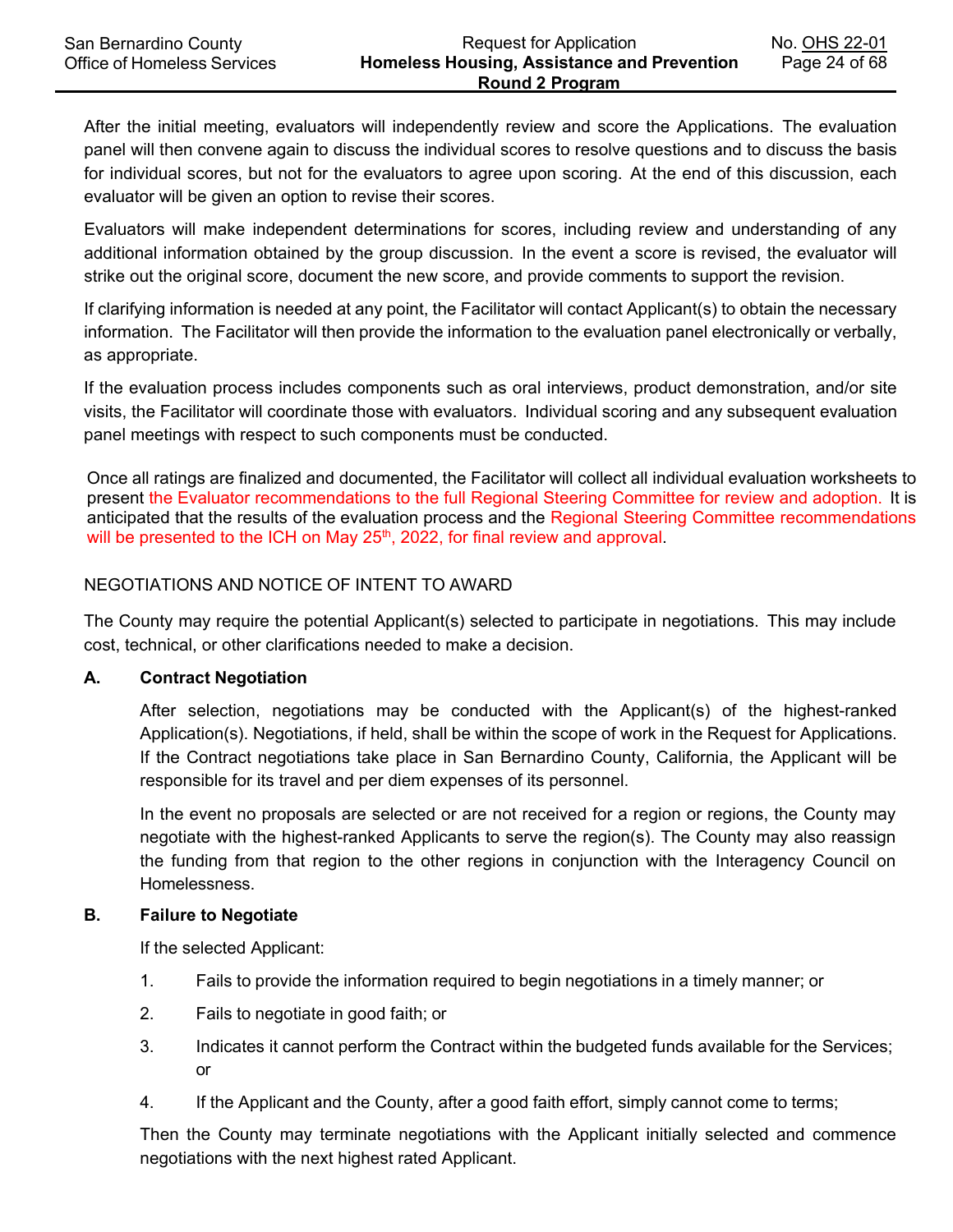After the initial meeting, evaluators will independently review and score the Applications. The evaluation panel will then convene again to discuss the individual scores to resolve questions and to discuss the basis for individual scores, but not for the evaluators to agree upon scoring. At the end of this discussion, each evaluator will be given an option to revise their scores.

Evaluators will make independent determinations for scores, including review and understanding of any additional information obtained by the group discussion. In the event a score is revised, the evaluator will strike out the original score, document the new score, and provide comments to support the revision.

If clarifying information is needed at any point, the Facilitator will contact Applicant(s) to obtain the necessary information. The Facilitator will then provide the information to the evaluation panel electronically or verbally, as appropriate.

If the evaluation process includes components such as oral interviews, product demonstration, and/or site visits, the Facilitator will coordinate those with evaluators. Individual scoring and any subsequent evaluation panel meetings with respect to such components must be conducted.

Once all ratings are finalized and documented, the Facilitator will collect all individual evaluation worksheets to present the Evaluator recommendations to the full Regional Steering Committee for review and adoption. It is anticipated that the results of the evaluation process and the Regional Steering Committee recommendations will be presented to the ICH on May 25th, 2022, for final review and approval.

NEGOTIATIONS AND NOTICE OF INTENT TO AWARD

The County may require the potential Applicant(s) selected to participate in negotiations. This may include cost, technical, or other clarifications needed to make a decision.

**A. Contract Negotiation**

After selection, negotiations may be conducted with the Applicant(s) of the highest-ranked Application(s). Negotiations, if held, shall be within the scope of work in the Request for Applications. If the Contract negotiations take place in San Bernardino County, California, the Applicant will be responsible for its travel and per diem expenses of its personnel.

In the event no proposals are selected or are not received for a region or regions, the County may negotiate with the highest-ranked Applicants to serve the region(s). The County may also reassign the funding from that region to the other regions in conjunction with the Interagency Council on Homelessness.

**B. Failure to Negotiate**

If the selected Applicant:

1. Fails to provide the information required to begin negotiations in a timely manner; or
2. Fails to negotiate in good faith; or
3. Indicates it cannot perform the Contract within the budgeted funds available for the Services; or
4. If the Applicant and the County, after a good faith effort, simply cannot come to terms;

Then the County may terminate negotiations with the Applicant initially selected and commence negotiations with the next highest rated Applicant.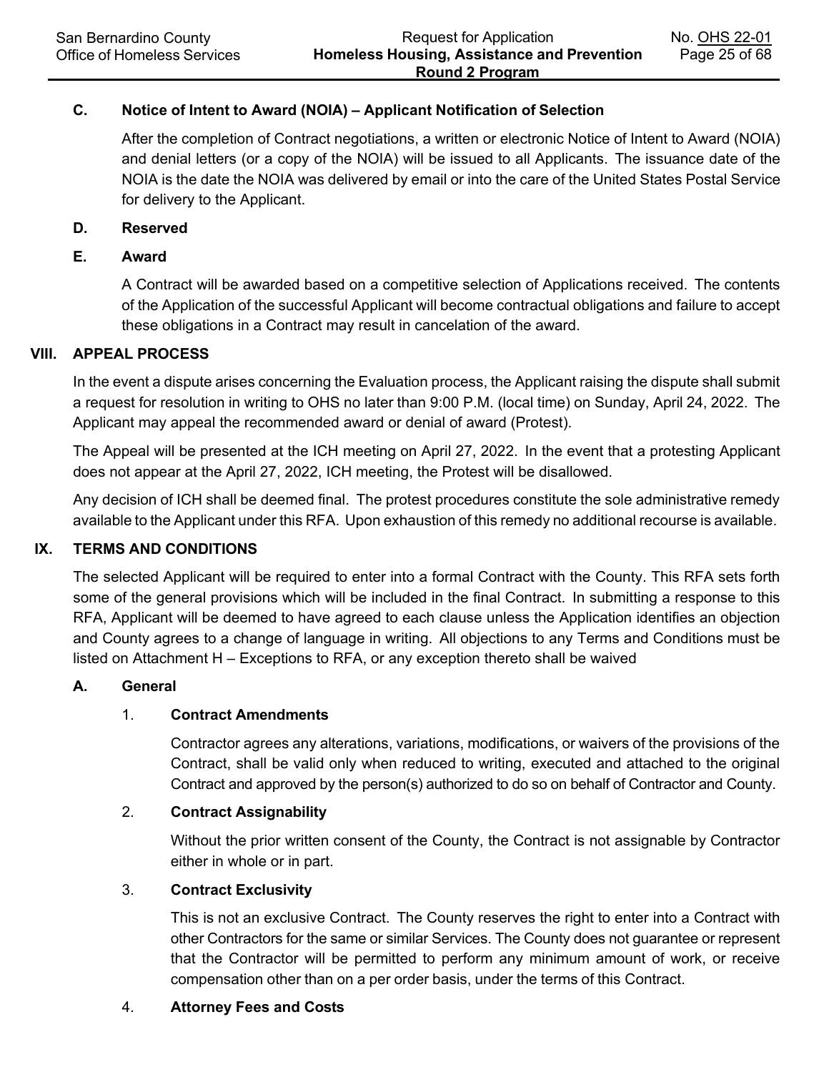### C. Notice of Intent to Award (NOIA) – Applicant Notification of Selection

After the completion of Contract negotiations, a written or electronic Notice of Intent to Award (NOIA) and denial letters (or a copy of the NOIA) will be issued to all Applicants. The issuance date of the NOIA is the date the NOIA was delivered by email or into the care of the United States Postal Service for delivery to the Applicant.

### D. Reserved

### E. Award

A Contract will be awarded based on a competitive selection of Applications received. The contents of the Application of the successful Applicant will become contractual obligations and failure to accept these obligations in a Contract may result in cancelation of the award.

## VIII. APPEAL PROCESS

In the event a dispute arises concerning the Evaluation process, the Applicant raising the dispute shall submit a request for resolution in writing to OHS no later than 9:00 P.M. (local time) on Sunday, April 24, 2022. The Applicant may appeal the recommended award or denial of award (Protest).

The Appeal will be presented at the ICH meeting on April 27, 2022. In the event that a protesting Applicant does not appear at the April 27, 2022, ICH meeting, the Protest will be disallowed.

Any decision of ICH shall be deemed final. The protest procedures constitute the sole administrative remedy available to the Applicant under this RFA. Upon exhaustion of this remedy no additional recourse is available.

## IX. TERMS AND CONDITIONS

The selected Applicant will be required to enter into a formal Contract with the County. This RFA sets forth some of the general provisions which will be included in the final Contract. In submitting a response to this RFA, Applicant will be deemed to have agreed to each clause unless the Application identifies an objection and County agrees to a change of language in writing. All objections to any Terms and Conditions must be listed on Attachment H – Exceptions to RFA, or any exception thereto shall be waived

### A. General

#### 1. Contract Amendments

Contractor agrees any alterations, variations, modifications, or waivers of the provisions of the Contract, shall be valid only when reduced to writing, executed and attached to the original Contract and approved by the person(s) authorized to do so on behalf of Contractor and County.

#### 2. Contract Assignability

Without the prior written consent of the County, the Contract is not assignable by Contractor either in whole or in part.

#### 3. Contract Exclusivity

This is not an exclusive Contract. The County reserves the right to enter into a Contract with other Contractors for the same or similar Services. The County does not guarantee or represent that the Contractor will be permitted to perform any minimum amount of work, or receive compensation other than on a per order basis, under the terms of this Contract.

#### 4. Attorney Fees and Costs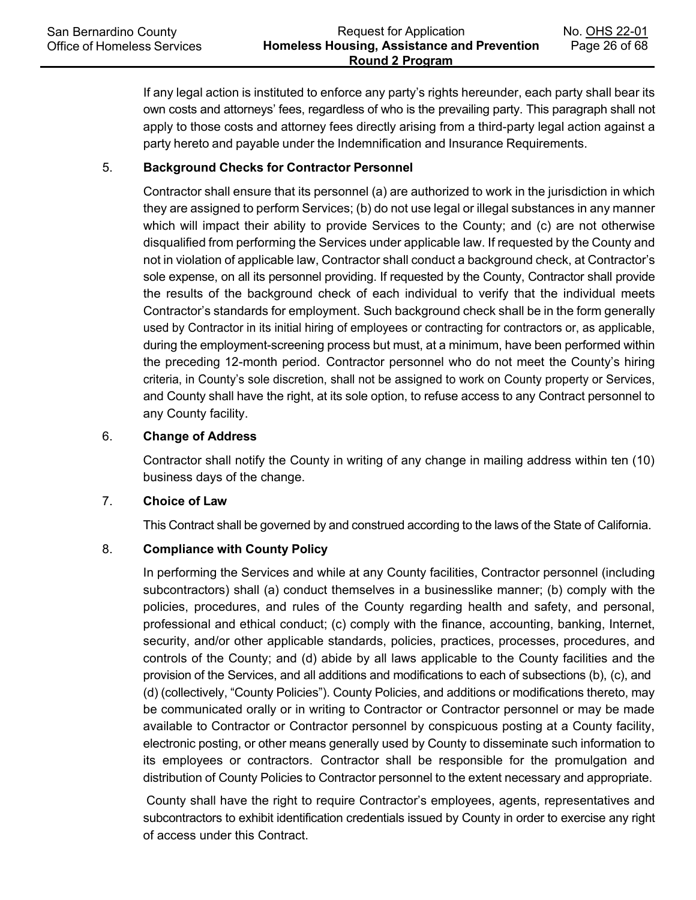If any legal action is instituted to enforce any party's rights hereunder, each party shall bear its own costs and attorneys' fees, regardless of who is the prevailing party. This paragraph shall not apply to those costs and attorney fees directly arising from a third-party legal action against a party hereto and payable under the Indemnification and Insurance Requirements.

5. **Background Checks for Contractor Personnel**

   Contractor shall ensure that its personnel (a) are authorized to work in the jurisdiction in which they are assigned to perform Services; (b) do not use legal or illegal substances in any manner which will impact their ability to provide Services to the County; and (c) are not otherwise disqualified from performing the Services under applicable law. If requested by the County and not in violation of applicable law, Contractor shall conduct a background check, at Contractor's sole expense, on all its personnel providing. If requested by the County, Contractor shall provide the results of the background check of each individual to verify that the individual meets Contractor's standards for employment. Such background check shall be in the form generally used by Contractor in its initial hiring of employees or contracting for contractors or, as applicable, during the employment-screening process but must, at a minimum, have been performed within the preceding 12-month period. Contractor personnel who do not meet the County's hiring criteria, in County's sole discretion, shall not be assigned to work on County property or Services, and County shall have the right, at its sole option, to refuse access to any Contract personnel to any County facility.

6. **Change of Address**

   Contractor shall notify the County in writing of any change in mailing address within ten (10) business days of the change.

7. **Choice of Law**

   This Contract shall be governed by and construed according to the laws of the State of California.

8. **Compliance with County Policy**

   In performing the Services and while at any County facilities, Contractor personnel (including subcontractors) shall (a) conduct themselves in a businesslike manner; (b) comply with the policies, procedures, and rules of the County regarding health and safety, and personal, professional and ethical conduct; (c) comply with the finance, accounting, banking, Internet, security, and/or other applicable standards, policies, practices, processes, procedures, and controls of the County; and (d) abide by all laws applicable to the County facilities and the provision of the Services, and all additions and modifications to each of subsections (b), (c), and (d) (collectively, "County Policies"). County Policies, and additions or modifications thereto, may be communicated orally or in writing to Contractor or Contractor personnel or may be made available to Contractor or Contractor personnel by conspicuous posting at a County facility, electronic posting, or other means generally used by County to disseminate such information to its employees or contractors. Contractor shall be responsible for the promulgation and distribution of County Policies to Contractor personnel to the extent necessary and appropriate.

   County shall have the right to require Contractor's employees, agents, representatives and subcontractors to exhibit identification credentials issued by County in order to exercise any right of access under this Contract.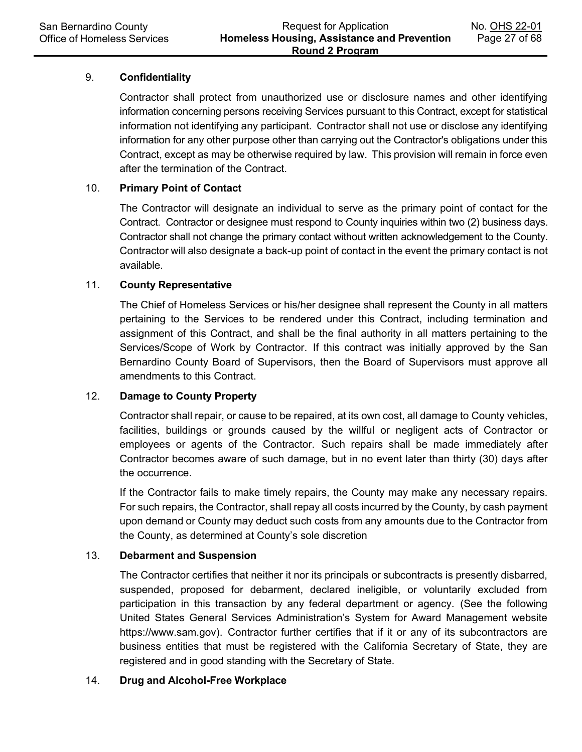9. **Confidentiality**

Contractor shall protect from unauthorized use or disclosure names and other identifying information concerning persons receiving Services pursuant to this Contract, except for statistical information not identifying any participant. Contractor shall not use or disclose any identifying information for any other purpose other than carrying out the Contractor's obligations under this Contract, except as may be otherwise required by law. This provision will remain in force even after the termination of the Contract.

10. **Primary Point of Contact**

The Contractor will designate an individual to serve as the primary point of contact for the Contract. Contractor or designee must respond to County inquiries within two (2) business days. Contractor shall not change the primary contact without written acknowledgement to the County. Contractor will also designate a back-up point of contact in the event the primary contact is not available.

11. **County Representative**

The Chief of Homeless Services or his/her designee shall represent the County in all matters pertaining to the Services to be rendered under this Contract, including termination and assignment of this Contract, and shall be the final authority in all matters pertaining to the Services/Scope of Work by Contractor. If this contract was initially approved by the San Bernardino County Board of Supervisors, then the Board of Supervisors must approve all amendments to this Contract.

12. **Damage to County Property**

Contractor shall repair, or cause to be repaired, at its own cost, all damage to County vehicles, facilities, buildings or grounds caused by the willful or negligent acts of Contractor or employees or agents of the Contractor. Such repairs shall be made immediately after Contractor becomes aware of such damage, but in no event later than thirty (30) days after the occurrence.

If the Contractor fails to make timely repairs, the County may make any necessary repairs. For such repairs, the Contractor, shall repay all costs incurred by the County, by cash payment upon demand or County may deduct such costs from any amounts due to the Contractor from the County, as determined at County's sole discretion

13. **Debarment and Suspension**

The Contractor certifies that neither it nor its principals or subcontracts is presently disbarred, suspended, proposed for debarment, declared ineligible, or voluntarily excluded from participation in this transaction by any federal department or agency. (See the following United States General Services Administration's System for Award Management website https://www.sam.gov). Contractor further certifies that if it or any of its subcontractors are business entities that must be registered with the California Secretary of State, they are registered and in good standing with the Secretary of State.

14. **Drug and Alcohol-Free Workplace**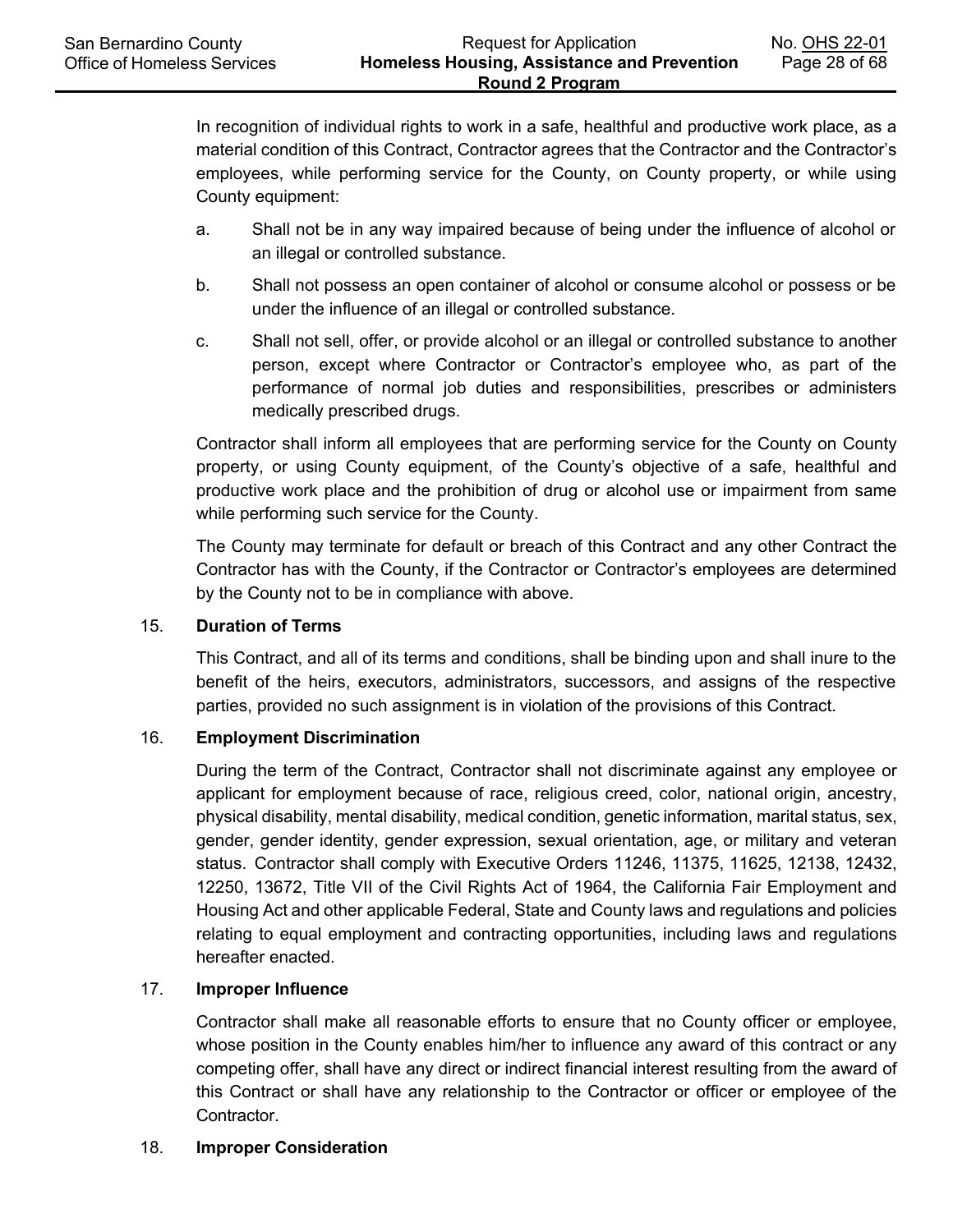In recognition of individual rights to work in a safe, healthful and productive work place, as a material condition of this Contract, Contractor agrees that the Contractor and the Contractor's employees, while performing service for the County, on County property, or while using County equipment:

a. Shall not be in any way impaired because of being under the influence of alcohol or an illegal or controlled substance.

b. Shall not possess an open container of alcohol or consume alcohol or possess or be under the influence of an illegal or controlled substance.

c. Shall not sell, offer, or provide alcohol or an illegal or controlled substance to another person, except where Contractor or Contractor's employee who, as part of the performance of normal job duties and responsibilities, prescribes or administers medically prescribed drugs.

Contractor shall inform all employees that are performing service for the County on County property, or using County equipment, of the County's objective of a safe, healthful and productive work place and the prohibition of drug or alcohol use or impairment from same while performing such service for the County.

The County may terminate for default or breach of this Contract and any other Contract the Contractor has with the County, if the Contractor or Contractor's employees are determined by the County not to be in compliance with above.

15. **Duration of Terms**

This Contract, and all of its terms and conditions, shall be binding upon and shall inure to the benefit of the heirs, executors, administrators, successors, and assigns of the respective parties, provided no such assignment is in violation of the provisions of this Contract.

16. **Employment Discrimination**

During the term of the Contract, Contractor shall not discriminate against any employee or applicant for employment because of race, religious creed, color, national origin, ancestry, physical disability, mental disability, medical condition, genetic information, marital status, sex, gender, gender identity, gender expression, sexual orientation, age, or military and veteran status. Contractor shall comply with Executive Orders 11246, 11375, 11625, 12138, 12432, 12250, 13672, Title VII of the Civil Rights Act of 1964, the California Fair Employment and Housing Act and other applicable Federal, State and County laws and regulations and policies relating to equal employment and contracting opportunities, including laws and regulations hereafter enacted.

17. **Improper Influence**

Contractor shall make all reasonable efforts to ensure that no County officer or employee, whose position in the County enables him/her to influence any award of this contract or any competing offer, shall have any direct or indirect financial interest resulting from the award of this Contract or shall have any relationship to the Contractor or officer or employee of the Contractor.

18. **Improper Consideration**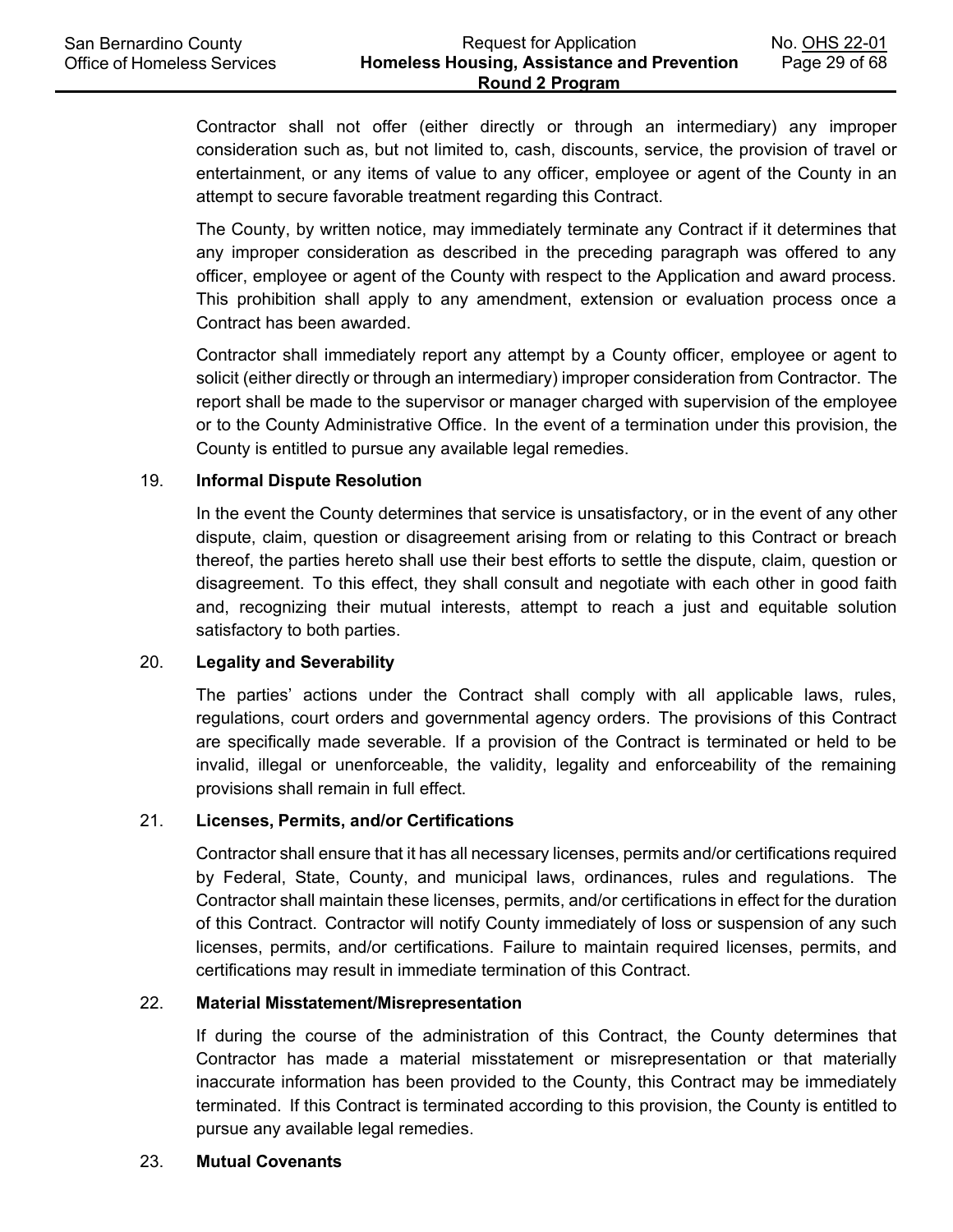Contractor shall not offer (either directly or through an intermediary) any improper consideration such as, but not limited to, cash, discounts, service, the provision of travel or entertainment, or any items of value to any officer, employee or agent of the County in an attempt to secure favorable treatment regarding this Contract.

The County, by written notice, may immediately terminate any Contract if it determines that any improper consideration as described in the preceding paragraph was offered to any officer, employee or agent of the County with respect to the Application and award process. This prohibition shall apply to any amendment, extension or evaluation process once a Contract has been awarded.

Contractor shall immediately report any attempt by a County officer, employee or agent to solicit (either directly or through an intermediary) improper consideration from Contractor. The report shall be made to the supervisor or manager charged with supervision of the employee or to the County Administrative Office. In the event of a termination under this provision, the County is entitled to pursue any available legal remedies.

19. **Informal Dispute Resolution**

In the event the County determines that service is unsatisfactory, or in the event of any other dispute, claim, question or disagreement arising from or relating to this Contract or breach thereof, the parties hereto shall use their best efforts to settle the dispute, claim, question or disagreement. To this effect, they shall consult and negotiate with each other in good faith and, recognizing their mutual interests, attempt to reach a just and equitable solution satisfactory to both parties.

20. **Legality and Severability**

The parties' actions under the Contract shall comply with all applicable laws, rules, regulations, court orders and governmental agency orders. The provisions of this Contract are specifically made severable. If a provision of the Contract is terminated or held to be invalid, illegal or unenforceable, the validity, legality and enforceability of the remaining provisions shall remain in full effect.

21. **Licenses, Permits, and/or Certifications**

Contractor shall ensure that it has all necessary licenses, permits and/or certifications required by Federal, State, County, and municipal laws, ordinances, rules and regulations. The Contractor shall maintain these licenses, permits, and/or certifications in effect for the duration of this Contract. Contractor will notify County immediately of loss or suspension of any such licenses, permits, and/or certifications. Failure to maintain required licenses, permits, and certifications may result in immediate termination of this Contract.

22. **Material Misstatement/Misrepresentation**

If during the course of the administration of this Contract, the County determines that Contractor has made a material misstatement or misrepresentation or that materially inaccurate information has been provided to the County, this Contract may be immediately terminated. If this Contract is terminated according to this provision, the County is entitled to pursue any available legal remedies.

23. **Mutual Covenants**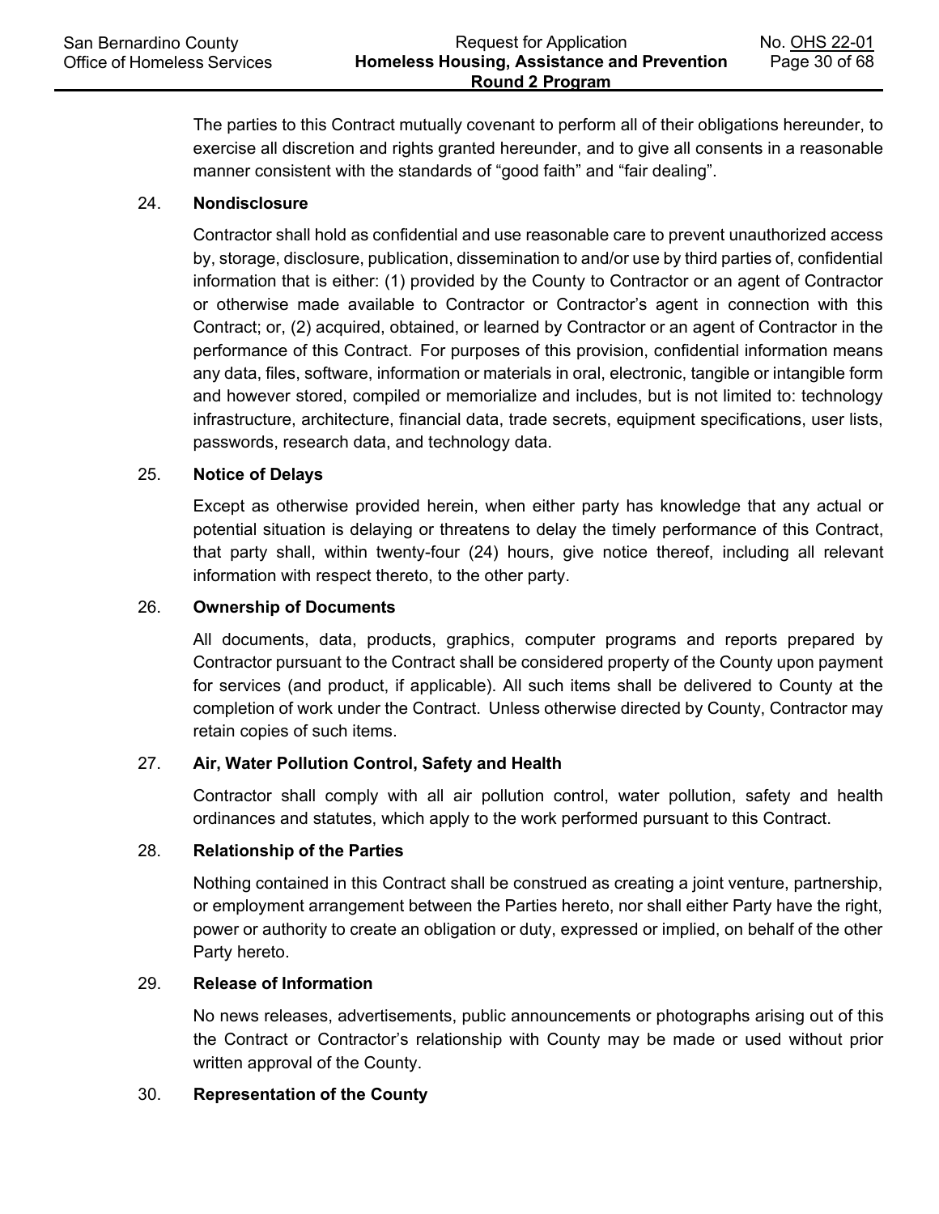The parties to this Contract mutually covenant to perform all of their obligations hereunder, to exercise all discretion and rights granted hereunder, and to give all consents in a reasonable manner consistent with the standards of “good faith” and “fair dealing”.

24. **Nondisclosure**

Contractor shall hold as confidential and use reasonable care to prevent unauthorized access by, storage, disclosure, publication, dissemination to and/or use by third parties of, confidential information that is either: (1) provided by the County to Contractor or an agent of Contractor or otherwise made available to Contractor or Contractor’s agent in connection with this Contract; or, (2) acquired, obtained, or learned by Contractor or an agent of Contractor in the performance of this Contract. For purposes of this provision, confidential information means any data, files, software, information or materials in oral, electronic, tangible or intangible form and however stored, compiled or memorialize and includes, but is not limited to: technology infrastructure, architecture, financial data, trade secrets, equipment specifications, user lists, passwords, research data, and technology data.

25. **Notice of Delays**

Except as otherwise provided herein, when either party has knowledge that any actual or potential situation is delaying or threatens to delay the timely performance of this Contract, that party shall, within twenty-four (24) hours, give notice thereof, including all relevant information with respect thereto, to the other party.

26. **Ownership of Documents**

All documents, data, products, graphics, computer programs and reports prepared by Contractor pursuant to the Contract shall be considered property of the County upon payment for services (and product, if applicable). All such items shall be delivered to County at the completion of work under the Contract. Unless otherwise directed by County, Contractor may retain copies of such items.

27. **Air, Water Pollution Control, Safety and Health**

Contractor shall comply with all air pollution control, water pollution, safety and health ordinances and statutes, which apply to the work performed pursuant to this Contract.

28. **Relationship of the Parties**

Nothing contained in this Contract shall be construed as creating a joint venture, partnership, or employment arrangement between the Parties hereto, nor shall either Party have the right, power or authority to create an obligation or duty, expressed or implied, on behalf of the other Party hereto.

29. **Release of Information**

No news releases, advertisements, public announcements or photographs arising out of this the Contract or Contractor’s relationship with County may be made or used without prior written approval of the County.

30. **Representation of the County**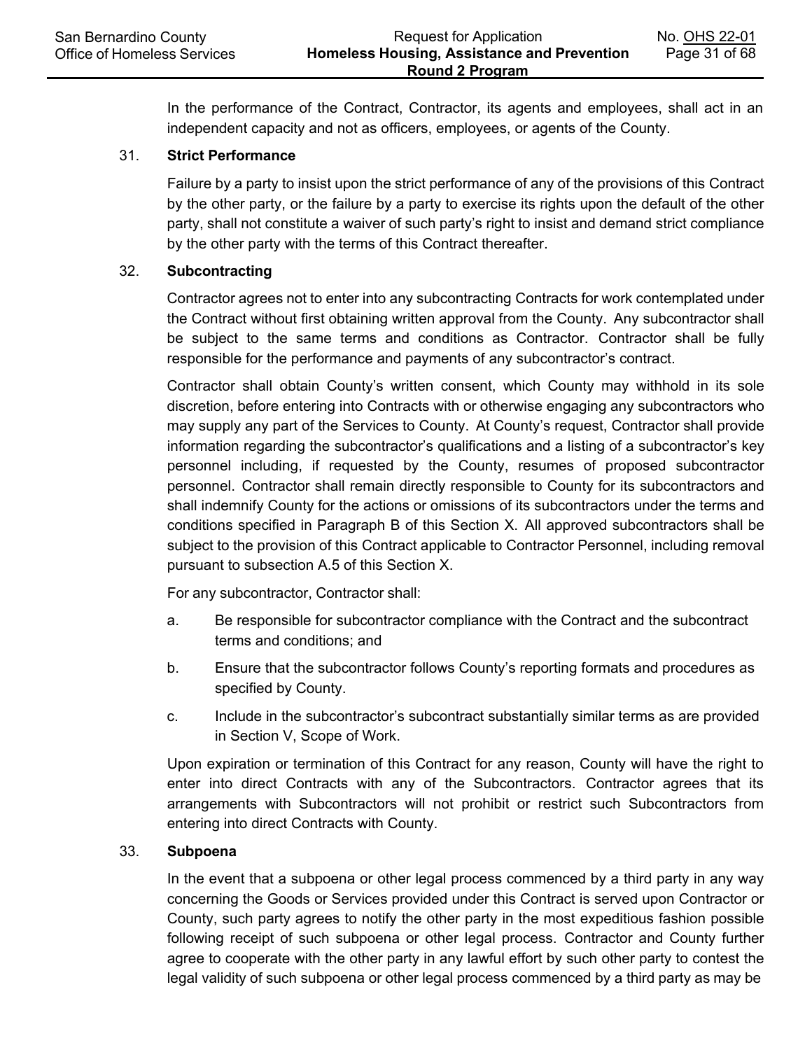In the performance of the Contract, Contractor, its agents and employees, shall act in an independent capacity and not as officers, employees, or agents of the County.

31. **Strict Performance**

Failure by a party to insist upon the strict performance of any of the provisions of this Contract by the other party, or the failure by a party to exercise its rights upon the default of the other party, shall not constitute a waiver of such party's right to insist and demand strict compliance by the other party with the terms of this Contract thereafter.

32. **Subcontracting**

Contractor agrees not to enter into any subcontracting Contracts for work contemplated under the Contract without first obtaining written approval from the County. Any subcontractor shall be subject to the same terms and conditions as Contractor. Contractor shall be fully responsible for the performance and payments of any subcontractor's contract.

Contractor shall obtain County's written consent, which County may withhold in its sole discretion, before entering into Contracts with or otherwise engaging any subcontractors who may supply any part of the Services to County. At County's request, Contractor shall provide information regarding the subcontractor's qualifications and a listing of a subcontractor's key personnel including, if requested by the County, resumes of proposed subcontractor personnel. Contractor shall remain directly responsible to County for its subcontractors and shall indemnify County for the actions or omissions of its subcontractors under the terms and conditions specified in Paragraph B of this Section X. All approved subcontractors shall be subject to the provision of this Contract applicable to Contractor Personnel, including removal pursuant to subsection A.5 of this Section X.

For any subcontractor, Contractor shall:

a. Be responsible for subcontractor compliance with the Contract and the subcontract terms and conditions; and

b. Ensure that the subcontractor follows County's reporting formats and procedures as specified by County.

c. Include in the subcontractor's subcontract substantially similar terms as are provided in Section V, Scope of Work.

Upon expiration or termination of this Contract for any reason, County will have the right to enter into direct Contracts with any of the Subcontractors. Contractor agrees that its arrangements with Subcontractors will not prohibit or restrict such Subcontractors from entering into direct Contracts with County.

33. **Subpoena**

In the event that a subpoena or other legal process commenced by a third party in any way concerning the Goods or Services provided under this Contract is served upon Contractor or County, such party agrees to notify the other party in the most expeditious fashion possible following receipt of such subpoena or other legal process. Contractor and County further agree to cooperate with the other party in any lawful effort by such other party to contest the legal validity of such subpoena or other legal process commenced by a third party as may be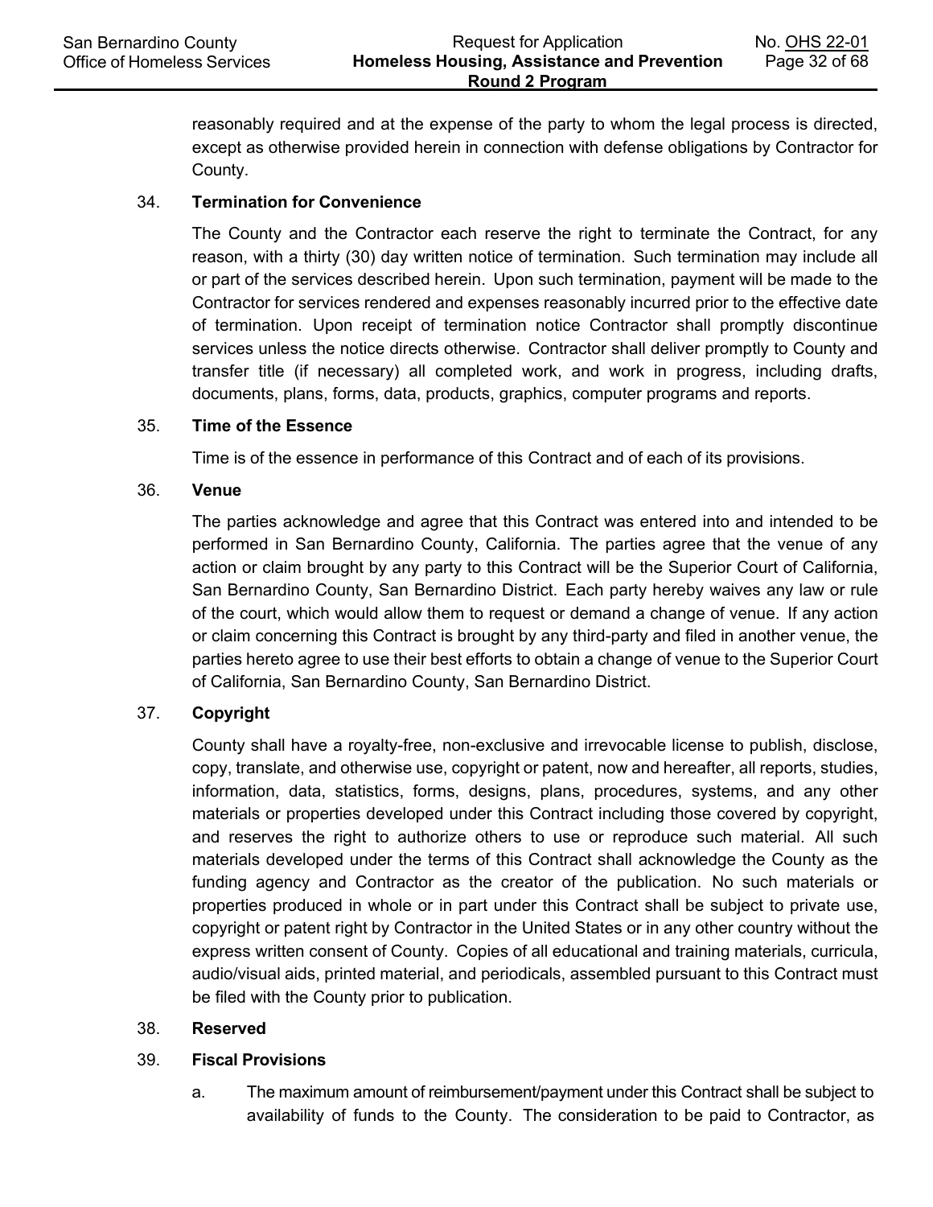reasonably required and at the expense of the party to whom the legal process is directed, except as otherwise provided herein in connection with defense obligations by Contractor for County.

34. **Termination for Convenience**

The County and the Contractor each reserve the right to terminate the Contract, for any reason, with a thirty (30) day written notice of termination. Such termination may include all or part of the services described herein. Upon such termination, payment will be made to the Contractor for services rendered and expenses reasonably incurred prior to the effective date of termination. Upon receipt of termination notice Contractor shall promptly discontinue services unless the notice directs otherwise. Contractor shall deliver promptly to County and transfer title (if necessary) all completed work, and work in progress, including drafts, documents, plans, forms, data, products, graphics, computer programs and reports.

35. **Time of the Essence**

Time is of the essence in performance of this Contract and of each of its provisions.

36. **Venue**

The parties acknowledge and agree that this Contract was entered into and intended to be performed in San Bernardino County, California. The parties agree that the venue of any action or claim brought by any party to this Contract will be the Superior Court of California, San Bernardino County, San Bernardino District. Each party hereby waives any law or rule of the court, which would allow them to request or demand a change of venue. If any action or claim concerning this Contract is brought by any third-party and filed in another venue, the parties hereto agree to use their best efforts to obtain a change of venue to the Superior Court of California, San Bernardino County, San Bernardino District.

37. **Copyright**

County shall have a royalty-free, non-exclusive and irrevocable license to publish, disclose, copy, translate, and otherwise use, copyright or patent, now and hereafter, all reports, studies, information, data, statistics, forms, designs, plans, procedures, systems, and any other materials or properties developed under this Contract including those covered by copyright, and reserves the right to authorize others to use or reproduce such material. All such materials developed under the terms of this Contract shall acknowledge the County as the funding agency and Contractor as the creator of the publication. No such materials or properties produced in whole or in part under this Contract shall be subject to private use, copyright or patent right by Contractor in the United States or in any other country without the express written consent of County. Copies of all educational and training materials, curricula, audio/visual aids, printed material, and periodicals, assembled pursuant to this Contract must be filed with the County prior to publication.

38. **Reserved**

39. **Fiscal Provisions**

a. The maximum amount of reimbursement/payment under this Contract shall be subject to availability of funds to the County. The consideration to be paid to Contractor, as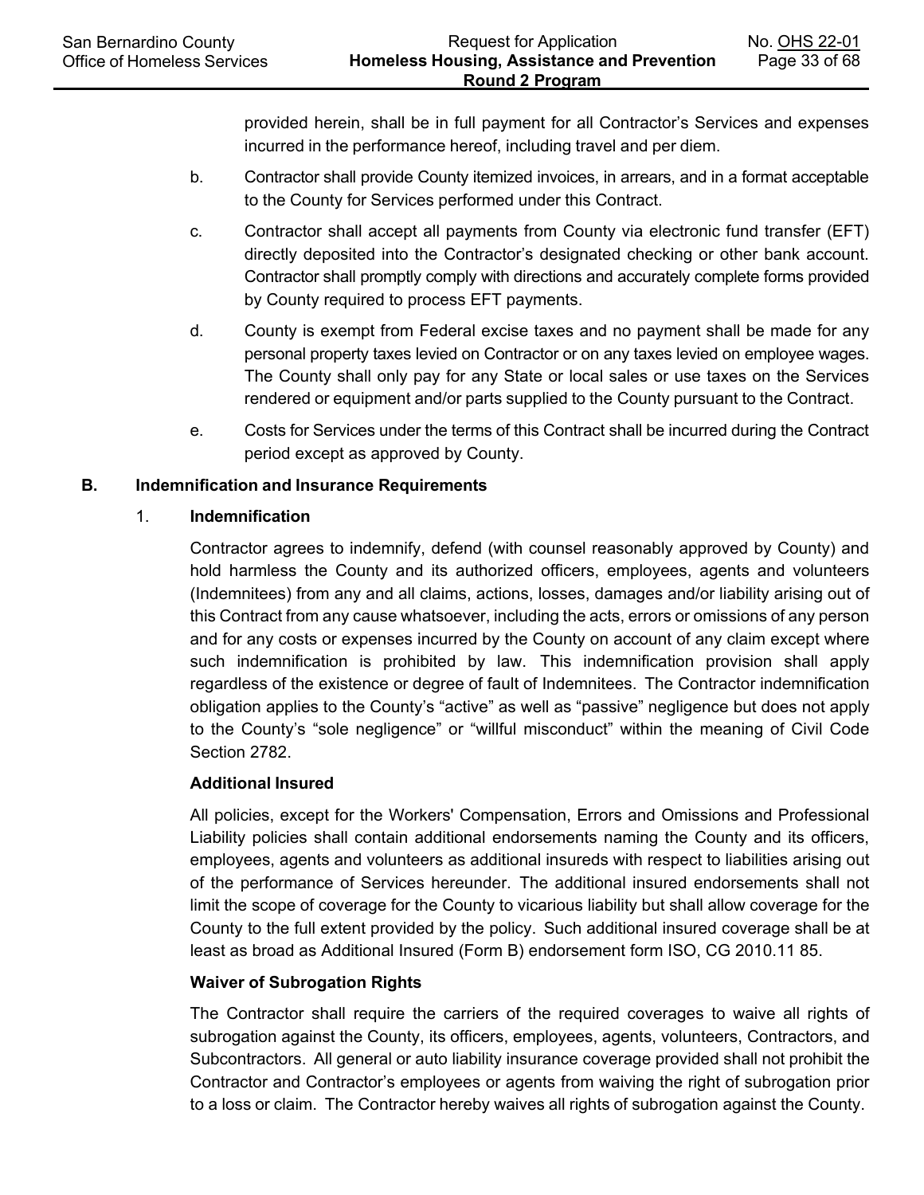provided herein, shall be in full payment for all Contractor's Services and expenses incurred in the performance hereof, including travel and per diem.

b. Contractor shall provide County itemized invoices, in arrears, and in a format acceptable to the County for Services performed under this Contract.

c. Contractor shall accept all payments from County via electronic fund transfer (EFT) directly deposited into the Contractor's designated checking or other bank account. Contractor shall promptly comply with directions and accurately complete forms provided by County required to process EFT payments.

d. County is exempt from Federal excise taxes and no payment shall be made for any personal property taxes levied on Contractor or on any taxes levied on employee wages. The County shall only pay for any State or local sales or use taxes on the Services rendered or equipment and/or parts supplied to the County pursuant to the Contract.

e. Costs for Services under the terms of this Contract shall be incurred during the Contract period except as approved by County.

## B. Indemnification and Insurance Requirements

### 1. Indemnification

Contractor agrees to indemnify, defend (with counsel reasonably approved by County) and hold harmless the County and its authorized officers, employees, agents and volunteers (Indemnitees) from any and all claims, actions, losses, damages and/or liability arising out of this Contract from any cause whatsoever, including the acts, errors or omissions of any person and for any costs or expenses incurred by the County on account of any claim except where such indemnification is prohibited by law. This indemnification provision shall apply regardless of the existence or degree of fault of Indemnitees. The Contractor indemnification obligation applies to the County's "active" as well as "passive" negligence but does not apply to the County's "sole negligence" or "willful misconduct" within the meaning of Civil Code Section 2782.

**Additional Insured**

All policies, except for the Workers' Compensation, Errors and Omissions and Professional Liability policies shall contain additional endorsements naming the County and its officers, employees, agents and volunteers as additional insureds with respect to liabilities arising out of the performance of Services hereunder. The additional insured endorsements shall not limit the scope of coverage for the County to vicarious liability but shall allow coverage for the County to the full extent provided by the policy. Such additional insured coverage shall be at least as broad as Additional Insured (Form B) endorsement form ISO, CG 2010.11 85.

**Waiver of Subrogation Rights**

The Contractor shall require the carriers of the required coverages to waive all rights of subrogation against the County, its officers, employees, agents, volunteers, Contractors, and Subcontractors. All general or auto liability insurance coverage provided shall not prohibit the Contractor and Contractor's employees or agents from waiving the right of subrogation prior to a loss or claim. The Contractor hereby waives all rights of subrogation against the County.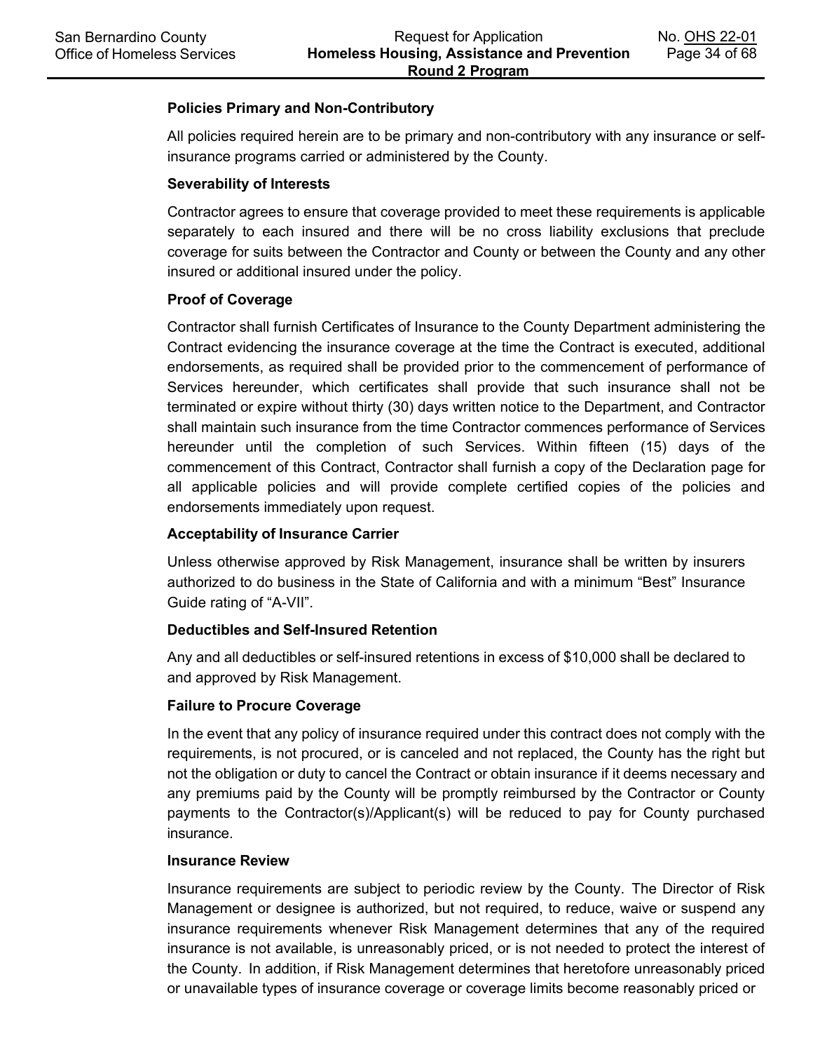**Policies Primary and Non-Contributory**

All policies required herein are to be primary and non-contributory with any insurance or self-insurance programs carried or administered by the County.

**Severability of Interests**

Contractor agrees to ensure that coverage provided to meet these requirements is applicable separately to each insured and there will be no cross liability exclusions that preclude coverage for suits between the Contractor and County or between the County and any other insured or additional insured under the policy.

**Proof of Coverage**

Contractor shall furnish Certificates of Insurance to the County Department administering the Contract evidencing the insurance coverage at the time the Contract is executed, additional endorsements, as required shall be provided prior to the commencement of performance of Services hereunder, which certificates shall provide that such insurance shall not be terminated or expire without thirty (30) days written notice to the Department, and Contractor shall maintain such insurance from the time Contractor commences performance of Services hereunder until the completion of such Services. Within fifteen (15) days of the commencement of this Contract, Contractor shall furnish a copy of the Declaration page for all applicable policies and will provide complete certified copies of the policies and endorsements immediately upon request.

**Acceptability of Insurance Carrier**

Unless otherwise approved by Risk Management, insurance shall be written by insurers authorized to do business in the State of California and with a minimum "Best" Insurance Guide rating of "A-VII".

**Deductibles and Self-Insured Retention**

Any and all deductibles or self-insured retentions in excess of $10,000 shall be declared to and approved by Risk Management.

**Failure to Procure Coverage**

In the event that any policy of insurance required under this contract does not comply with the requirements, is not procured, or is canceled and not replaced, the County has the right but not the obligation or duty to cancel the Contract or obtain insurance if it deems necessary and any premiums paid by the County will be promptly reimbursed by the Contractor or County payments to the Contractor(s)/Applicant(s) will be reduced to pay for County purchased insurance.

**Insurance Review**

Insurance requirements are subject to periodic review by the County. The Director of Risk Management or designee is authorized, but not required, to reduce, waive or suspend any insurance requirements whenever Risk Management determines that any of the required insurance is not available, is unreasonably priced, or is not needed to protect the interest of the County. In addition, if Risk Management determines that heretofore unreasonably priced or unavailable types of insurance coverage or coverage limits become reasonably priced or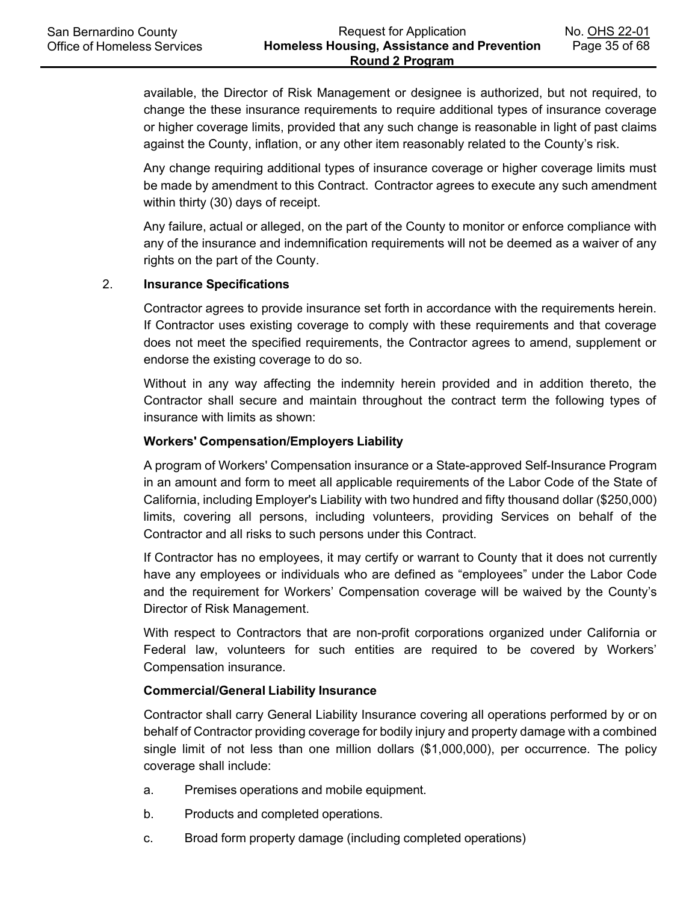available, the Director of Risk Management or designee is authorized, but not required, to change the these insurance requirements to require additional types of insurance coverage or higher coverage limits, provided that any such change is reasonable in light of past claims against the County, inflation, or any other item reasonably related to the County's risk.

Any change requiring additional types of insurance coverage or higher coverage limits must be made by amendment to this Contract. Contractor agrees to execute any such amendment within thirty (30) days of receipt.

Any failure, actual or alleged, on the part of the County to monitor or enforce compliance with any of the insurance and indemnification requirements will not be deemed as a waiver of any rights on the part of the County.

2. **Insurance Specifications**

Contractor agrees to provide insurance set forth in accordance with the requirements herein. If Contractor uses existing coverage to comply with these requirements and that coverage does not meet the specified requirements, the Contractor agrees to amend, supplement or endorse the existing coverage to do so.

Without in any way affecting the indemnity herein provided and in addition thereto, the Contractor shall secure and maintain throughout the contract term the following types of insurance with limits as shown:

**Workers' Compensation/Employers Liability**

A program of Workers' Compensation insurance or a State-approved Self-Insurance Program in an amount and form to meet all applicable requirements of the Labor Code of the State of California, including Employer's Liability with two hundred and fifty thousand dollar ($250,000) limits, covering all persons, including volunteers, providing Services on behalf of the Contractor and all risks to such persons under this Contract.

If Contractor has no employees, it may certify or warrant to County that it does not currently have any employees or individuals who are defined as "employees" under the Labor Code and the requirement for Workers' Compensation coverage will be waived by the County's Director of Risk Management.

With respect to Contractors that are non-profit corporations organized under California or Federal law, volunteers for such entities are required to be covered by Workers' Compensation insurance.

**Commercial/General Liability Insurance**

Contractor shall carry General Liability Insurance covering all operations performed by or on behalf of Contractor providing coverage for bodily injury and property damage with a combined single limit of not less than one million dollars ($1,000,000), per occurrence. The policy coverage shall include:

a. Premises operations and mobile equipment.

b. Products and completed operations.

c. Broad form property damage (including completed operations)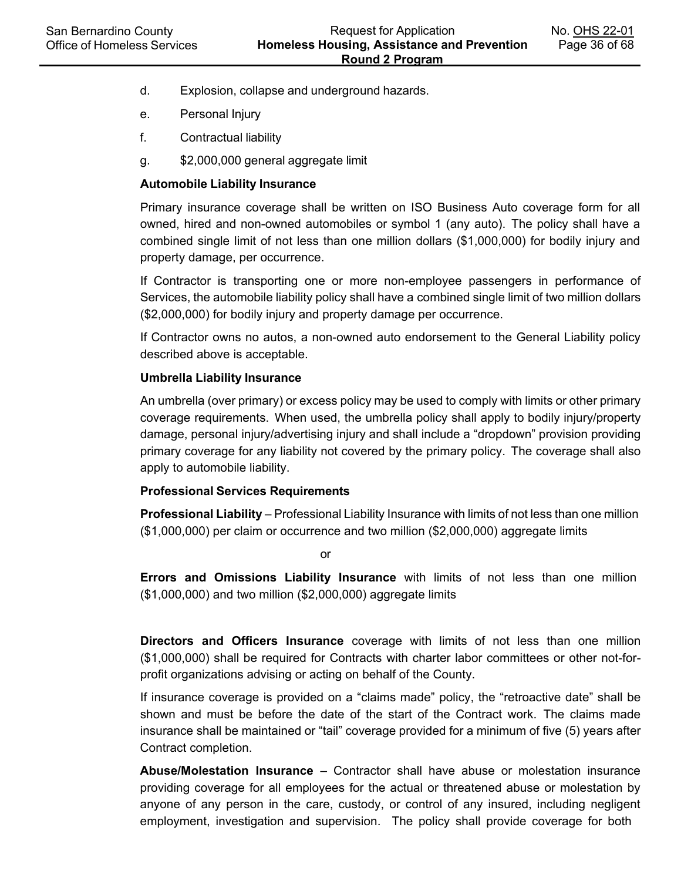d. Explosion, collapse and underground hazards.

e. Personal Injury

f. Contractual liability

g. $2,000,000 general aggregate limit

**Automobile Liability Insurance**

Primary insurance coverage shall be written on ISO Business Auto coverage form for all owned, hired and non-owned automobiles or symbol 1 (any auto). The policy shall have a combined single limit of not less than one million dollars ($1,000,000) for bodily injury and property damage, per occurrence.

If Contractor is transporting one or more non-employee passengers in performance of Services, the automobile liability policy shall have a combined single limit of two million dollars ($2,000,000) for bodily injury and property damage per occurrence.

If Contractor owns no autos, a non-owned auto endorsement to the General Liability policy described above is acceptable.

**Umbrella Liability Insurance**

An umbrella (over primary) or excess policy may be used to comply with limits or other primary coverage requirements. When used, the umbrella policy shall apply to bodily injury/property damage, personal injury/advertising injury and shall include a "dropdown" provision providing primary coverage for any liability not covered by the primary policy. The coverage shall also apply to automobile liability.

**Professional Services Requirements**

**Professional Liability** – Professional Liability Insurance with limits of not less than one million ($1,000,000) per claim or occurrence and two million ($2,000,000) aggregate limits

or

**Errors and Omissions Liability Insurance** with limits of not less than one million ($1,000,000) and two million ($2,000,000) aggregate limits

**Directors and Officers Insurance** coverage with limits of not less than one million ($1,000,000) shall be required for Contracts with charter labor committees or other not-for-profit organizations advising or acting on behalf of the County.

If insurance coverage is provided on a "claims made" policy, the "retroactive date" shall be shown and must be before the date of the start of the Contract work. The claims made insurance shall be maintained or "tail" coverage provided for a minimum of five (5) years after Contract completion.

**Abuse/Molestation Insurance** – Contractor shall have abuse or molestation insurance providing coverage for all employees for the actual or threatened abuse or molestation by anyone of any person in the care, custody, or control of any insured, including negligent employment, investigation and supervision. The policy shall provide coverage for both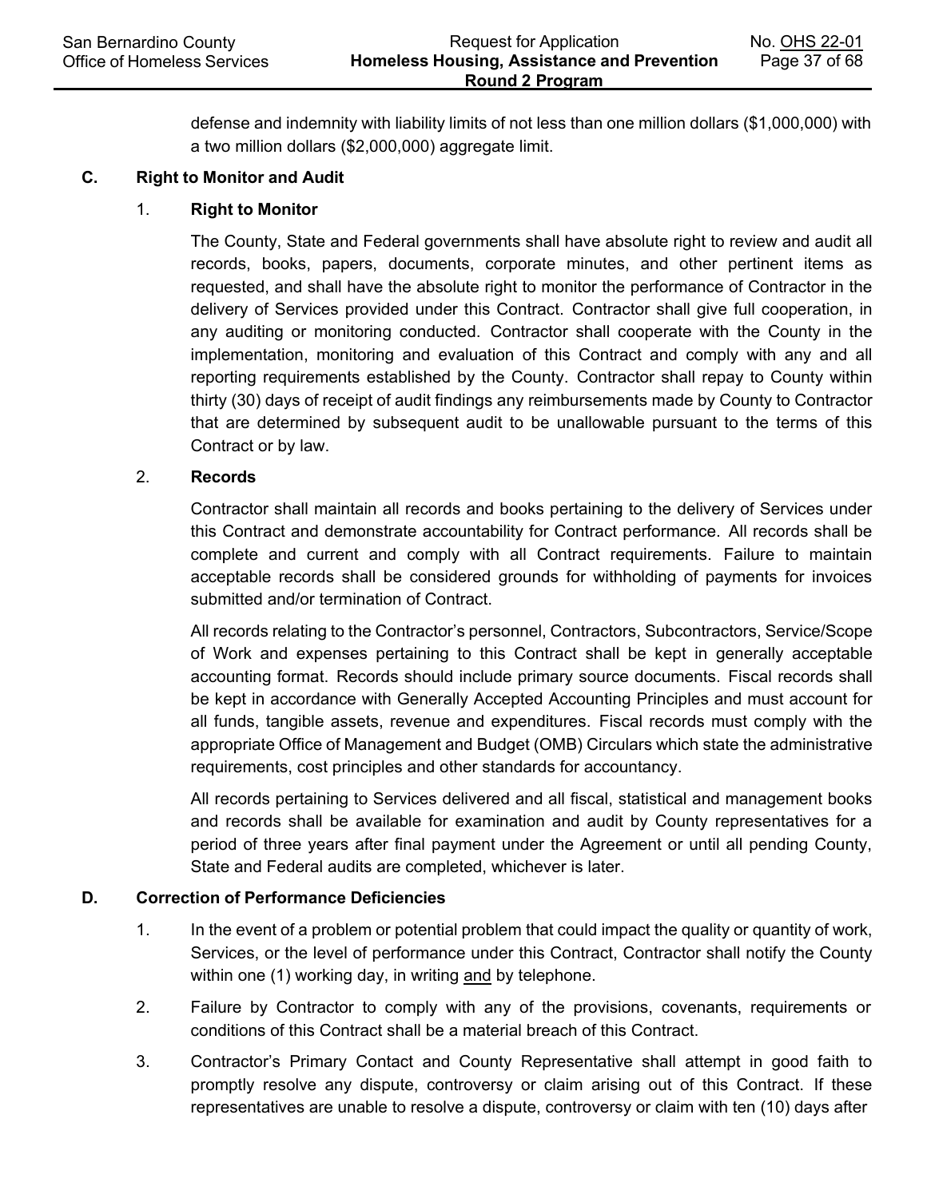defense and indemnity with liability limits of not less than one million dollars ($1,000,000) with a two million dollars ($2,000,000) aggregate limit.

**C. Right to Monitor and Audit**

1. **Right to Monitor**

   The County, State and Federal governments shall have absolute right to review and audit all records, books, papers, documents, corporate minutes, and other pertinent items as requested, and shall have the absolute right to monitor the performance of Contractor in the delivery of Services provided under this Contract. Contractor shall give full cooperation, in any auditing or monitoring conducted. Contractor shall cooperate with the County in the implementation, monitoring and evaluation of this Contract and comply with any and all reporting requirements established by the County. Contractor shall repay to County within thirty (30) days of receipt of audit findings any reimbursements made by County to Contractor that are determined by subsequent audit to be unallowable pursuant to the terms of this Contract or by law.

2. **Records**

   Contractor shall maintain all records and books pertaining to the delivery of Services under this Contract and demonstrate accountability for Contract performance. All records shall be complete and current and comply with all Contract requirements. Failure to maintain acceptable records shall be considered grounds for withholding of payments for invoices submitted and/or termination of Contract.

   All records relating to the Contractor's personnel, Contractors, Subcontractors, Service/Scope of Work and expenses pertaining to this Contract shall be kept in generally acceptable accounting format. Records should include primary source documents. Fiscal records shall be kept in accordance with Generally Accepted Accounting Principles and must account for all funds, tangible assets, revenue and expenditures. Fiscal records must comply with the appropriate Office of Management and Budget (OMB) Circulars which state the administrative requirements, cost principles and other standards for accountancy.

   All records pertaining to Services delivered and all fiscal, statistical and management books and records shall be available for examination and audit by County representatives for a period of three years after final payment under the Agreement or until all pending County, State and Federal audits are completed, whichever is later.

**D. Correction of Performance Deficiencies**

1. In the event of a problem or potential problem that could impact the quality or quantity of work, Services, or the level of performance under this Contract, Contractor shall notify the County within one (1) working day, in writing <u>and</u> by telephone.

2. Failure by Contractor to comply with any of the provisions, covenants, requirements or conditions of this Contract shall be a material breach of this Contract.

3. Contractor's Primary Contact and County Representative shall attempt in good faith to promptly resolve any dispute, controversy or claim arising out of this Contract. If these representatives are unable to resolve a dispute, controversy or claim with ten (10) days after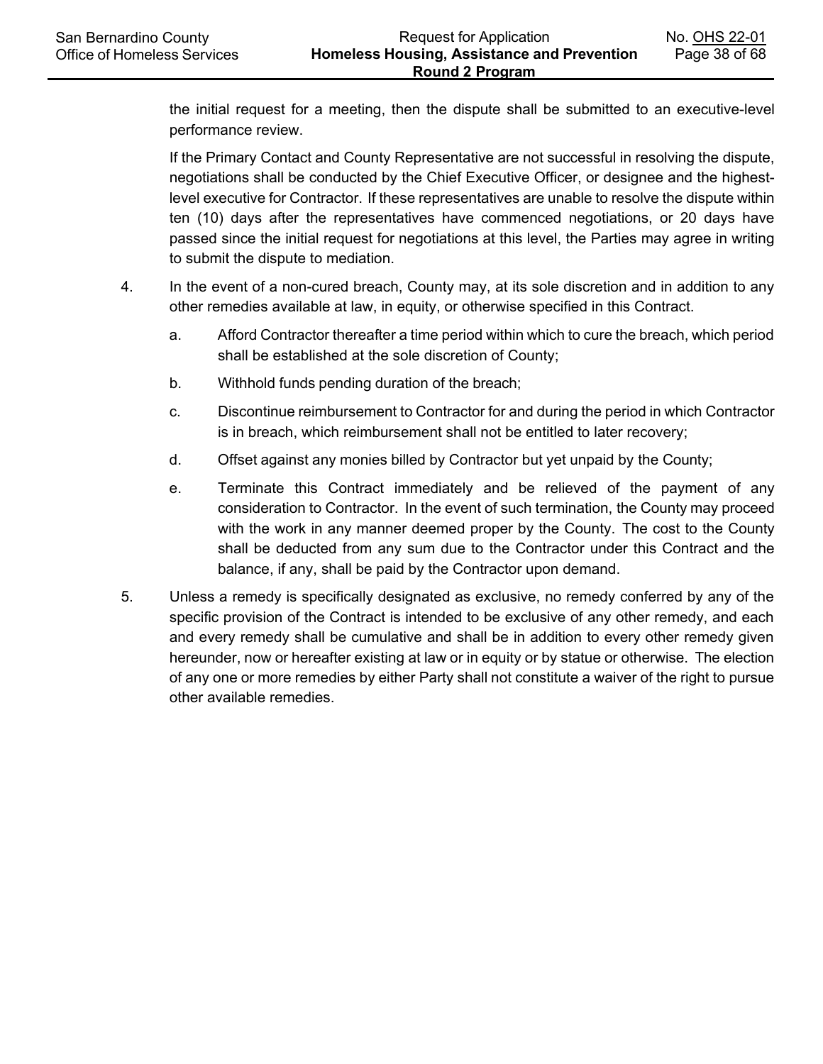the initial request for a meeting, then the dispute shall be submitted to an executive-level performance review.

If the Primary Contact and County Representative are not successful in resolving the dispute, negotiations shall be conducted by the Chief Executive Officer, or designee and the highest-level executive for Contractor. If these representatives are unable to resolve the dispute within ten (10) days after the representatives have commenced negotiations, or 20 days have passed since the initial request for negotiations at this level, the Parties may agree in writing to submit the dispute to mediation.

4. In the event of a non-cured breach, County may, at its sole discretion and in addition to any other remedies available at law, in equity, or otherwise specified in this Contract.

   a. Afford Contractor thereafter a time period within which to cure the breach, which period shall be established at the sole discretion of County;

   b. Withhold funds pending duration of the breach;

   c. Discontinue reimbursement to Contractor for and during the period in which Contractor is in breach, which reimbursement shall not be entitled to later recovery;

   d. Offset against any monies billed by Contractor but yet unpaid by the County;

   e. Terminate this Contract immediately and be relieved of the payment of any consideration to Contractor. In the event of such termination, the County may proceed with the work in any manner deemed proper by the County. The cost to the County shall be deducted from any sum due to the Contractor under this Contract and the balance, if any, shall be paid by the Contractor upon demand.

5. Unless a remedy is specifically designated as exclusive, no remedy conferred by any of the specific provision of the Contract is intended to be exclusive of any other remedy, and each and every remedy shall be cumulative and shall be in addition to every other remedy given hereunder, now or hereafter existing at law or in equity or by statue or otherwise. The election of any one or more remedies by either Party shall not constitute a waiver of the right to pursue other available remedies.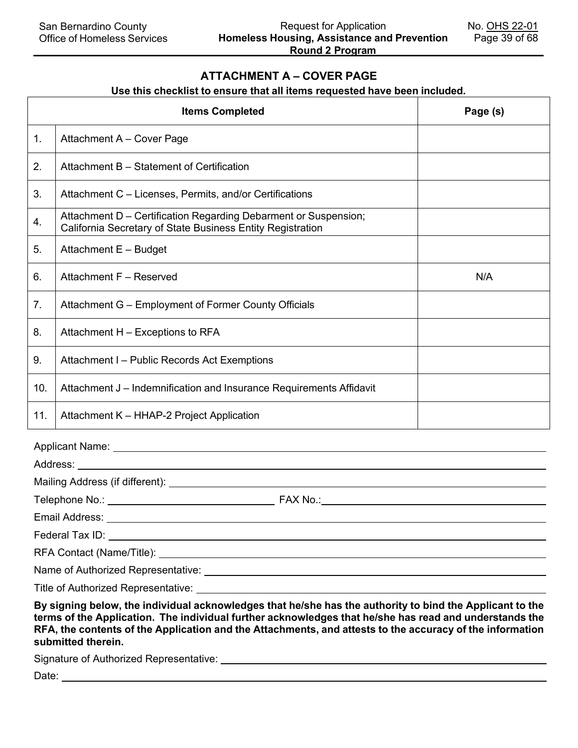## ATTACHMENT A – COVER PAGE

**Use this checklist to ensure that all items requested have been included.**

| | Items Completed | Page (s) |
|---|---|---|
| 1. | Attachment A – Cover Page | |
| 2. | Attachment B – Statement of Certification | |
| 3. | Attachment C – Licenses, Permits, and/or Certifications | |
| 4. | Attachment D – Certification Regarding Debarment or Suspension; California Secretary of State Business Entity Registration | |
| 5. | Attachment E – Budget | |
| 6. | Attachment F – Reserved | N/A |
| 7. | Attachment G – Employment of Former County Officials | |
| 8. | Attachment H – Exceptions to RFA | |
| 9. | Attachment I – Public Records Act Exemptions | |
| 10. | Attachment J – Indemnification and Insurance Requirements Affidavit | |
| 11. | Attachment K – HHAP-2 Project Application | |

Applicant Name: ______________________________

Address: ______________________________

Mailing Address (if different): ______________________________

Telephone No.: ______________________________ FAX No.: ______________________________

Email Address: ______________________________

Federal Tax ID: ______________________________

RFA Contact (Name/Title): ______________________________

Name of Authorized Representative: ______________________________

Title of Authorized Representative: ______________________________

**By signing below, the individual acknowledges that he/she has the authority to bind the Applicant to the terms of the Application. The individual further acknowledges that he/she has read and understands the RFA, the contents of the Application and the Attachments, and attests to the accuracy of the information submitted therein.**

Signature of Authorized Representative: ______________________________

Date: ______________________________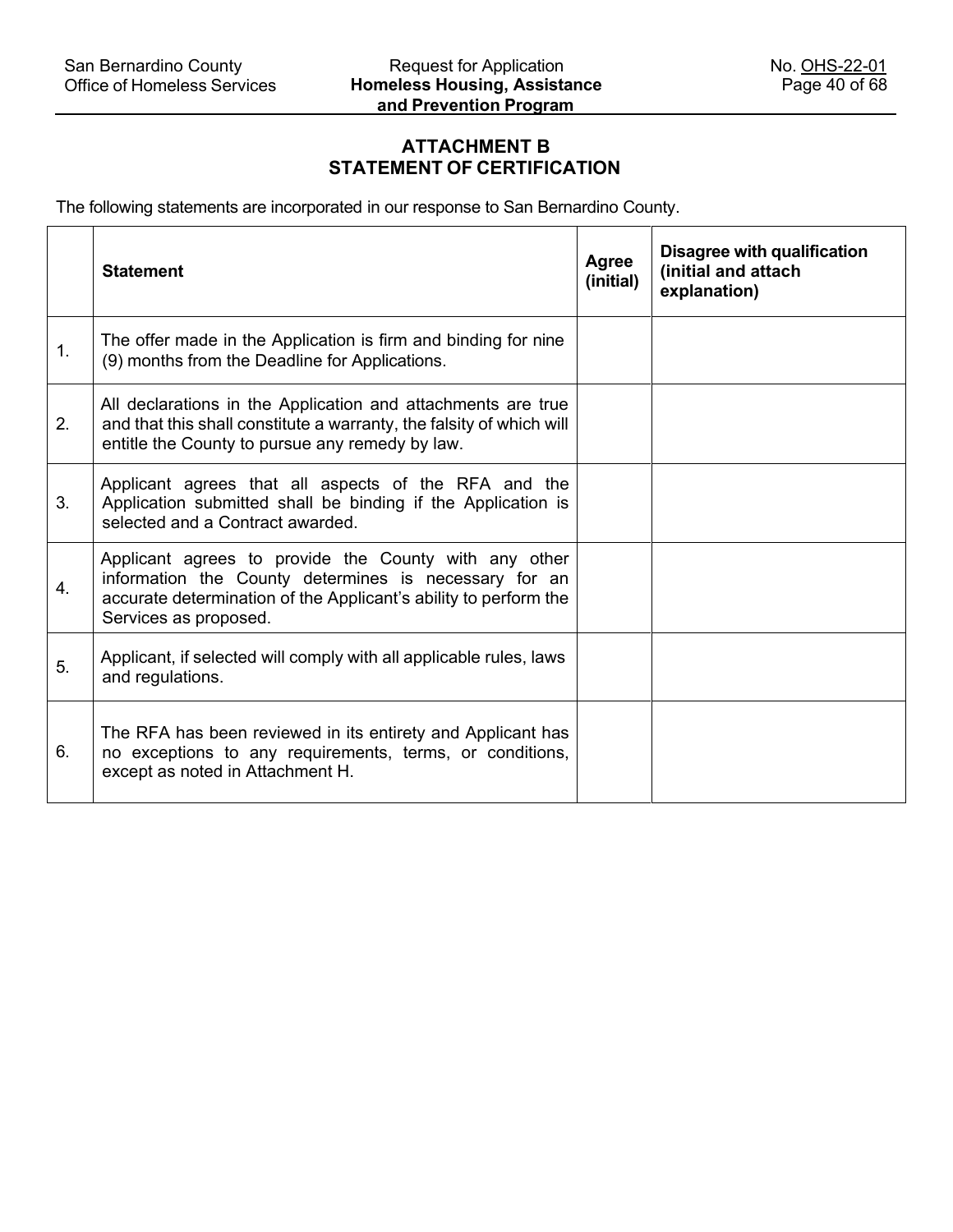## ATTACHMENT B
## STATEMENT OF CERTIFICATION

The following statements are incorporated in our response to San Bernardino County.

| | Statement | Agree (initial) | Disagree with qualification (initial and attach explanation) |
|---|---|---|---|
| 1. | The offer made in the Application is firm and binding for nine (9) months from the Deadline for Applications. | | |
| 2. | All declarations in the Application and attachments are true and that this shall constitute a warranty, the falsity of which will entitle the County to pursue any remedy by law. | | |
| 3. | Applicant agrees that all aspects of the RFA and the Application submitted shall be binding if the Application is selected and a Contract awarded. | | |
| 4. | Applicant agrees to provide the County with any other information the County determines is necessary for an accurate determination of the Applicant's ability to perform the Services as proposed. | | |
| 5. | Applicant, if selected will comply with all applicable rules, laws and regulations. | | |
| 6. | The RFA has been reviewed in its entirety and Applicant has no exceptions to any requirements, terms, or conditions, except as noted in Attachment H. | | |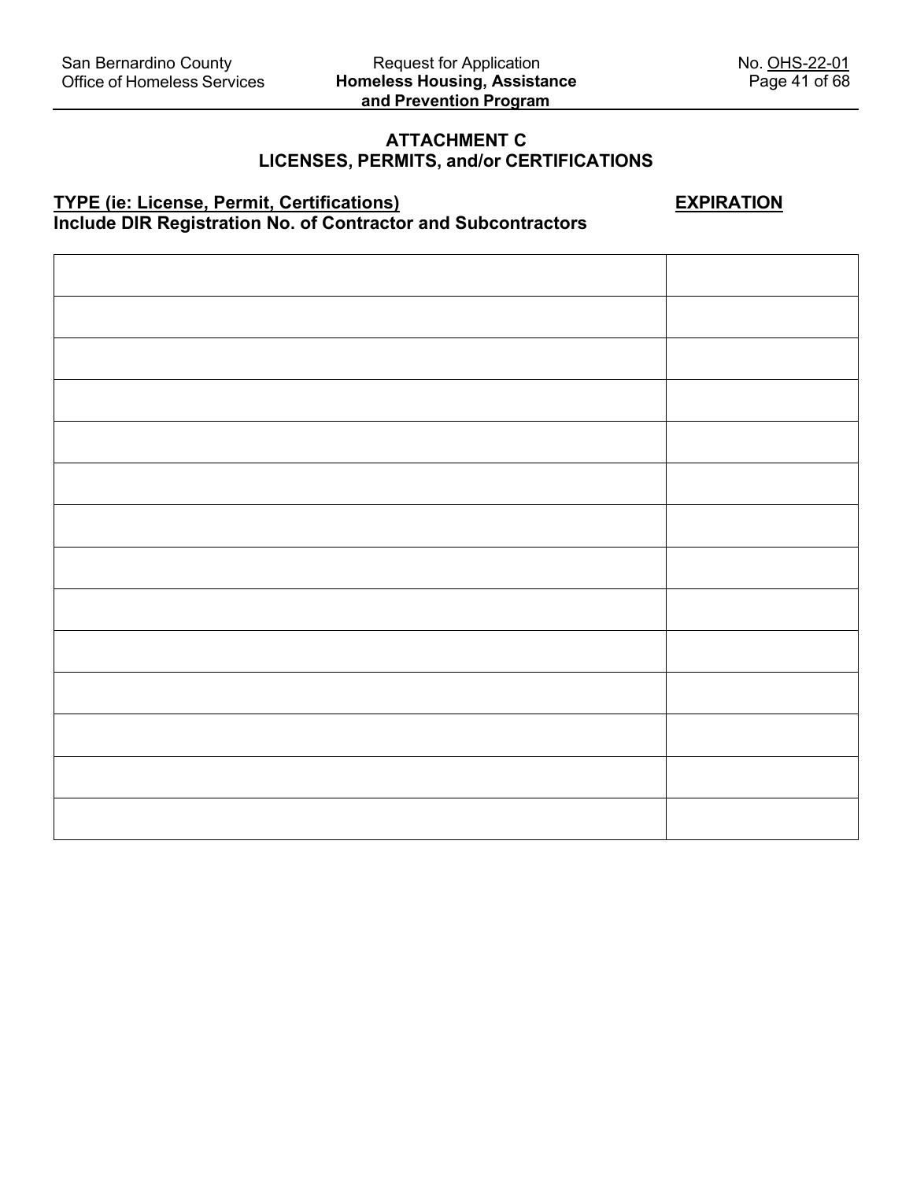**ATTACHMENT C**
**LICENSES, PERMITS, and/or CERTIFICATIONS**

| **TYPE (ie: License, Permit, Certifications)** **Include DIR Registration No. of Contractor and Subcontractors** | **EXPIRATION** |
|---|---|
| | |
| | |
| | |
| | |
| | |
| | |
| | |
| | |
| | |
| | |
| | |
| | |
| | |
| | |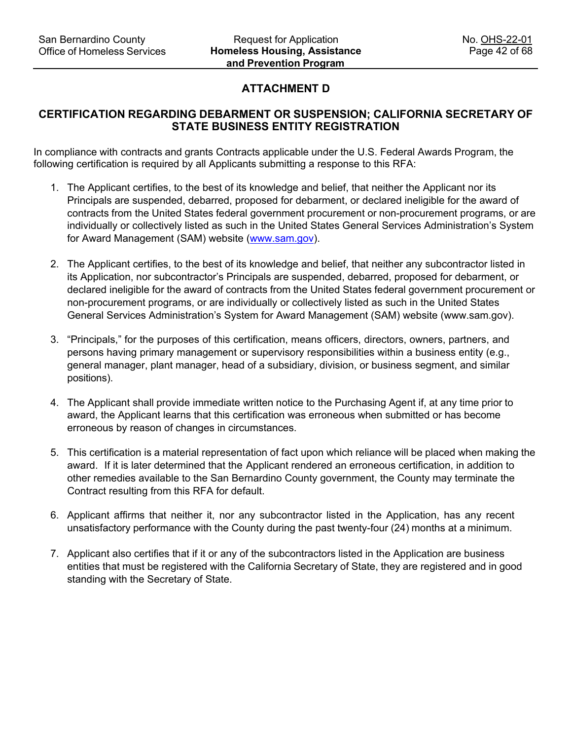## ATTACHMENT D

## CERTIFICATION REGARDING DEBARMENT OR SUSPENSION; CALIFORNIA SECRETARY OF STATE BUSINESS ENTITY REGISTRATION

In compliance with contracts and grants Contracts applicable under the U.S. Federal Awards Program, the following certification is required by all Applicants submitting a response to this RFA:

1. The Applicant certifies, to the best of its knowledge and belief, that neither the Applicant nor its Principals are suspended, debarred, proposed for debarment, or declared ineligible for the award of contracts from the United States federal government procurement or non-procurement programs, or are individually or collectively listed as such in the United States General Services Administration's System for Award Management (SAM) website (www.sam.gov).

2. The Applicant certifies, to the best of its knowledge and belief, that neither any subcontractor listed in its Application, nor subcontractor's Principals are suspended, debarred, proposed for debarment, or declared ineligible for the award of contracts from the United States federal government procurement or non-procurement programs, or are individually or collectively listed as such in the United States General Services Administration's System for Award Management (SAM) website (www.sam.gov).

3. "Principals," for the purposes of this certification, means officers, directors, owners, partners, and persons having primary management or supervisory responsibilities within a business entity (e.g., general manager, plant manager, head of a subsidiary, division, or business segment, and similar positions).

4. The Applicant shall provide immediate written notice to the Purchasing Agent if, at any time prior to award, the Applicant learns that this certification was erroneous when submitted or has become erroneous by reason of changes in circumstances.

5. This certification is a material representation of fact upon which reliance will be placed when making the award. If it is later determined that the Applicant rendered an erroneous certification, in addition to other remedies available to the San Bernardino County government, the County may terminate the Contract resulting from this RFA for default.

6. Applicant affirms that neither it, nor any subcontractor listed in the Application, has any recent unsatisfactory performance with the County during the past twenty-four (24) months at a minimum.

7. Applicant also certifies that if it or any of the subcontractors listed in the Application are business entities that must be registered with the California Secretary of State, they are registered and in good standing with the Secretary of State.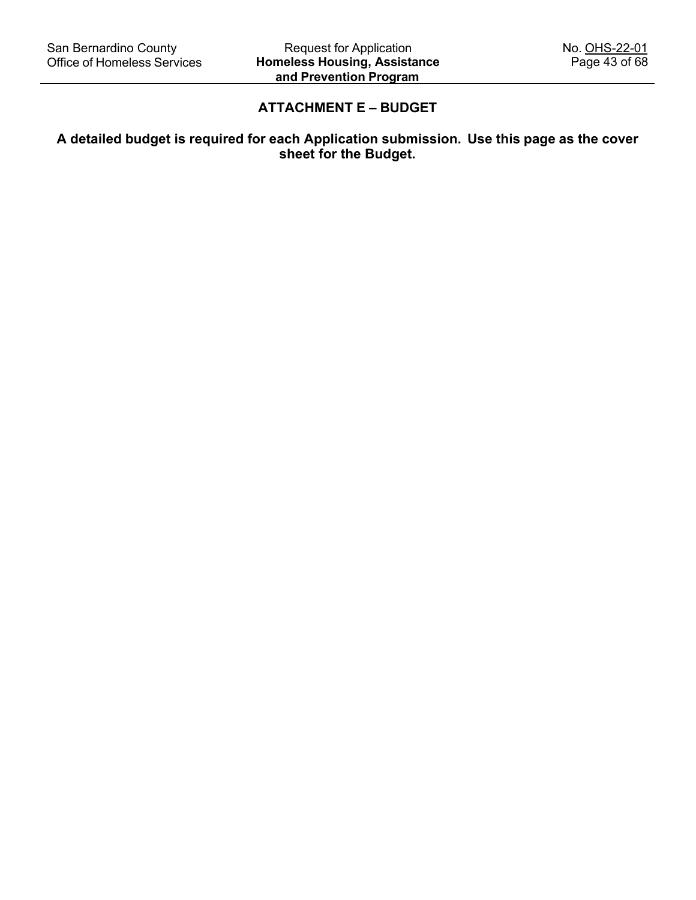# ATTACHMENT E – BUDGET

**A detailed budget is required for each Application submission. Use this page as the cover sheet for the Budget.**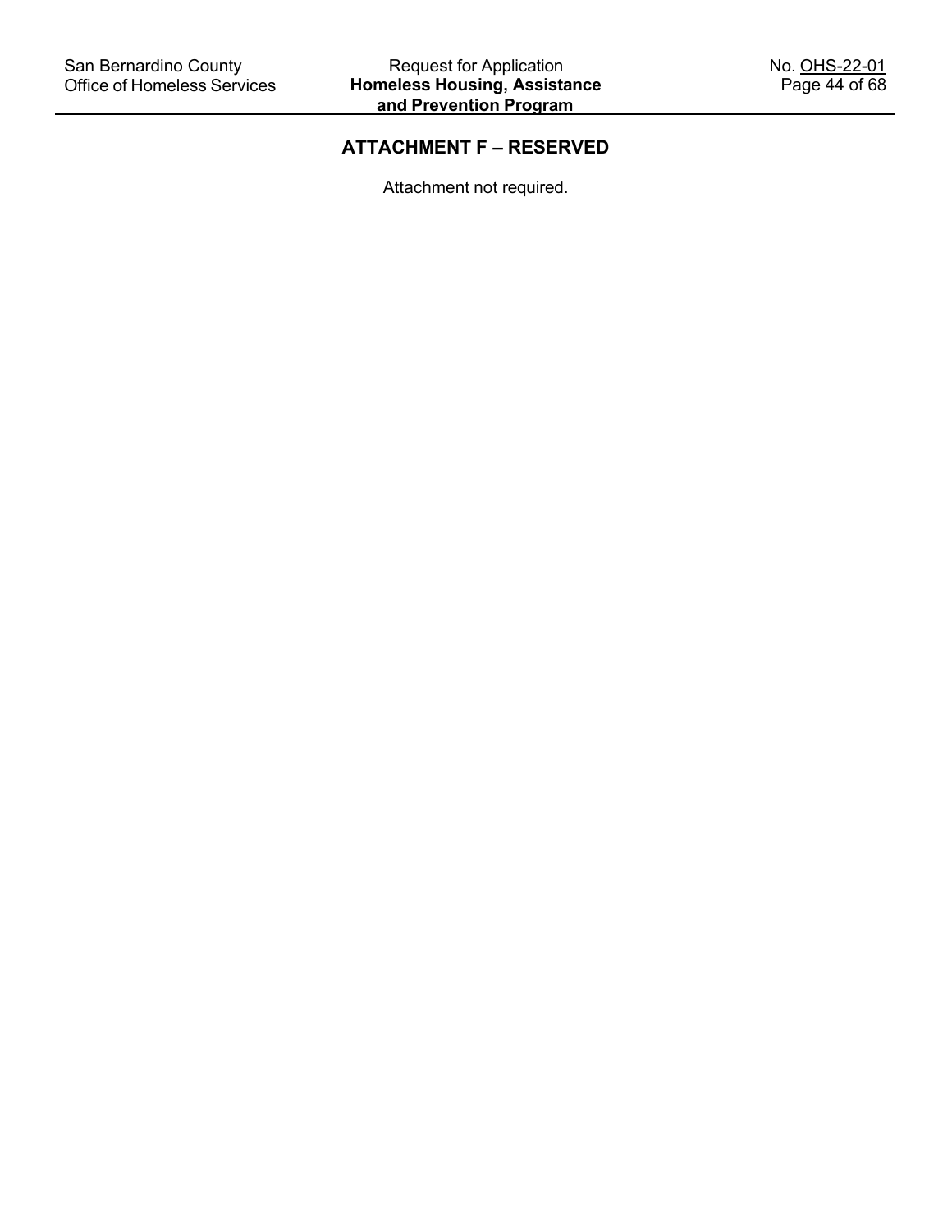## ATTACHMENT F – RESERVED

Attachment not required.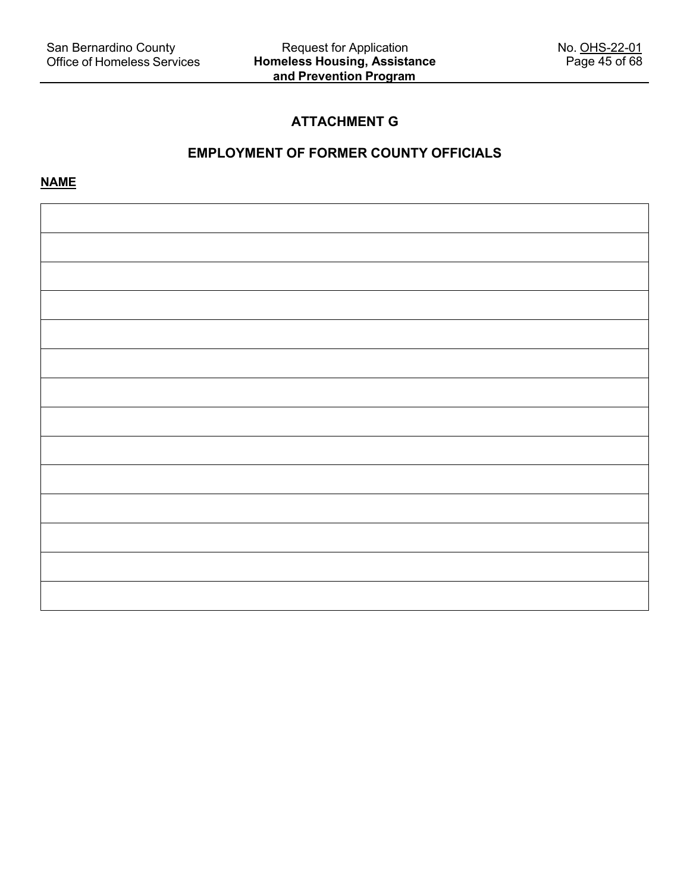## ATTACHMENT G

## EMPLOYMENT OF FORMER COUNTY OFFICIALS

**NAME**

| |
|---|
| |
| |
| |
| |
| |
| |
| |
| |
| |
| |
| |
| |
| |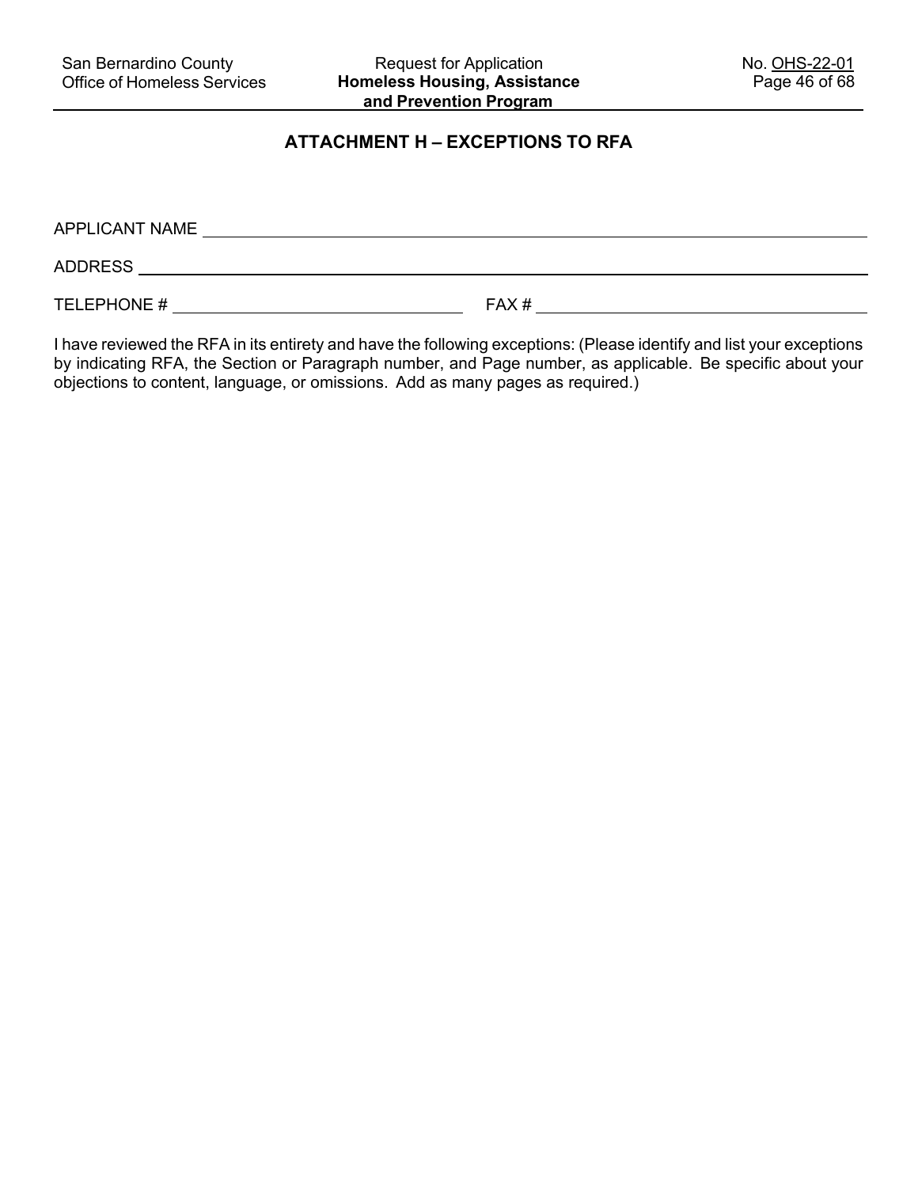## ATTACHMENT H – EXCEPTIONS TO RFA

APPLICANT NAME ______________________________________________

ADDRESS ______________________________________________

TELEPHONE # ____________________ FAX # ____________________

I have reviewed the RFA in its entirety and have the following exceptions: (Please identify and list your exceptions by indicating RFA, the Section or Paragraph number, and Page number, as applicable. Be specific about your objections to content, language, or omissions. Add as many pages as required.)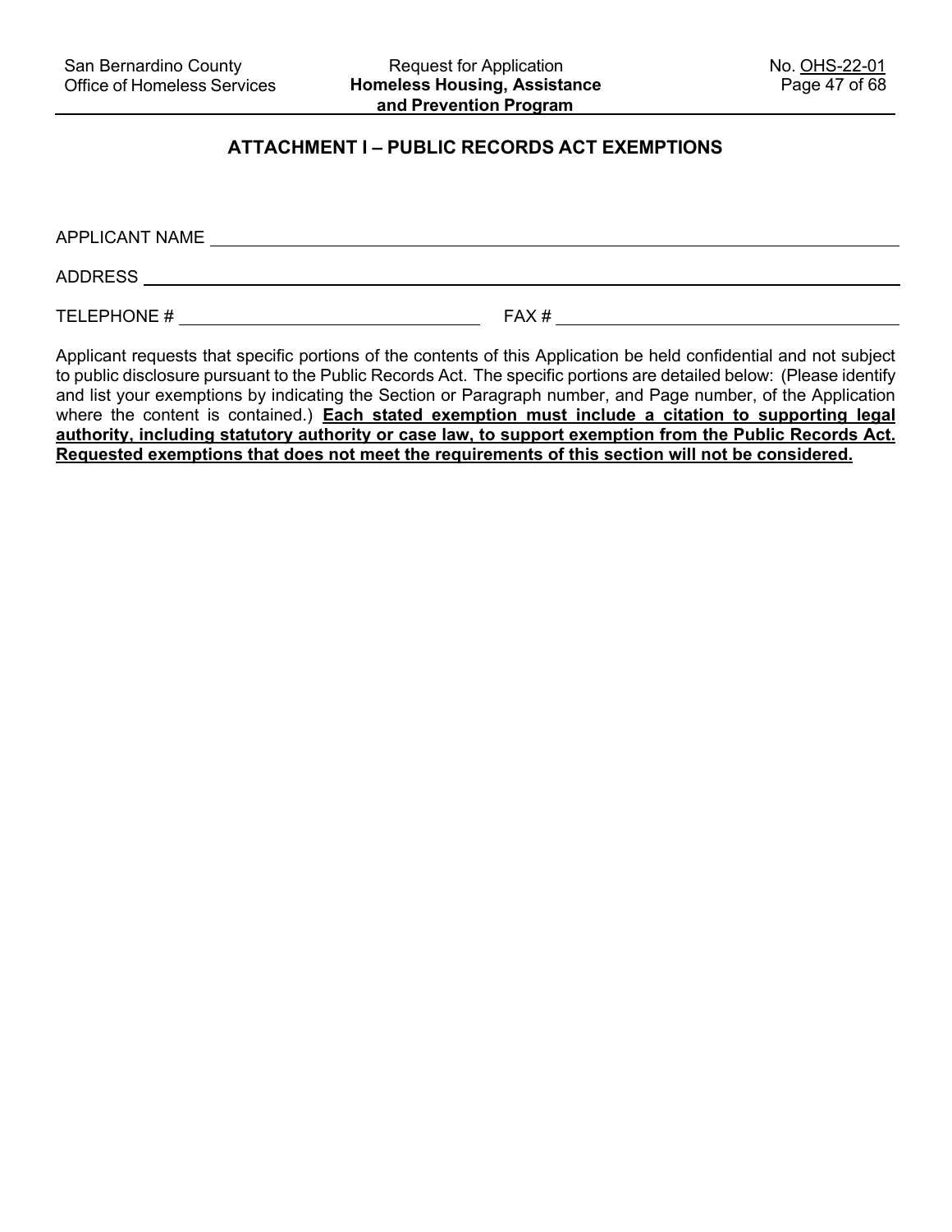## ATTACHMENT I – PUBLIC RECORDS ACT EXEMPTIONS

APPLICANT NAME ______________________________________________

ADDRESS ______________________________________________

TELEPHONE # ____________________ FAX # ____________________

Applicant requests that specific portions of the contents of this Application be held confidential and not subject to public disclosure pursuant to the Public Records Act. The specific portions are detailed below: (Please identify and list your exemptions by indicating the Section or Paragraph number, and Page number, of the Application where the content is contained.) **<u>Each stated exemption must include a citation to supporting legal authority, including statutory authority or case law, to support exemption from the Public Records Act. Requested exemptions that does not meet the requirements of this section will not be considered.</u>**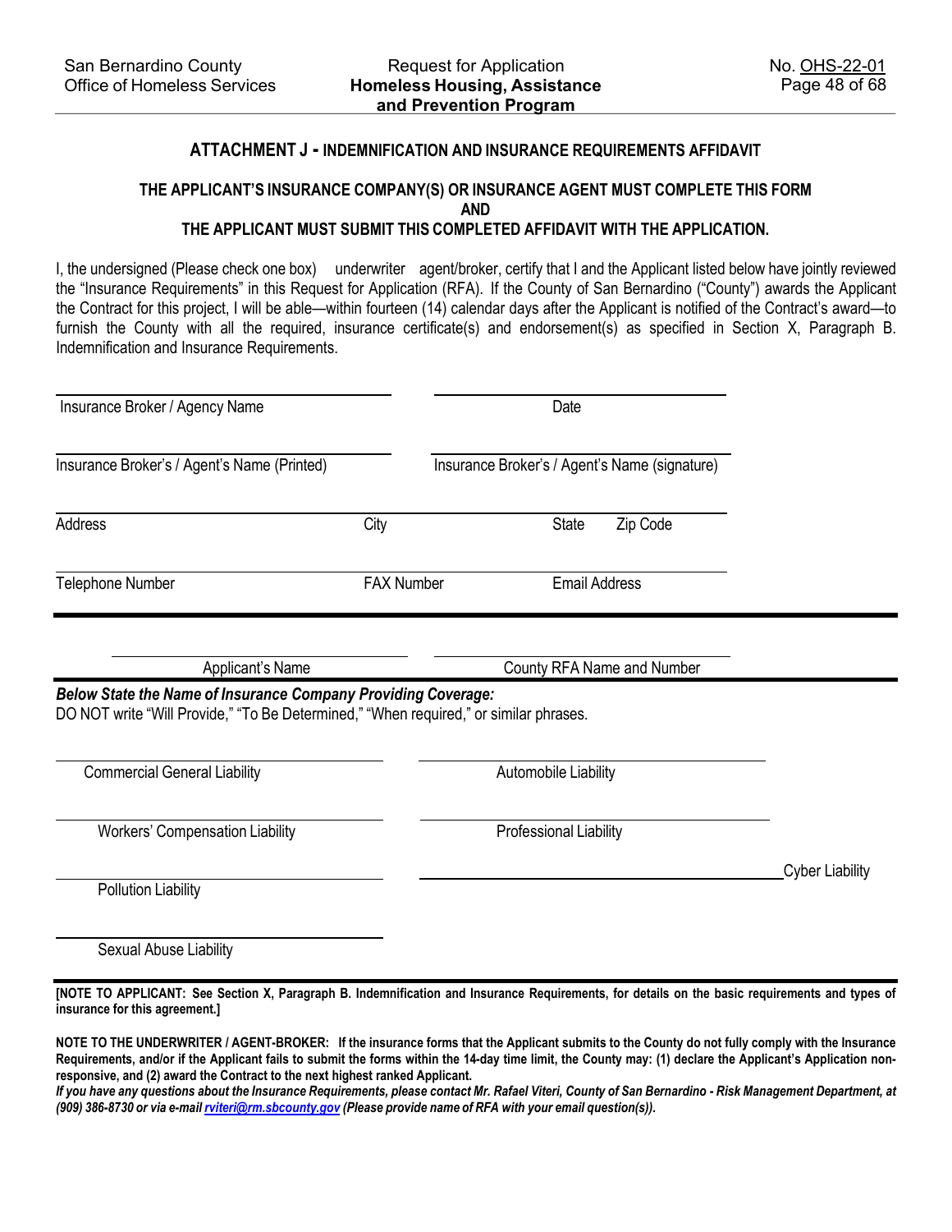## ATTACHMENT J - INDEMNIFICATION AND INSURANCE REQUIREMENTS AFFIDAVIT

### THE APPLICANT'S INSURANCE COMPANY(S) OR INSURANCE AGENT MUST COMPLETE THIS FORM AND THE APPLICANT MUST SUBMIT THIS COMPLETED AFFIDAVIT WITH THE APPLICATION.

I, the undersigned (Please check one box) underwriter agent/broker, certify that I and the Applicant listed below have jointly reviewed the "Insurance Requirements" in this Request for Application (RFA). If the County of San Bernardino ("County") awards the Applicant the Contract for this project, I will be able—within fourteen (14) calendar days after the Applicant is notified of the Contract's award—to furnish the County with all the required, insurance certificate(s) and endorsement(s) as specified in Section X, Paragraph B. Indemnification and Insurance Requirements.

| | |
|---|---|
| Insurance Broker / Agency Name | Date |
| Insurance Broker's / Agent's Name (Printed) | Insurance Broker's / Agent's Name (signature) |
| Address / City | State / Zip Code |
| Telephone Number / FAX Number | Email Address |

| | |
|---|---|
| Applicant's Name | County RFA Name and Number |

***Below State the Name of Insurance Company Providing Coverage:***

*DO NOT write "Will Provide," "To Be Determined," "When required," or similar phrases.*

| | |
|---|---|
| Commercial General Liability | Automobile Liability |
| Workers' Compensation Liability | Professional Liability |
| Pollution Liability | Cyber Liability |
| Sexual Abuse Liability | |

**[NOTE TO APPLICANT: See Section X, Paragraph B. Indemnification and Insurance Requirements, for details on the basic requirements and types of insurance for this agreement.]**

**NOTE TO THE UNDERWRITER / AGENT-BROKER: If the insurance forms that the Applicant submits to the County do not fully comply with the Insurance Requirements, and/or if the Applicant fails to submit the forms within the 14-day time limit, the County may: (1) declare the Applicant's Application non-responsive, and (2) award the Contract to the next highest ranked Applicant.**

***If you have any questions about the Insurance Requirements, please contact Mr. Rafael Viteri, County of San Bernardino - Risk Management Department, at (909) 386-8730 or via e-mail rviteri@rm.sbcounty.gov (Please provide name of RFA with your email question(s)).***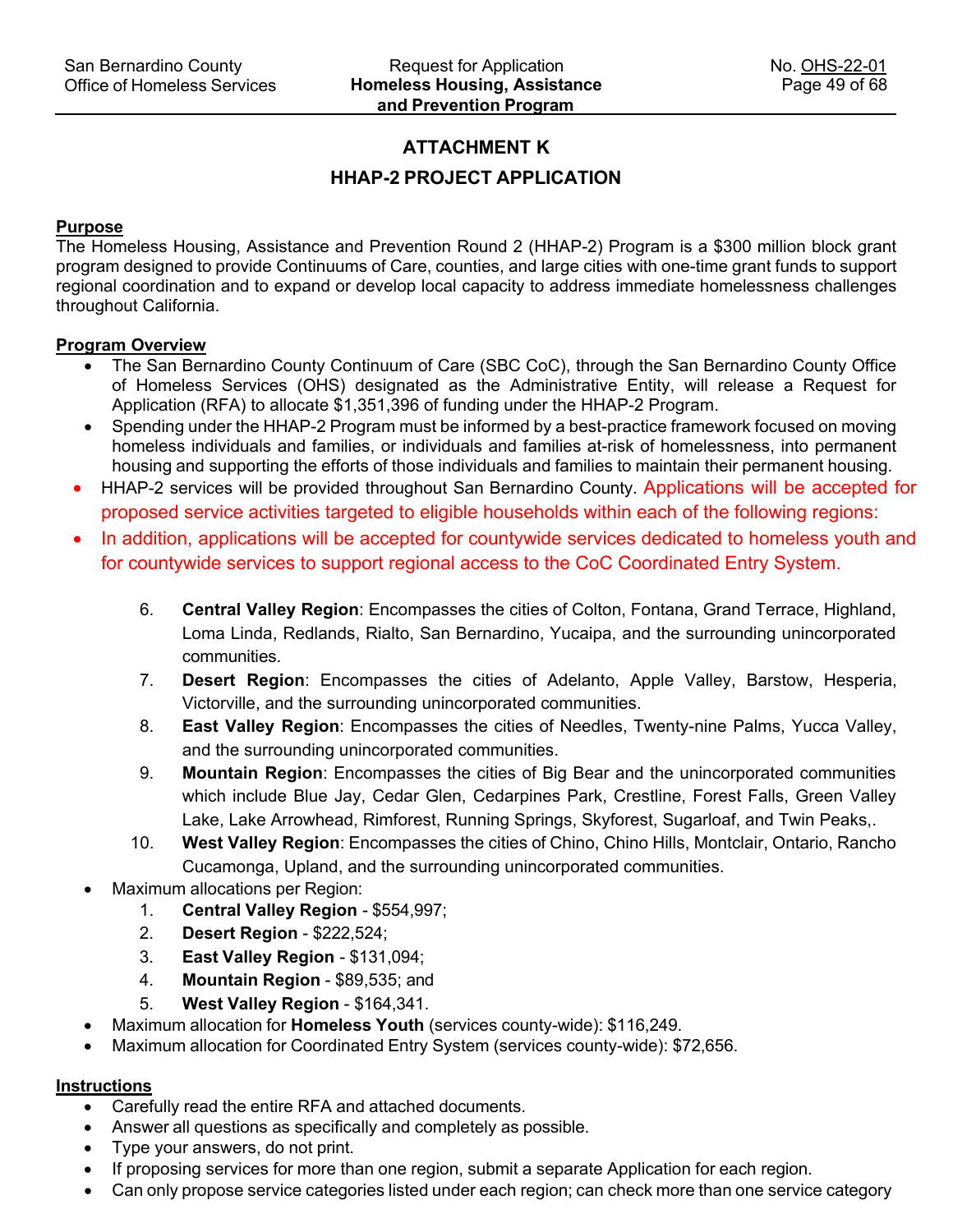## ATTACHMENT K

## HHAP-2 PROJECT APPLICATION

**Purpose**

The Homeless Housing, Assistance and Prevention Round 2 (HHAP-2) Program is a $300 million block grant program designed to provide Continuums of Care, counties, and large cities with one-time grant funds to support regional coordination and to expand or develop local capacity to address immediate homelessness challenges throughout California.

**Program Overview**

- The San Bernardino County Continuum of Care (SBC CoC), through the San Bernardino County Office of Homeless Services (OHS) designated as the Administrative Entity, will release a Request for Application (RFA) to allocate $1,351,396 of funding under the HHAP-2 Program.
- Spending under the HHAP-2 Program must be informed by a best-practice framework focused on moving homeless individuals and families, or individuals and families at-risk of homelessness, into permanent housing and supporting the efforts of those individuals and families to maintain their permanent housing.
- HHAP-2 services will be provided throughout San Bernardino County. Applications will be accepted for proposed service activities targeted to eligible households within each of the following regions:
- In addition, applications will be accepted for countywide services dedicated to homeless youth and for countywide services to support regional access to the CoC Coordinated Entry System.

  6. **Central Valley Region**: Encompasses the cities of Colton, Fontana, Grand Terrace, Highland, Loma Linda, Redlands, Rialto, San Bernardino, Yucaipa, and the surrounding unincorporated communities.
  7. **Desert Region**: Encompasses the cities of Adelanto, Apple Valley, Barstow, Hesperia, Victorville, and the surrounding unincorporated communities.
  8. **East Valley Region**: Encompasses the cities of Needles, Twenty-nine Palms, Yucca Valley, and the surrounding unincorporated communities.
  9. **Mountain Region**: Encompasses the cities of Big Bear and the unincorporated communities which include Blue Jay, Cedar Glen, Cedarpines Park, Crestline, Forest Falls, Green Valley Lake, Lake Arrowhead, Rimforest, Running Springs, Skyforest, Sugarloaf, and Twin Peaks,.
  10. **West Valley Region**: Encompasses the cities of Chino, Chino Hills, Montclair, Ontario, Rancho Cucamonga, Upland, and the surrounding unincorporated communities.

- Maximum allocations per Region:
  1. **Central Valley Region** - $554,997;
  2. **Desert Region** - $222,524;
  3. **East Valley Region** - $131,094;
  4. **Mountain Region** - $89,535; and
  5. **West Valley Region** - $164,341.
- Maximum allocation for **Homeless Youth** (services county-wide): $116,249.
- Maximum allocation for Coordinated Entry System (services county-wide): $72,656.

**Instructions**

- Carefully read the entire RFA and attached documents.
- Answer all questions as specifically and completely as possible.
- Type your answers, do not print.
- If proposing services for more than one region, submit a separate Application for each region.
- Can only propose service categories listed under each region; can check more than one service category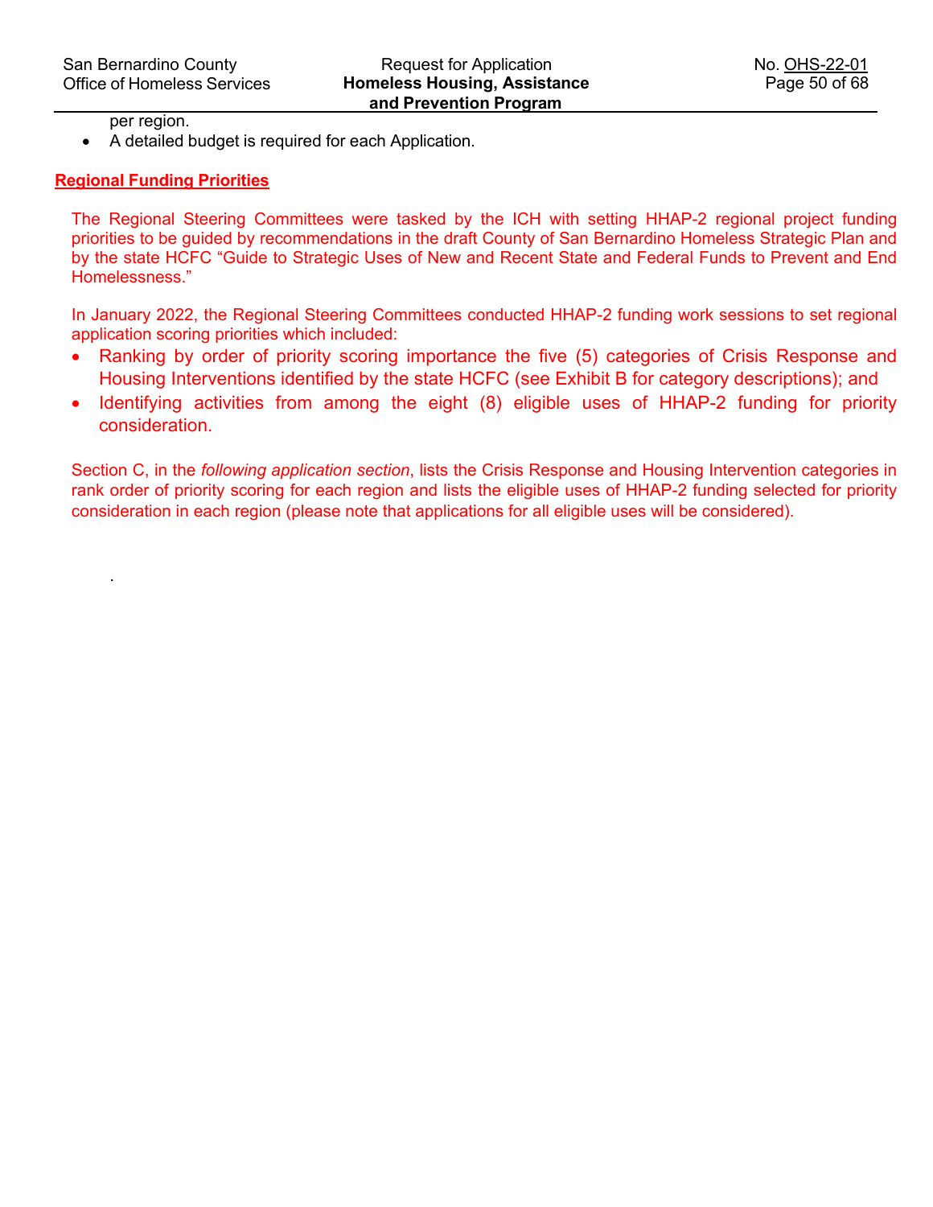per region.

- A detailed budget is required for each Application.

**Regional Funding Priorities**

The Regional Steering Committees were tasked by the ICH with setting HHAP-2 regional project funding priorities to be guided by recommendations in the draft County of San Bernardino Homeless Strategic Plan and by the state HCFC "Guide to Strategic Uses of New and Recent State and Federal Funds to Prevent and End Homelessness."

In January 2022, the Regional Steering Committees conducted HHAP-2 funding work sessions to set regional application scoring priorities which included:

- Ranking by order of priority scoring importance the five (5) categories of Crisis Response and Housing Interventions identified by the state HCFC (see Exhibit B for category descriptions); and
- Identifying activities from among the eight (8) eligible uses of HHAP-2 funding for priority consideration.

Section C, in the *following application section*, lists the Crisis Response and Housing Intervention categories in rank order of priority scoring for each region and lists the eligible uses of HHAP-2 funding selected for priority consideration in each region (please note that applications for all eligible uses will be considered).

.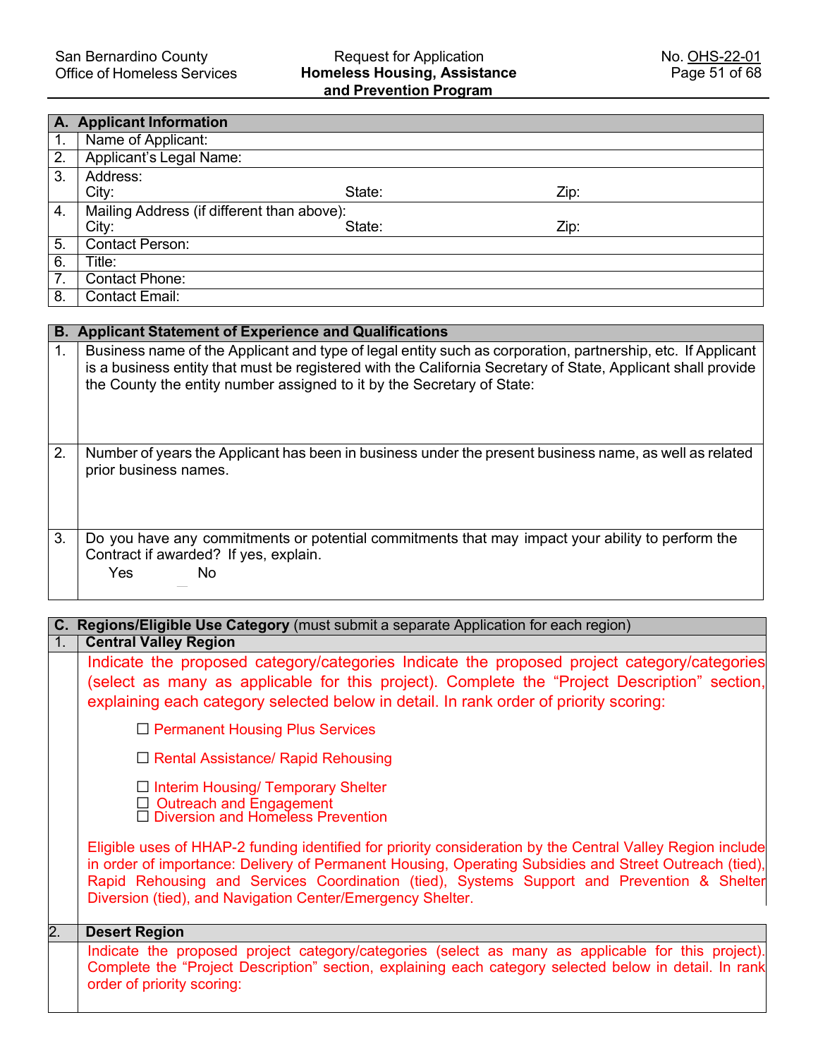| A. Applicant Information | |
|---|---|
| 1. | Name of Applicant: |
| 2. | Applicant's Legal Name: |
| 3. | Address:<br>City: State: Zip: |
| 4. | Mailing Address (if different than above):<br>City: State: Zip: |
| 5. | Contact Person: |
| 6. | Title: |
| 7. | Contact Phone: |
| 8. | Contact Email: |

| B. Applicant Statement of Experience and Qualifications | |
|---|---|
| 1. | Business name of the Applicant and type of legal entity such as corporation, partnership, etc. If Applicant is a business entity that must be registered with the California Secretary of State, Applicant shall provide the County the entity number assigned to it by the Secretary of State: |
| 2. | Number of years the Applicant has been in business under the present business name, as well as related prior business names. |
| 3. | Do you have any commitments or potential commitments that may impact your ability to perform the Contract if awarded? If yes, explain.<br>Yes No |

| C. Regions/Eligible Use Category (must submit a separate Application for each region) | |
|---|---|
| 1. | **Central Valley Region** |
| | Indicate the proposed category/categories Indicate the proposed project category/categories (select as many as applicable for this project). Complete the "Project Description" section, explaining each category selected below in detail. In rank order of priority scoring:<br><br>☐ Permanent Housing Plus Services<br>☐ Rental Assistance/ Rapid Rehousing<br>☐ Interim Housing/ Temporary Shelter<br>☐ Outreach and Engagement<br>☐ Diversion and Homeless Prevention<br><br>Eligible uses of HHAP-2 funding identified for priority consideration by the Central Valley Region include in order of importance: Delivery of Permanent Housing, Operating Subsidies and Street Outreach (tied), Rapid Rehousing and Services Coordination (tied), Systems Support and Prevention & Shelter Diversion (tied), and Navigation Center/Emergency Shelter. |
| 2. | **Desert Region** |
| | Indicate the proposed project category/categories (select as many as applicable for this project). Complete the "Project Description" section, explaining each category selected below in detail. In rank order of priority scoring: |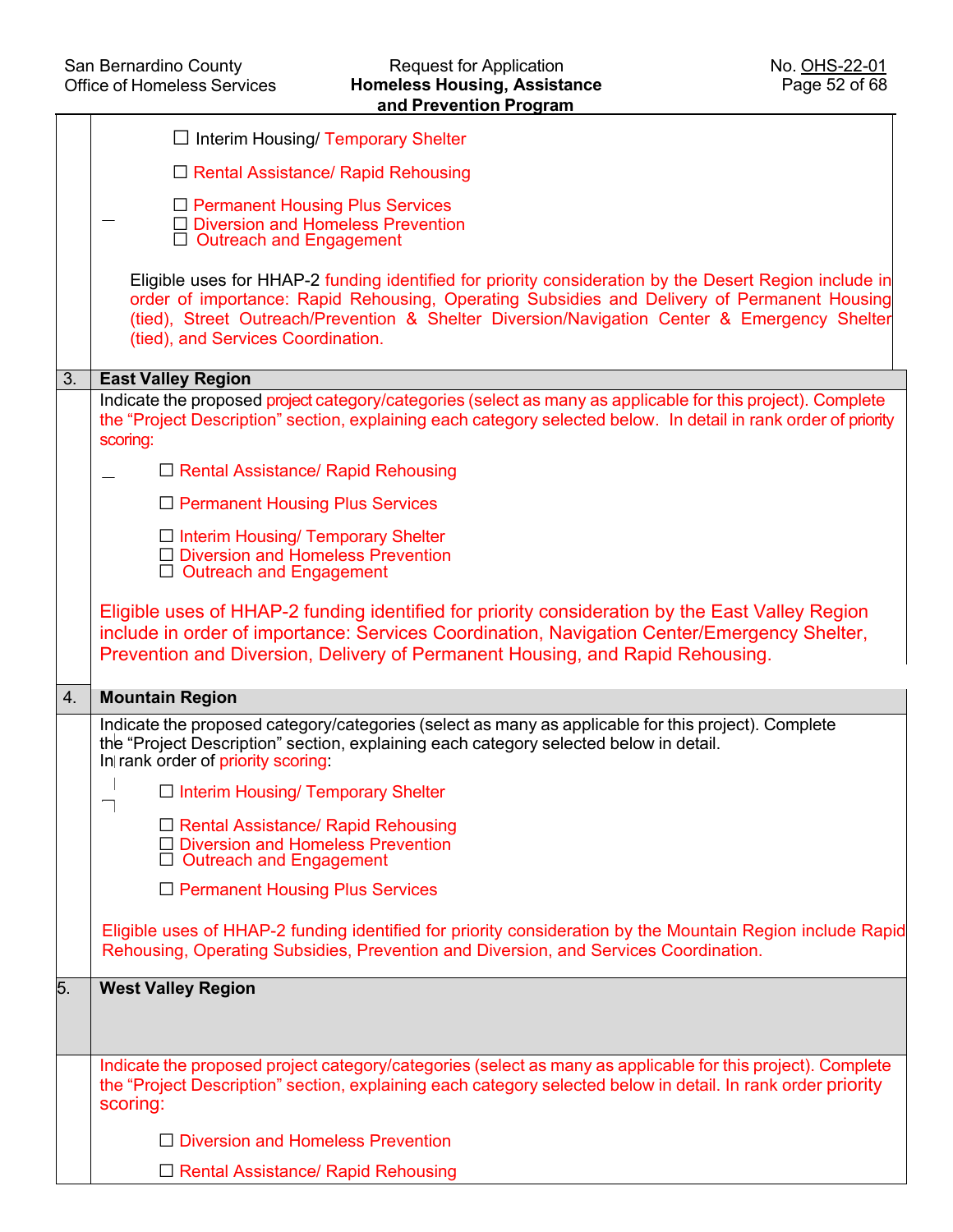☐ Interim Housing/ Temporary Shelter

☐ Rental Assistance/ Rapid Rehousing

☐ Permanent Housing Plus Services
☐ Diversion and Homeless Prevention
☐ Outreach and Engagement

Eligible uses for HHAP-2 funding identified for priority consideration by the Desert Region include in order of importance: Rapid Rehousing, Operating Subsidies and Delivery of Permanent Housing (tied), Street Outreach/Prevention & Shelter Diversion/Navigation Center & Emergency Shelter (tied), and Services Coordination.

**3. East Valley Region**

Indicate the proposed project category/categories (select as many as applicable for this project). Complete the "Project Description" section, explaining each category selected below. In detail in rank order of priority scoring:

☐ Rental Assistance/ Rapid Rehousing

☐ Permanent Housing Plus Services

☐ Interim Housing/ Temporary Shelter
☐ Diversion and Homeless Prevention
☐ Outreach and Engagement

Eligible uses of HHAP-2 funding identified for priority consideration by the East Valley Region include in order of importance: Services Coordination, Navigation Center/Emergency Shelter, Prevention and Diversion, Delivery of Permanent Housing, and Rapid Rehousing.

**4. Mountain Region**

Indicate the proposed category/categories (select as many as applicable for this project). Complete the "Project Description" section, explaining each category selected below in detail.
In rank order of priority scoring:

☐ Interim Housing/ Temporary Shelter

☐ Rental Assistance/ Rapid Rehousing
☐ Diversion and Homeless Prevention
☐ Outreach and Engagement

☐ Permanent Housing Plus Services

Eligible uses of HHAP-2 funding identified for priority consideration by the Mountain Region include Rapid Rehousing, Operating Subsidies, Prevention and Diversion, and Services Coordination.

**5. West Valley Region**

Indicate the proposed project category/categories (select as many as applicable for this project). Complete the "Project Description" section, explaining each category selected below in detail. In rank order priority scoring:

☐ Diversion and Homeless Prevention

☐ Rental Assistance/ Rapid Rehousing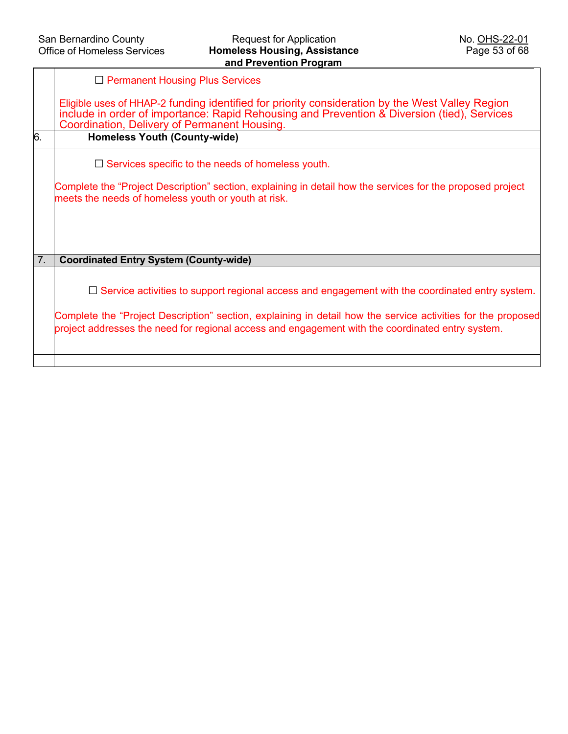| | |
|---|---|
| | ☐ Permanent Housing Plus Services<br><br>Eligible uses of HHAP-2 funding identified for priority consideration by the West Valley Region include in order of importance: Rapid Rehousing and Prevention & Diversion (tied), Services Coordination, Delivery of Permanent Housing. |
| 6. | **Homeless Youth (County-wide)** |
| | ☐ Services specific to the needs of homeless youth.<br><br>Complete the "Project Description" section, explaining in detail how the services for the proposed project meets the needs of homeless youth or youth at risk. |
| 7. | **Coordinated Entry System (County-wide)** |
| | ☐ Service activities to support regional access and engagement with the coordinated entry system.<br><br>Complete the "Project Description" section, explaining in detail how the service activities for the proposed project addresses the need for regional access and engagement with the coordinated entry system. |
| | |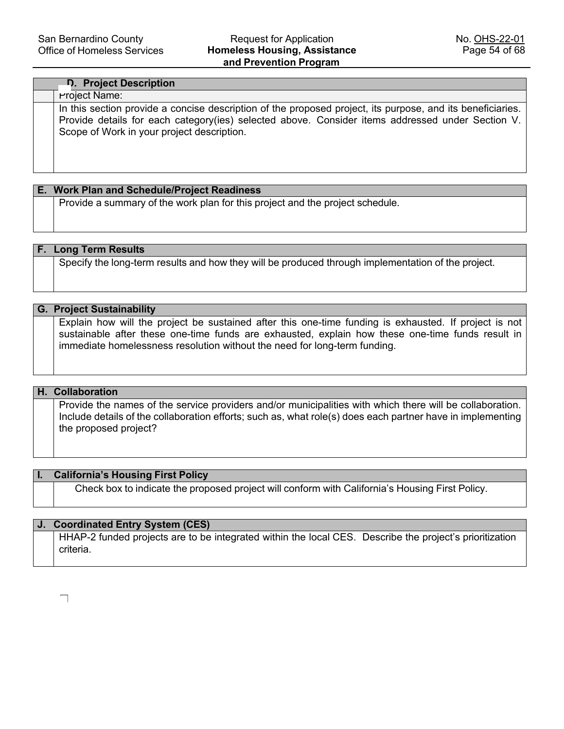| D. Project Description | |
|---|---|
| | Project Name: |
| | In this section provide a concise description of the proposed project, its purpose, and its beneficiaries. Provide details for each category(ies) selected above. Consider items addressed under Section V. Scope of Work in your project description. |

| E. Work Plan and Schedule/Project Readiness | |
|---|---|
| | Provide a summary of the work plan for this project and the project schedule. |

| F. Long Term Results | |
|---|---|
| | Specify the long-term results and how they will be produced through implementation of the project. |

| G. Project Sustainability | |
|---|---|
| | Explain how will the project be sustained after this one-time funding is exhausted. If project is not sustainable after these one-time funds are exhausted, explain how these one-time funds result in immediate homelessness resolution without the need for long-term funding. |

| H. Collaboration | |
|---|---|
| | Provide the names of the service providers and/or municipalities with which there will be collaboration. Include details of the collaboration efforts; such as, what role(s) does each partner have in implementing the proposed project? |

| I. California's Housing First Policy | |
|---|---|
| | Check box to indicate the proposed project will conform with California's Housing First Policy. |

| J. Coordinated Entry System (CES) | |
|---|---|
| | HHAP-2 funded projects are to be integrated within the local CES. Describe the project's prioritization criteria. |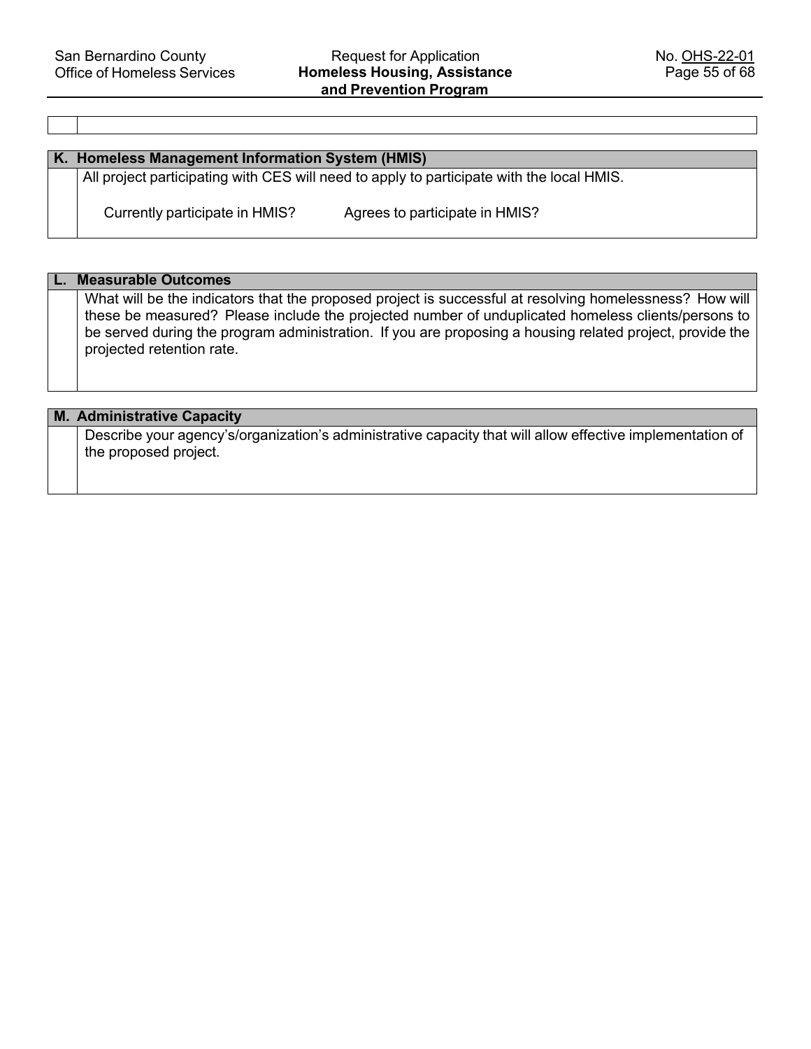| | |
|---|---|
| | |

| K. Homeless Management Information System (HMIS) | |
|---|---|
| | All project participating with CES will need to apply to participate with the local HMIS.<br><br>Currently participate in HMIS?     Agrees to participate in HMIS? |

| L. Measurable Outcomes | |
|---|---|
| | What will be the indicators that the proposed project is successful at resolving homelessness? How will these be measured? Please include the projected number of unduplicated homeless clients/persons to be served during the program administration. If you are proposing a housing related project, provide the projected retention rate. |

| M. Administrative Capacity | |
|---|---|
| | Describe your agency's/organization's administrative capacity that will allow effective implementation of the proposed project. |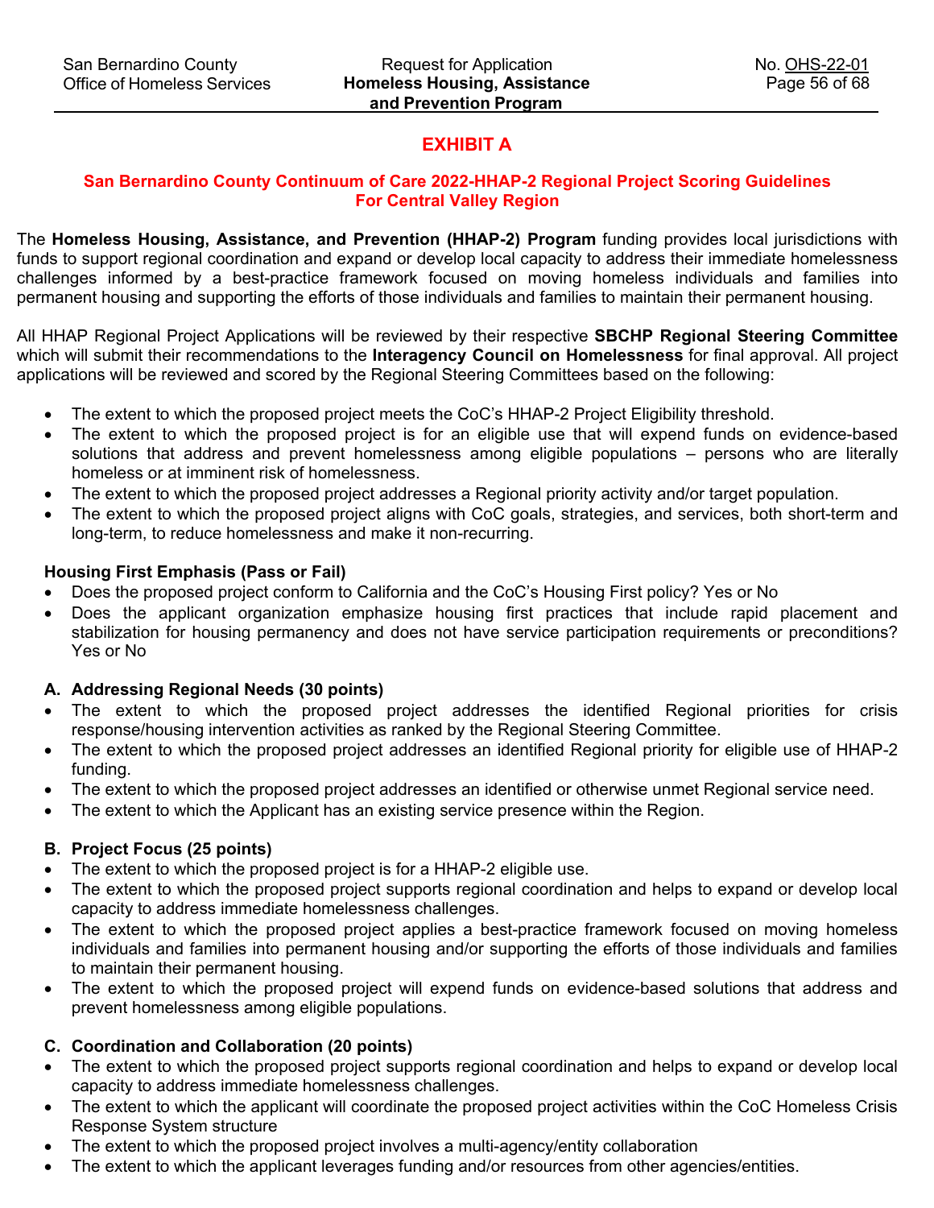## EXHIBIT A

### San Bernardino County Continuum of Care 2022-HHAP-2 Regional Project Scoring Guidelines For Central Valley Region

The **Homeless Housing, Assistance, and Prevention (HHAP-2) Program** funding provides local jurisdictions with funds to support regional coordination and expand or develop local capacity to address their immediate homelessness challenges informed by a best-practice framework focused on moving homeless individuals and families into permanent housing and supporting the efforts of those individuals and families to maintain their permanent housing.

All HHAP Regional Project Applications will be reviewed by their respective **SBCHP Regional Steering Committee** which will submit their recommendations to the **Interagency Council on Homelessness** for final approval. All project applications will be reviewed and scored by the Regional Steering Committees based on the following:

- The extent to which the proposed project meets the CoC's HHAP-2 Project Eligibility threshold.
- The extent to which the proposed project is for an eligible use that will expend funds on evidence-based solutions that address and prevent homelessness among eligible populations – persons who are literally homeless or at imminent risk of homelessness.
- The extent to which the proposed project addresses a Regional priority activity and/or target population.
- The extent to which the proposed project aligns with CoC goals, strategies, and services, both short-term and long-term, to reduce homelessness and make it non-recurring.

**Housing First Emphasis (Pass or Fail)**

- Does the proposed project conform to California and the CoC's Housing First policy? Yes or No
- Does the applicant organization emphasize housing first practices that include rapid placement and stabilization for housing permanency and does not have service participation requirements or preconditions? Yes or No

**A. Addressing Regional Needs (30 points)**

- The extent to which the proposed project addresses the identified Regional priorities for crisis response/housing intervention activities as ranked by the Regional Steering Committee.
- The extent to which the proposed project addresses an identified Regional priority for eligible use of HHAP-2 funding.
- The extent to which the proposed project addresses an identified or otherwise unmet Regional service need.
- The extent to which the Applicant has an existing service presence within the Region.

**B. Project Focus (25 points)**

- The extent to which the proposed project is for a HHAP-2 eligible use.
- The extent to which the proposed project supports regional coordination and helps to expand or develop local capacity to address immediate homelessness challenges.
- The extent to which the proposed project applies a best-practice framework focused on moving homeless individuals and families into permanent housing and/or supporting the efforts of those individuals and families to maintain their permanent housing.
- The extent to which the proposed project will expend funds on evidence-based solutions that address and prevent homelessness among eligible populations.

**C. Coordination and Collaboration (20 points)**

- The extent to which the proposed project supports regional coordination and helps to expand or develop local capacity to address immediate homelessness challenges.
- The extent to which the applicant will coordinate the proposed project activities within the CoC Homeless Crisis Response System structure
- The extent to which the proposed project involves a multi-agency/entity collaboration
- The extent to which the applicant leverages funding and/or resources from other agencies/entities.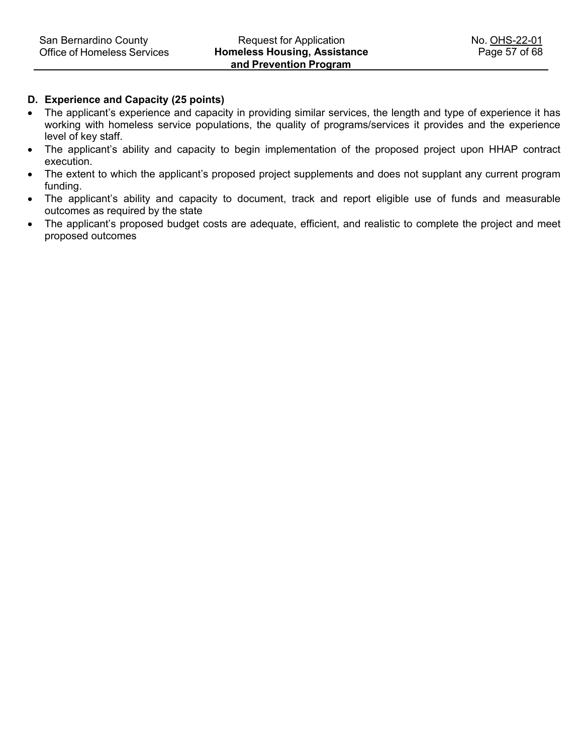**D. Experience and Capacity (25 points)**

- The applicant's experience and capacity in providing similar services, the length and type of experience it has working with homeless service populations, the quality of programs/services it provides and the experience level of key staff.
- The applicant's ability and capacity to begin implementation of the proposed project upon HHAP contract execution.
- The extent to which the applicant's proposed project supplements and does not supplant any current program funding.
- The applicant's ability and capacity to document, track and report eligible use of funds and measurable outcomes as required by the state
- The applicant's proposed budget costs are adequate, efficient, and realistic to complete the project and meet proposed outcomes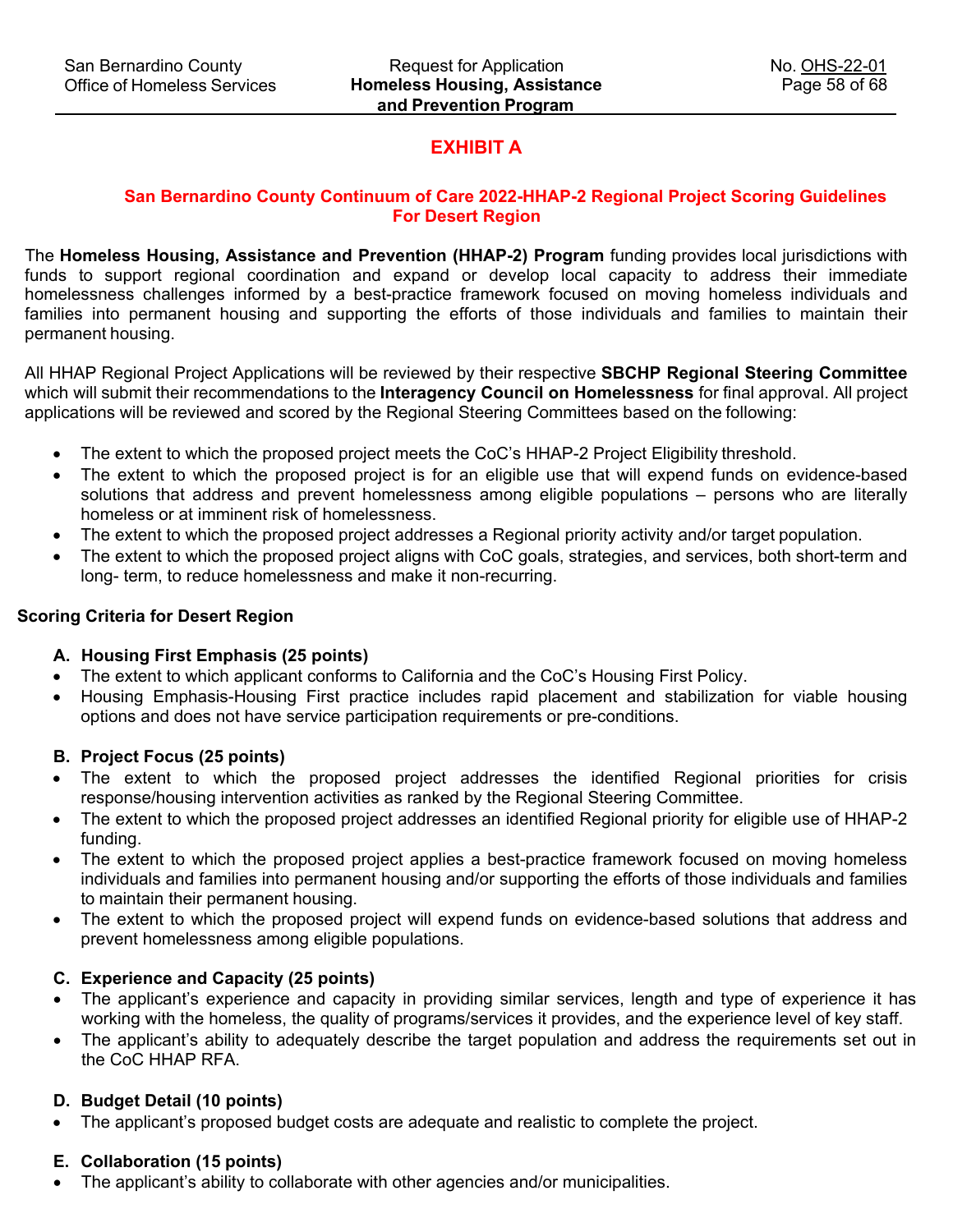# EXHIBIT A

## San Bernardino County Continuum of Care 2022-HHAP-2 Regional Project Scoring Guidelines For Desert Region

The **Homeless Housing, Assistance and Prevention (HHAP-2) Program** funding provides local jurisdictions with funds to support regional coordination and expand or develop local capacity to address their immediate homelessness challenges informed by a best-practice framework focused on moving homeless individuals and families into permanent housing and supporting the efforts of those individuals and families to maintain their permanent housing.

All HHAP Regional Project Applications will be reviewed by their respective **SBCHP Regional Steering Committee** which will submit their recommendations to the **Interagency Council on Homelessness** for final approval. All project applications will be reviewed and scored by the Regional Steering Committees based on the following:

- The extent to which the proposed project meets the CoC's HHAP-2 Project Eligibility threshold.
- The extent to which the proposed project is for an eligible use that will expend funds on evidence-based solutions that address and prevent homelessness among eligible populations – persons who are literally homeless or at imminent risk of homelessness.
- The extent to which the proposed project addresses a Regional priority activity and/or target population.
- The extent to which the proposed project aligns with CoC goals, strategies, and services, both short-term and long- term, to reduce homelessness and make it non-recurring.

### Scoring Criteria for Desert Region

**A. Housing First Emphasis (25 points)**

- The extent to which applicant conforms to California and the CoC's Housing First Policy.
- Housing Emphasis-Housing First practice includes rapid placement and stabilization for viable housing options and does not have service participation requirements or pre-conditions.

**B. Project Focus (25 points)**

- The extent to which the proposed project addresses the identified Regional priorities for crisis response/housing intervention activities as ranked by the Regional Steering Committee.
- The extent to which the proposed project addresses an identified Regional priority for eligible use of HHAP-2 funding.
- The extent to which the proposed project applies a best-practice framework focused on moving homeless individuals and families into permanent housing and/or supporting the efforts of those individuals and families to maintain their permanent housing.
- The extent to which the proposed project will expend funds on evidence-based solutions that address and prevent homelessness among eligible populations.

**C. Experience and Capacity (25 points)**

- The applicant's experience and capacity in providing similar services, length and type of experience it has working with the homeless, the quality of programs/services it provides, and the experience level of key staff.
- The applicant's ability to adequately describe the target population and address the requirements set out in the CoC HHAP RFA.

**D. Budget Detail (10 points)**

- The applicant's proposed budget costs are adequate and realistic to complete the project.

**E. Collaboration (15 points)**

- The applicant's ability to collaborate with other agencies and/or municipalities.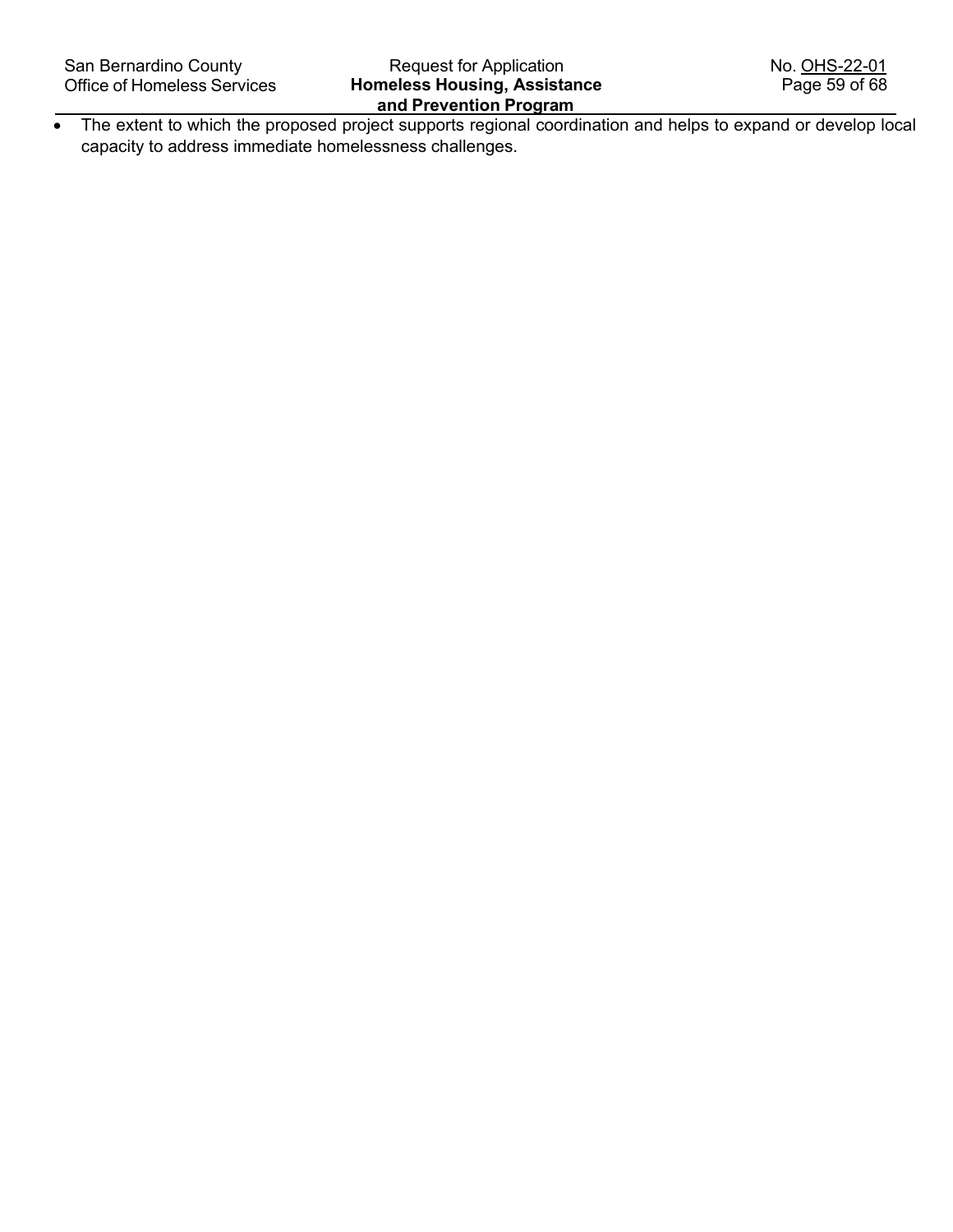- The extent to which the proposed project supports regional coordination and helps to expand or develop local capacity to address immediate homelessness challenges.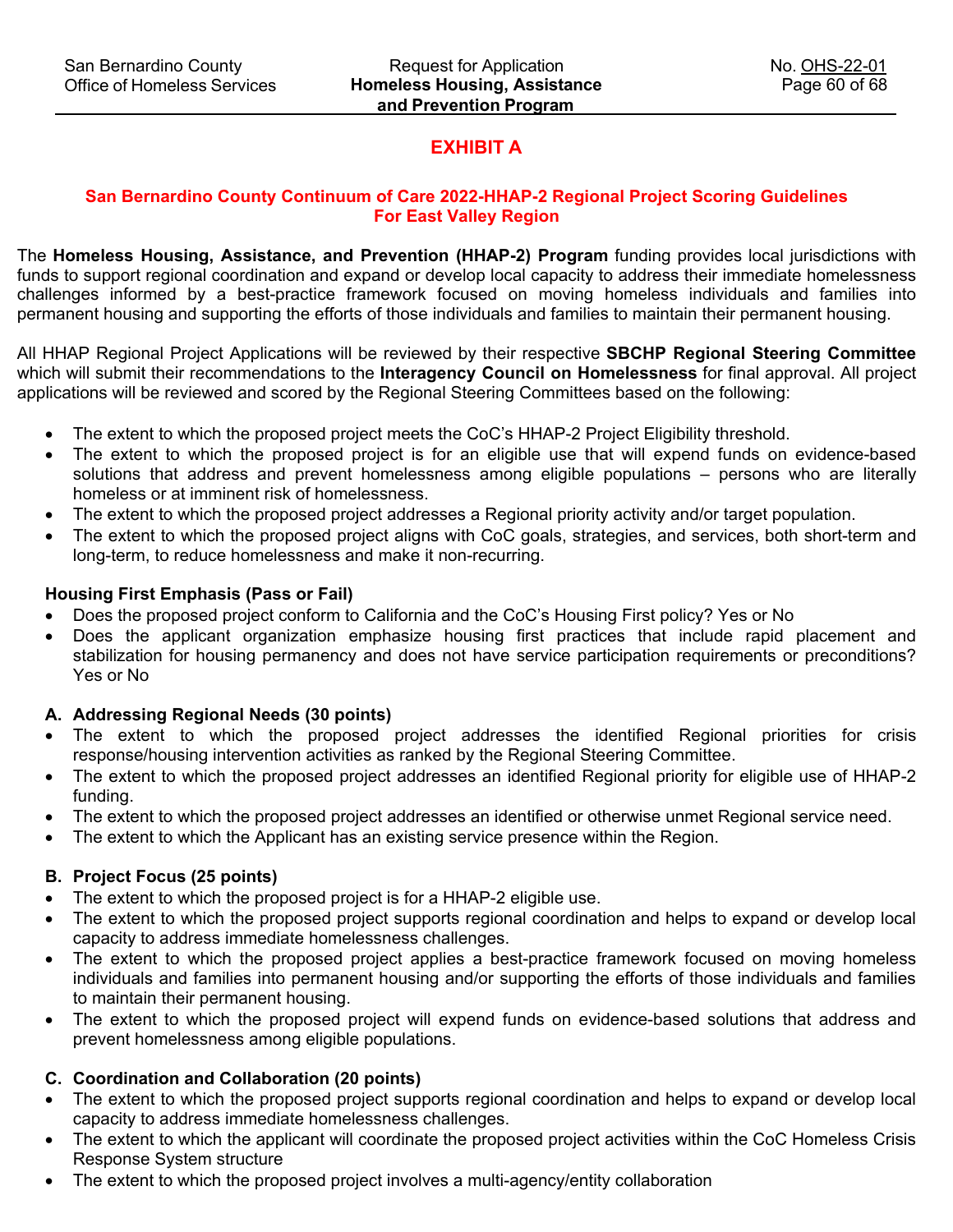# EXHIBIT A

## San Bernardino County Continuum of Care 2022-HHAP-2 Regional Project Scoring Guidelines For East Valley Region

The **Homeless Housing, Assistance, and Prevention (HHAP-2) Program** funding provides local jurisdictions with funds to support regional coordination and expand or develop local capacity to address their immediate homelessness challenges informed by a best-practice framework focused on moving homeless individuals and families into permanent housing and supporting the efforts of those individuals and families to maintain their permanent housing.

All HHAP Regional Project Applications will be reviewed by their respective **SBCHP Regional Steering Committee** which will submit their recommendations to the **Interagency Council on Homelessness** for final approval. All project applications will be reviewed and scored by the Regional Steering Committees based on the following:

- The extent to which the proposed project meets the CoC's HHAP-2 Project Eligibility threshold.
- The extent to which the proposed project is for an eligible use that will expend funds on evidence-based solutions that address and prevent homelessness among eligible populations – persons who are literally homeless or at imminent risk of homelessness.
- The extent to which the proposed project addresses a Regional priority activity and/or target population.
- The extent to which the proposed project aligns with CoC goals, strategies, and services, both short-term and long-term, to reduce homelessness and make it non-recurring.

### Housing First Emphasis (Pass or Fail)

- Does the proposed project conform to California and the CoC's Housing First policy? Yes or No
- Does the applicant organization emphasize housing first practices that include rapid placement and stabilization for housing permanency and does not have service participation requirements or preconditions? Yes or No

### A. Addressing Regional Needs (30 points)

- The extent to which the proposed project addresses the identified Regional priorities for crisis response/housing intervention activities as ranked by the Regional Steering Committee.
- The extent to which the proposed project addresses an identified Regional priority for eligible use of HHAP-2 funding.
- The extent to which the proposed project addresses an identified or otherwise unmet Regional service need.
- The extent to which the Applicant has an existing service presence within the Region.

### B. Project Focus (25 points)

- The extent to which the proposed project is for a HHAP-2 eligible use.
- The extent to which the proposed project supports regional coordination and helps to expand or develop local capacity to address immediate homelessness challenges.
- The extent to which the proposed project applies a best-practice framework focused on moving homeless individuals and families into permanent housing and/or supporting the efforts of those individuals and families to maintain their permanent housing.
- The extent to which the proposed project will expend funds on evidence-based solutions that address and prevent homelessness among eligible populations.

### C. Coordination and Collaboration (20 points)

- The extent to which the proposed project supports regional coordination and helps to expand or develop local capacity to address immediate homelessness challenges.
- The extent to which the applicant will coordinate the proposed project activities within the CoC Homeless Crisis Response System structure
- The extent to which the proposed project involves a multi-agency/entity collaboration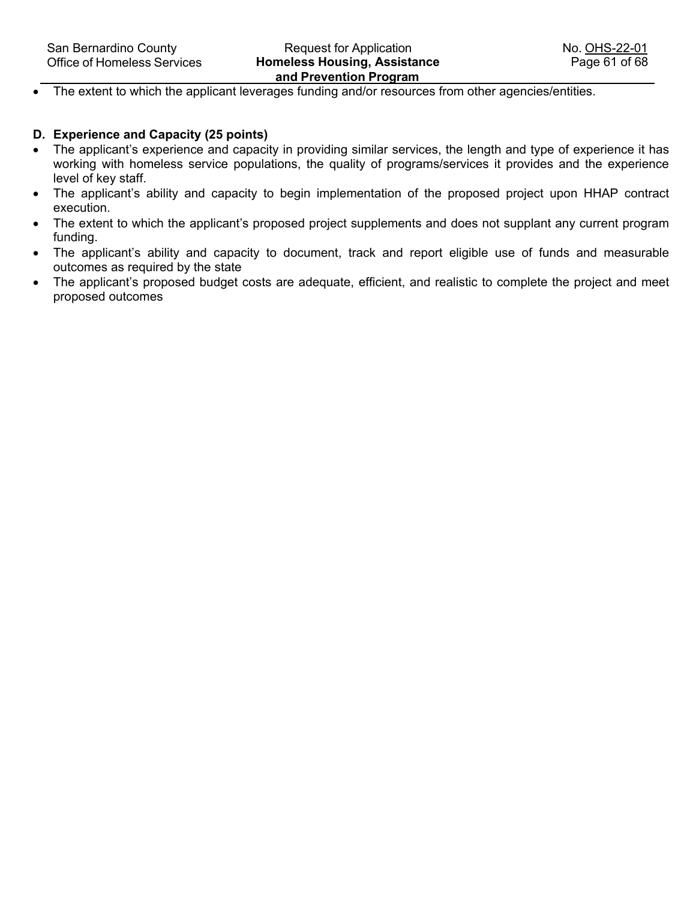- The extent to which the applicant leverages funding and/or resources from other agencies/entities.

### D. Experience and Capacity (25 points)

- The applicant's experience and capacity in providing similar services, the length and type of experience it has working with homeless service populations, the quality of programs/services it provides and the experience level of key staff.
- The applicant's ability and capacity to begin implementation of the proposed project upon HHAP contract execution.
- The extent to which the applicant's proposed project supplements and does not supplant any current program funding.
- The applicant's ability and capacity to document, track and report eligible use of funds and measurable outcomes as required by the state
- The applicant's proposed budget costs are adequate, efficient, and realistic to complete the project and meet proposed outcomes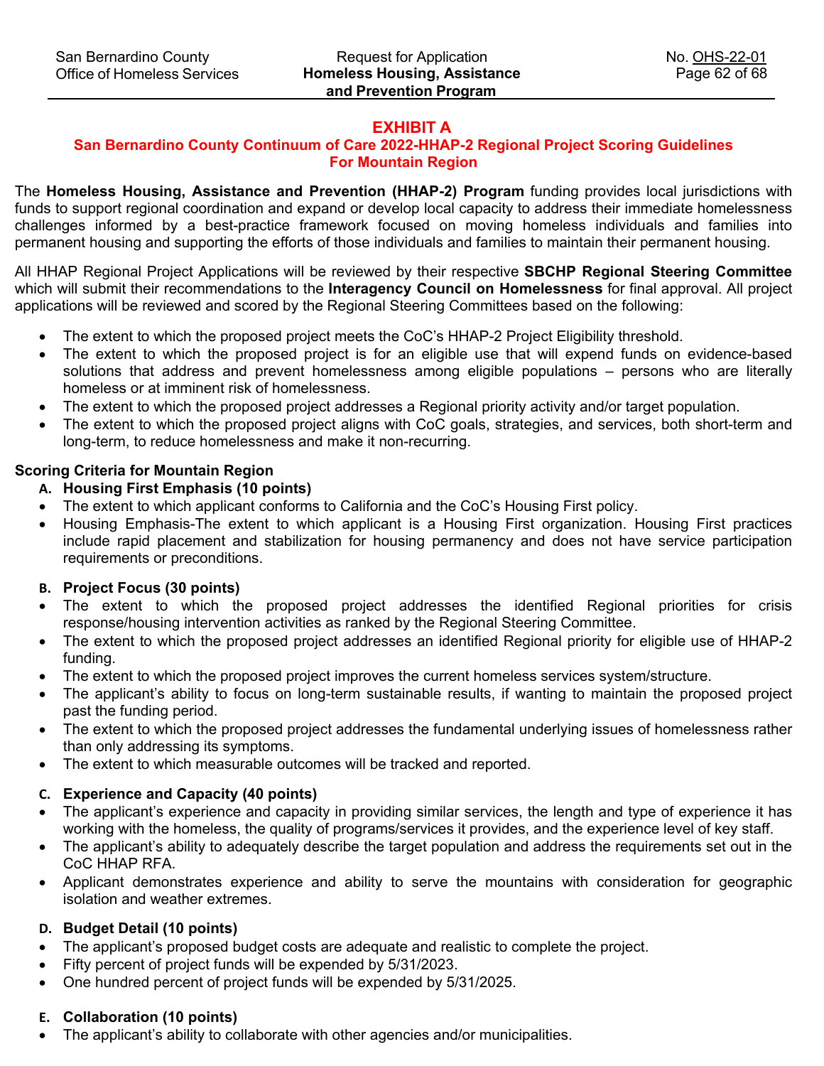# EXHIBIT A

## San Bernardino County Continuum of Care 2022-HHAP-2 Regional Project Scoring Guidelines For Mountain Region

The **Homeless Housing, Assistance and Prevention (HHAP-2) Program** funding provides local jurisdictions with funds to support regional coordination and expand or develop local capacity to address their immediate homelessness challenges informed by a best-practice framework focused on moving homeless individuals and families into permanent housing and supporting the efforts of those individuals and families to maintain their permanent housing.

All HHAP Regional Project Applications will be reviewed by their respective **SBCHP Regional Steering Committee** which will submit their recommendations to the **Interagency Council on Homelessness** for final approval. All project applications will be reviewed and scored by the Regional Steering Committees based on the following:

- The extent to which the proposed project meets the CoC's HHAP-2 Project Eligibility threshold.
- The extent to which the proposed project is for an eligible use that will expend funds on evidence-based solutions that address and prevent homelessness among eligible populations – persons who are literally homeless or at imminent risk of homelessness.
- The extent to which the proposed project addresses a Regional priority activity and/or target population.
- The extent to which the proposed project aligns with CoC goals, strategies, and services, both short-term and long-term, to reduce homelessness and make it non-recurring.

**Scoring Criteria for Mountain Region**

**A. Housing First Emphasis (10 points)**

- The extent to which applicant conforms to California and the CoC's Housing First policy.
- Housing Emphasis-The extent to which applicant is a Housing First organization. Housing First practices include rapid placement and stabilization for housing permanency and does not have service participation requirements or preconditions.

**B. Project Focus (30 points)**

- The extent to which the proposed project addresses the identified Regional priorities for crisis response/housing intervention activities as ranked by the Regional Steering Committee.
- The extent to which the proposed project addresses an identified Regional priority for eligible use of HHAP-2 funding.
- The extent to which the proposed project improves the current homeless services system/structure.
- The applicant's ability to focus on long-term sustainable results, if wanting to maintain the proposed project past the funding period.
- The extent to which the proposed project addresses the fundamental underlying issues of homelessness rather than only addressing its symptoms.
- The extent to which measurable outcomes will be tracked and reported.

**C. Experience and Capacity (40 points)**

- The applicant's experience and capacity in providing similar services, the length and type of experience it has working with the homeless, the quality of programs/services it provides, and the experience level of key staff.
- The applicant's ability to adequately describe the target population and address the requirements set out in the CoC HHAP RFA.
- Applicant demonstrates experience and ability to serve the mountains with consideration for geographic isolation and weather extremes.

**D. Budget Detail (10 points)**

- The applicant's proposed budget costs are adequate and realistic to complete the project.
- Fifty percent of project funds will be expended by 5/31/2023.
- One hundred percent of project funds will be expended by 5/31/2025.

**E. Collaboration (10 points)**

- The applicant's ability to collaborate with other agencies and/or municipalities.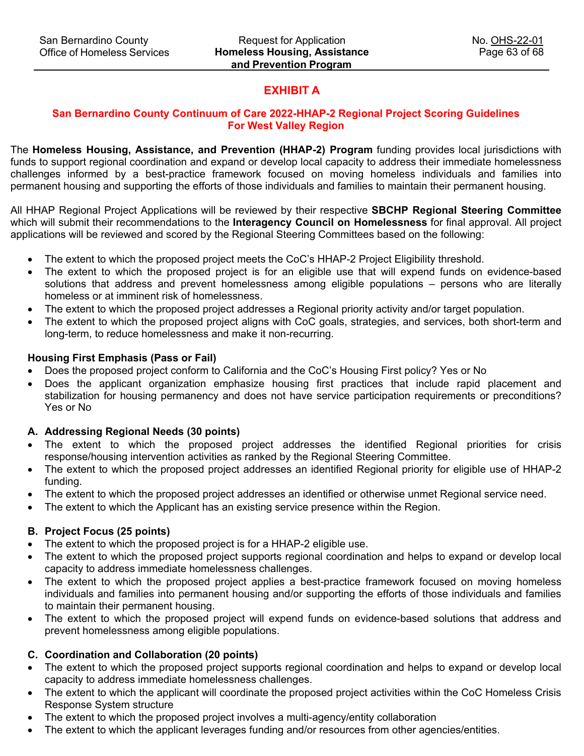## EXHIBIT A

### San Bernardino County Continuum of Care 2022-HHAP-2 Regional Project Scoring Guidelines For West Valley Region

The **Homeless Housing, Assistance, and Prevention (HHAP-2) Program** funding provides local jurisdictions with funds to support regional coordination and expand or develop local capacity to address their immediate homelessness challenges informed by a best-practice framework focused on moving homeless individuals and families into permanent housing and supporting the efforts of those individuals and families to maintain their permanent housing.

All HHAP Regional Project Applications will be reviewed by their respective **SBCHP Regional Steering Committee** which will submit their recommendations to the **Interagency Council on Homelessness** for final approval. All project applications will be reviewed and scored by the Regional Steering Committees based on the following:

- The extent to which the proposed project meets the CoC's HHAP-2 Project Eligibility threshold.
- The extent to which the proposed project is for an eligible use that will expend funds on evidence-based solutions that address and prevent homelessness among eligible populations – persons who are literally homeless or at imminent risk of homelessness.
- The extent to which the proposed project addresses a Regional priority activity and/or target population.
- The extent to which the proposed project aligns with CoC goals, strategies, and services, both short-term and long-term, to reduce homelessness and make it non-recurring.

**Housing First Emphasis (Pass or Fail)**

- Does the proposed project conform to California and the CoC's Housing First policy? Yes or No
- Does the applicant organization emphasize housing first practices that include rapid placement and stabilization for housing permanency and does not have service participation requirements or preconditions? Yes or No

**A. Addressing Regional Needs (30 points)**

- The extent to which the proposed project addresses the identified Regional priorities for crisis response/housing intervention activities as ranked by the Regional Steering Committee.
- The extent to which the proposed project addresses an identified Regional priority for eligible use of HHAP-2 funding.
- The extent to which the proposed project addresses an identified or otherwise unmet Regional service need.
- The extent to which the Applicant has an existing service presence within the Region.

**B. Project Focus (25 points)**

- The extent to which the proposed project is for a HHAP-2 eligible use.
- The extent to which the proposed project supports regional coordination and helps to expand or develop local capacity to address immediate homelessness challenges.
- The extent to which the proposed project applies a best-practice framework focused on moving homeless individuals and families into permanent housing and/or supporting the efforts of those individuals and families to maintain their permanent housing.
- The extent to which the proposed project will expend funds on evidence-based solutions that address and prevent homelessness among eligible populations.

**C. Coordination and Collaboration (20 points)**

- The extent to which the proposed project supports regional coordination and helps to expand or develop local capacity to address immediate homelessness challenges.
- The extent to which the applicant will coordinate the proposed project activities within the CoC Homeless Crisis Response System structure
- The extent to which the proposed project involves a multi-agency/entity collaboration
- The extent to which the applicant leverages funding and/or resources from other agencies/entities.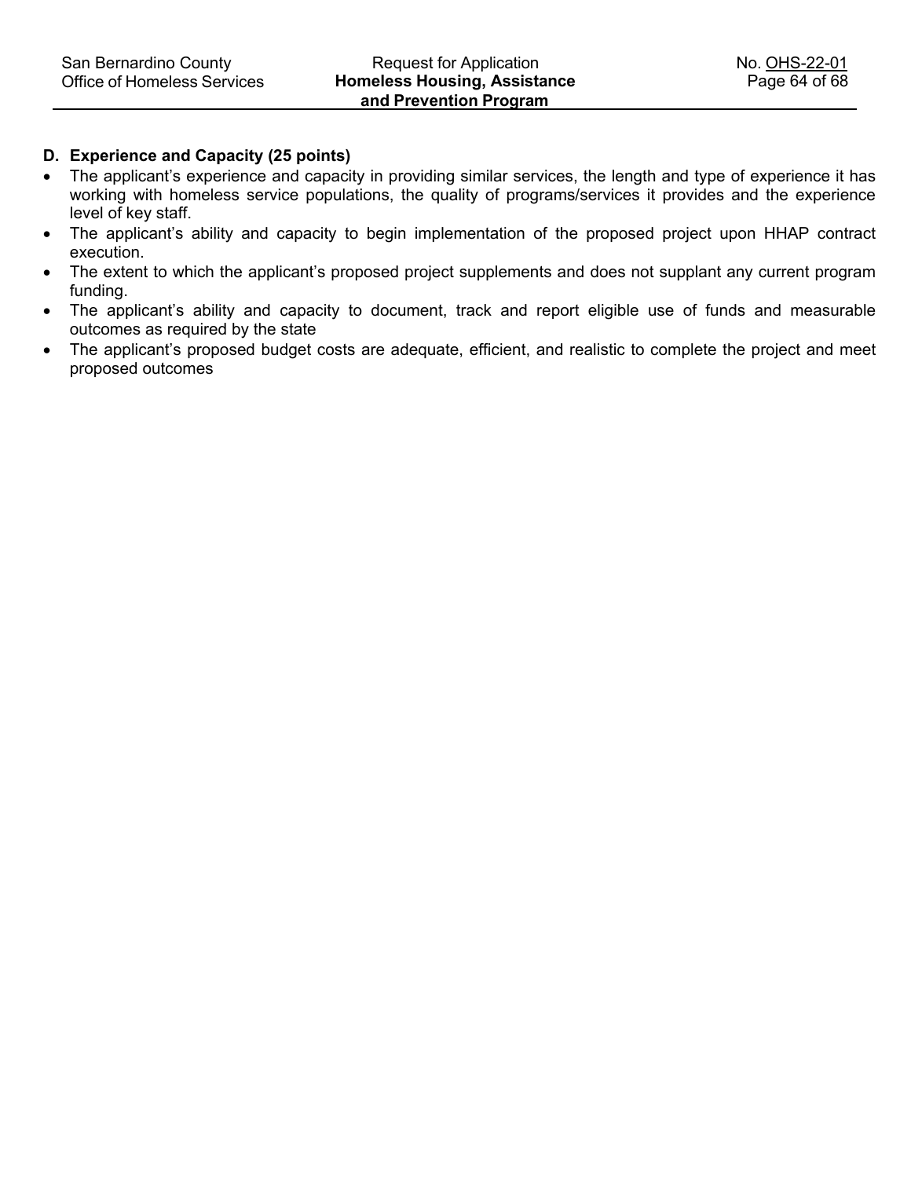**D. Experience and Capacity (25 points)**

- The applicant's experience and capacity in providing similar services, the length and type of experience it has working with homeless service populations, the quality of programs/services it provides and the experience level of key staff.
- The applicant's ability and capacity to begin implementation of the proposed project upon HHAP contract execution.
- The extent to which the applicant's proposed project supplements and does not supplant any current program funding.
- The applicant's ability and capacity to document, track and report eligible use of funds and measurable outcomes as required by the state
- The applicant's proposed budget costs are adequate, efficient, and realistic to complete the project and meet proposed outcomes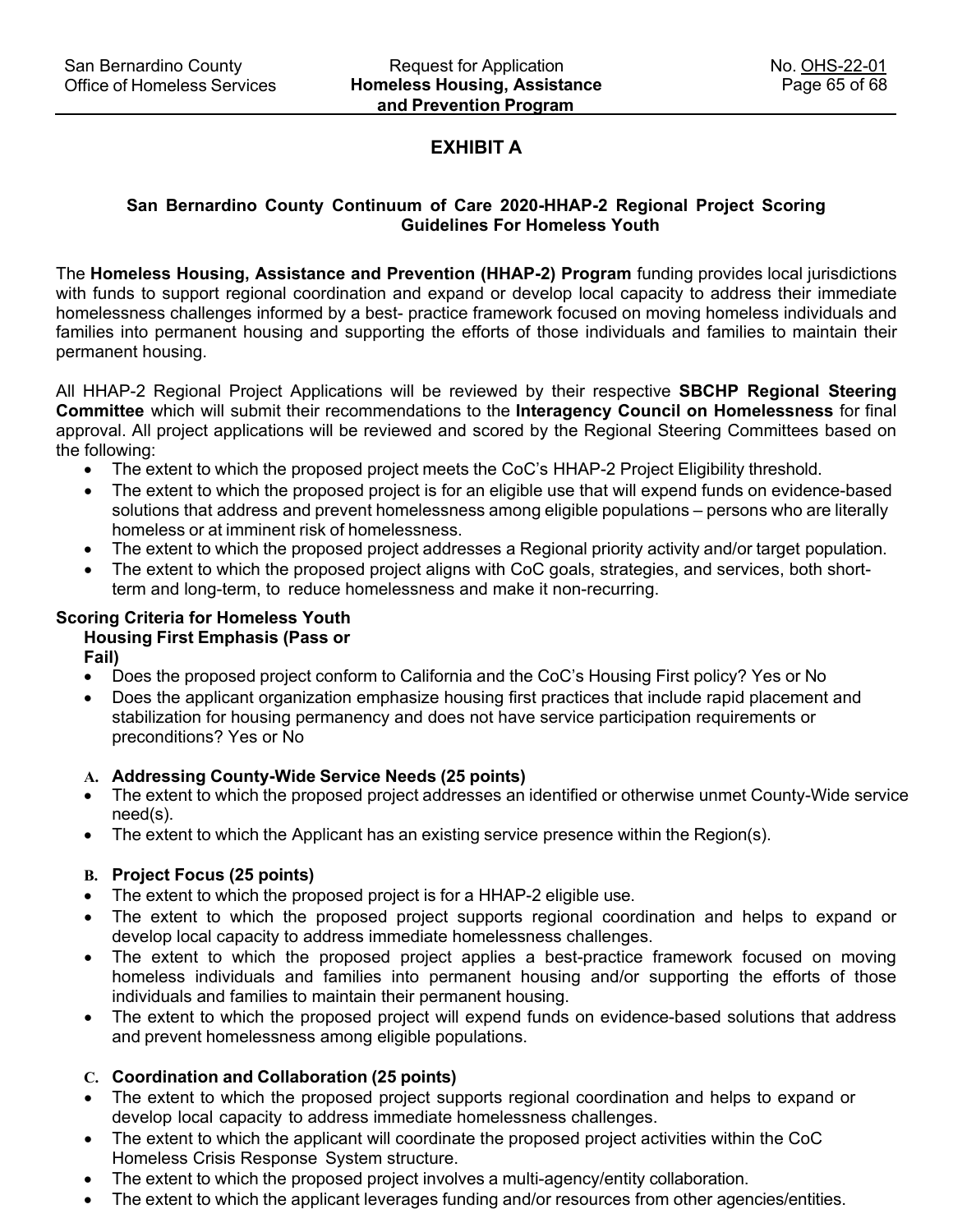# EXHIBIT A

## San Bernardino County Continuum of Care 2020-HHAP-2 Regional Project Scoring Guidelines For Homeless Youth

The **Homeless Housing, Assistance and Prevention (HHAP-2) Program** funding provides local jurisdictions with funds to support regional coordination and expand or develop local capacity to address their immediate homelessness challenges informed by a best- practice framework focused on moving homeless individuals and families into permanent housing and supporting the efforts of those individuals and families to maintain their permanent housing.

All HHAP-2 Regional Project Applications will be reviewed by their respective **SBCHP Regional Steering Committee** which will submit their recommendations to the **Interagency Council on Homelessness** for final approval. All project applications will be reviewed and scored by the Regional Steering Committees based on the following:

- The extent to which the proposed project meets the CoC's HHAP-2 Project Eligibility threshold.
- The extent to which the proposed project is for an eligible use that will expend funds on evidence-based solutions that address and prevent homelessness among eligible populations – persons who are literally homeless or at imminent risk of homelessness.
- The extent to which the proposed project addresses a Regional priority activity and/or target population.
- The extent to which the proposed project aligns with CoC goals, strategies, and services, both short-term and long-term, to reduce homelessness and make it non-recurring.

### Scoring Criteria for Homeless Youth

**Housing First Emphasis (Pass or Fail)**

- Does the proposed project conform to California and the CoC's Housing First policy? Yes or No
- Does the applicant organization emphasize housing first practices that include rapid placement and stabilization for housing permanency and does not have service participation requirements or preconditions? Yes or No

**A. Addressing County-Wide Service Needs (25 points)**

- The extent to which the proposed project addresses an identified or otherwise unmet County-Wide service need(s).
- The extent to which the Applicant has an existing service presence within the Region(s).

**B. Project Focus (25 points)**

- The extent to which the proposed project is for a HHAP-2 eligible use.
- The extent to which the proposed project supports regional coordination and helps to expand or develop local capacity to address immediate homelessness challenges.
- The extent to which the proposed project applies a best-practice framework focused on moving homeless individuals and families into permanent housing and/or supporting the efforts of those individuals and families to maintain their permanent housing.
- The extent to which the proposed project will expend funds on evidence-based solutions that address and prevent homelessness among eligible populations.

**C. Coordination and Collaboration (25 points)**

- The extent to which the proposed project supports regional coordination and helps to expand or develop local capacity to address immediate homelessness challenges.
- The extent to which the applicant will coordinate the proposed project activities within the CoC Homeless Crisis Response System structure.
- The extent to which the proposed project involves a multi-agency/entity collaboration.
- The extent to which the applicant leverages funding and/or resources from other agencies/entities.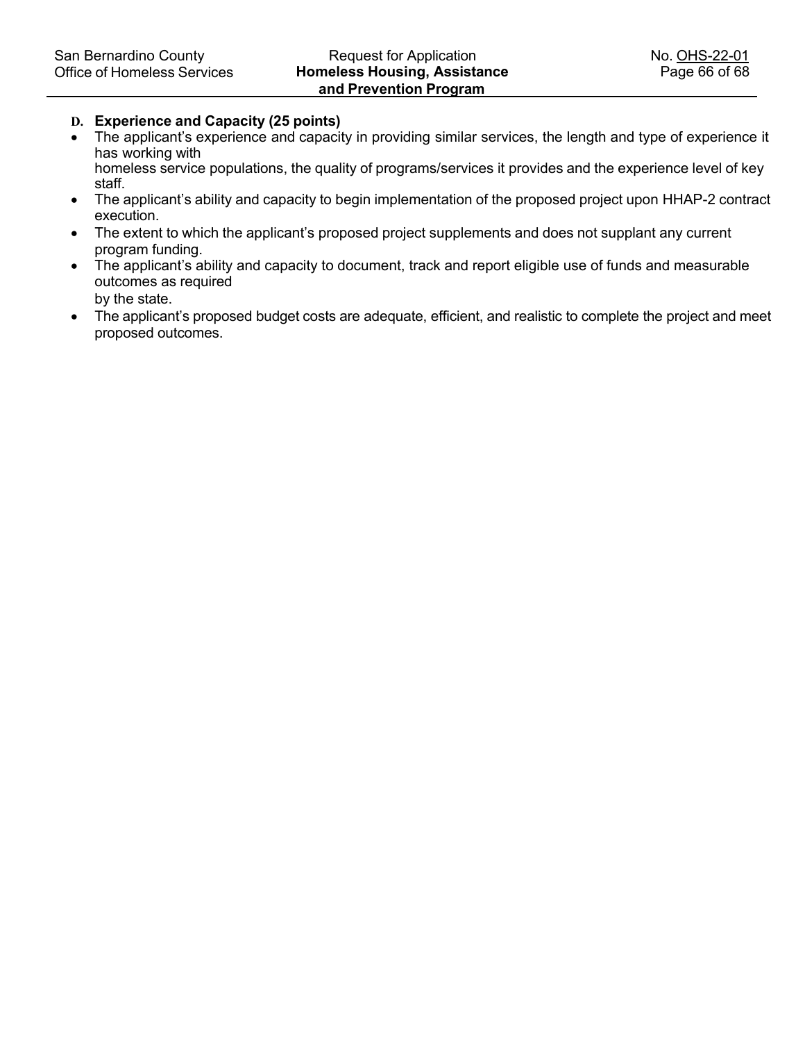**D. Experience and Capacity (25 points)**

- The applicant's experience and capacity in providing similar services, the length and type of experience it has working with homeless service populations, the quality of programs/services it provides and the experience level of key staff.
- The applicant's ability and capacity to begin implementation of the proposed project upon HHAP-2 contract execution.
- The extent to which the applicant's proposed project supplements and does not supplant any current program funding.
- The applicant's ability and capacity to document, track and report eligible use of funds and measurable outcomes as required by the state.
- The applicant's proposed budget costs are adequate, efficient, and realistic to complete the project and meet proposed outcomes.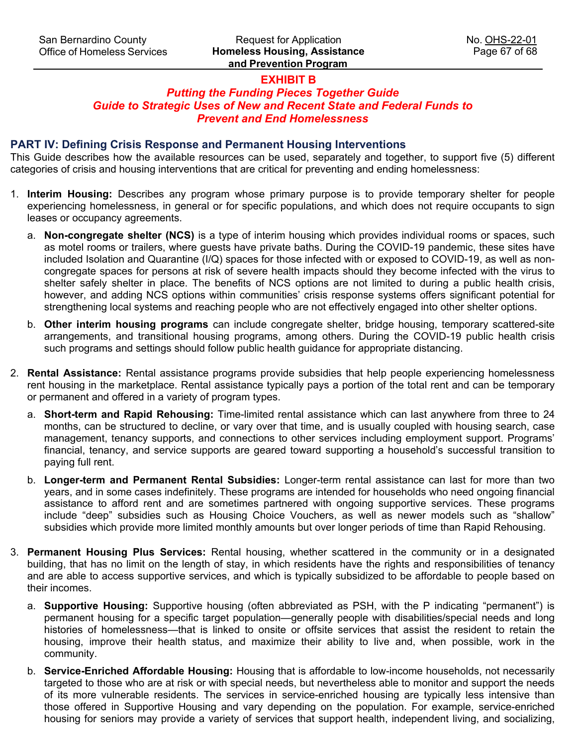**EXHIBIT B**

***Putting the Funding Pieces Together Guide***
***Guide to Strategic Uses of New and Recent State and Federal Funds to Prevent and End Homelessness***

## PART IV: Defining Crisis Response and Permanent Housing Interventions

This Guide describes how the available resources can be used, separately and together, to support five (5) different categories of crisis and housing interventions that are critical for preventing and ending homelessness:

1. **Interim Housing:** Describes any program whose primary purpose is to provide temporary shelter for people experiencing homelessness, in general or for specific populations, and which does not require occupants to sign leases or occupancy agreements.
   a. **Non-congregate shelter (NCS)** is a type of interim housing which provides individual rooms or spaces, such as motel rooms or trailers, where guests have private baths. During the COVID-19 pandemic, these sites have included Isolation and Quarantine (I/Q) spaces for those infected with or exposed to COVID-19, as well as non-congregate spaces for persons at risk of severe health impacts should they become infected with the virus to shelter safely shelter in place. The benefits of NCS options are not limited to during a public health crisis, however, and adding NCS options within communities' crisis response systems offers significant potential for strengthening local systems and reaching people who are not effectively engaged into other shelter options.
   b. **Other interim housing programs** can include congregate shelter, bridge housing, temporary scattered-site arrangements, and transitional housing programs, among others. During the COVID-19 public health crisis such programs and settings should follow public health guidance for appropriate distancing.

2. **Rental Assistance:** Rental assistance programs provide subsidies that help people experiencing homelessness rent housing in the marketplace. Rental assistance typically pays a portion of the total rent and can be temporary or permanent and offered in a variety of program types.
   a. **Short-term and Rapid Rehousing:** Time-limited rental assistance which can last anywhere from three to 24 months, can be structured to decline, or vary over that time, and is usually coupled with housing search, case management, tenancy supports, and connections to other services including employment support. Programs' financial, tenancy, and service supports are geared toward supporting a household's successful transition to paying full rent.
   b. **Longer-term and Permanent Rental Subsidies:** Longer-term rental assistance can last for more than two years, and in some cases indefinitely. These programs are intended for households who need ongoing financial assistance to afford rent and are sometimes partnered with ongoing supportive services. These programs include "deep" subsidies such as Housing Choice Vouchers, as well as newer models such as "shallow" subsidies which provide more limited monthly amounts but over longer periods of time than Rapid Rehousing.

3. **Permanent Housing Plus Services:** Rental housing, whether scattered in the community or in a designated building, that has no limit on the length of stay, in which residents have the rights and responsibilities of tenancy and are able to access supportive services, and which is typically subsidized to be affordable to people based on their incomes.
   a. **Supportive Housing:** Supportive housing (often abbreviated as PSH, with the P indicating "permanent") is permanent housing for a specific target population—generally people with disabilities/special needs and long histories of homelessness—that is linked to onsite or offsite services that assist the resident to retain the housing, improve their health status, and maximize their ability to live and, when possible, work in the community.
   b. **Service-Enriched Affordable Housing:** Housing that is affordable to low-income households, not necessarily targeted to those who are at risk or with special needs, but nevertheless able to monitor and support the needs of its more vulnerable residents. The services in service-enriched housing are typically less intensive than those offered in Supportive Housing and vary depending on the population. For example, service-enriched housing for seniors may provide a variety of services that support health, independent living, and socializing,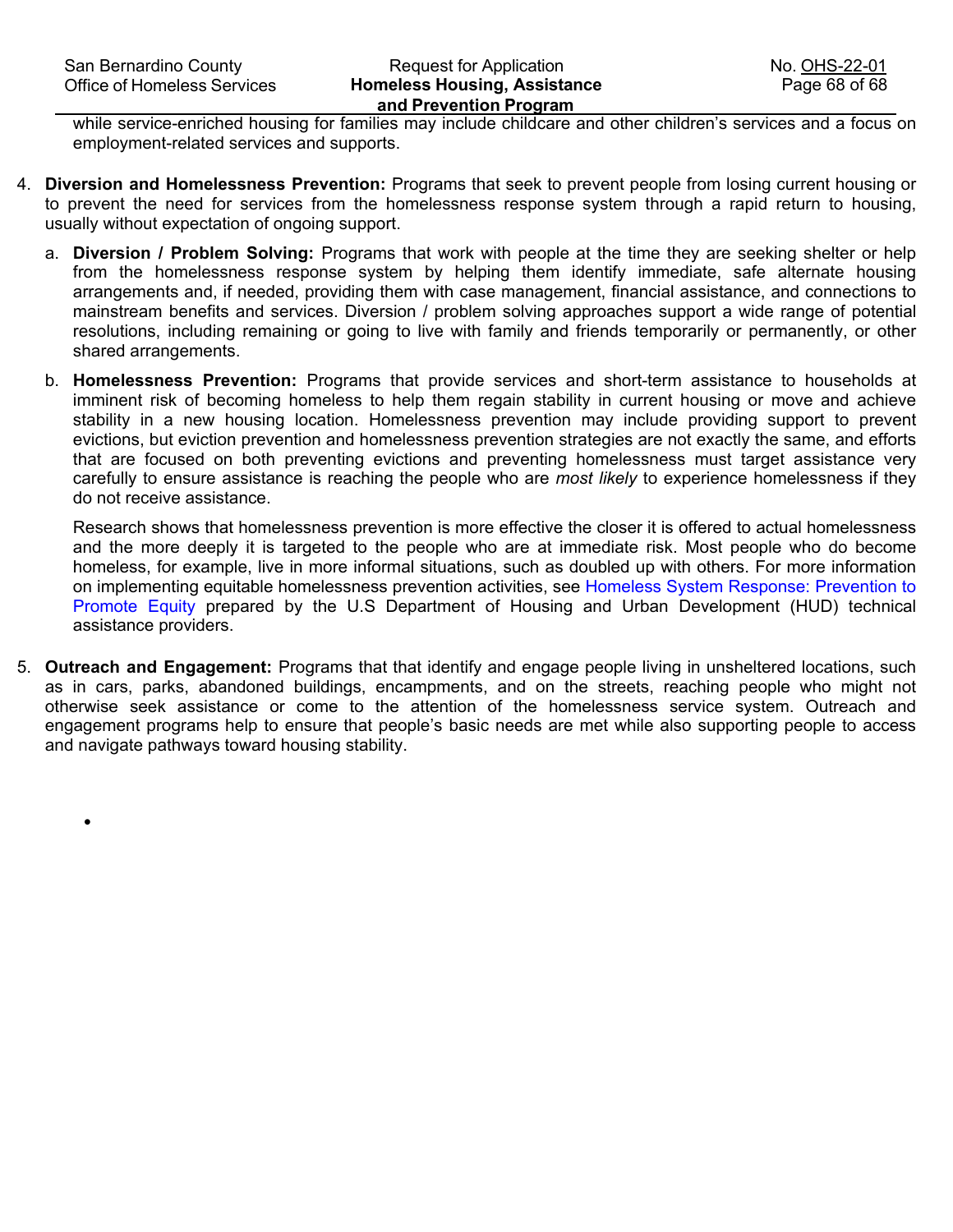while service-enriched housing for families may include childcare and other children's services and a focus on employment-related services and supports.

4. **Diversion and Homelessness Prevention:** Programs that seek to prevent people from losing current housing or to prevent the need for services from the homelessness response system through a rapid return to housing, usually without expectation of ongoing support.

   a. **Diversion / Problem Solving:** Programs that work with people at the time they are seeking shelter or help from the homelessness response system by helping them identify immediate, safe alternate housing arrangements and, if needed, providing them with case management, financial assistance, and connections to mainstream benefits and services. Diversion / problem solving approaches support a wide range of potential resolutions, including remaining or going to live with family and friends temporarily or permanently, or other shared arrangements.

   b. **Homelessness Prevention:** Programs that provide services and short-term assistance to households at imminent risk of becoming homeless to help them regain stability in current housing or move and achieve stability in a new housing location. Homelessness prevention may include providing support to prevent evictions, but eviction prevention and homelessness prevention strategies are not exactly the same, and efforts that are focused on both preventing evictions and preventing homelessness must target assistance very carefully to ensure assistance is reaching the people who are *most likely* to experience homelessness if they do not receive assistance.

      Research shows that homelessness prevention is more effective the closer it is offered to actual homelessness and the more deeply it is targeted to the people who are at immediate risk. Most people who do become homeless, for example, live in more informal situations, such as doubled up with others. For more information on implementing equitable homelessness prevention activities, see Homeless System Response: Prevention to Promote Equity prepared by the U.S Department of Housing and Urban Development (HUD) technical assistance providers.

5. **Outreach and Engagement:** Programs that that identify and engage people living in unsheltered locations, such as in cars, parks, abandoned buildings, encampments, and on the streets, reaching people who might not otherwise seek assistance or come to the attention of the homelessness service system. Outreach and engagement programs help to ensure that people's basic needs are met while also supporting people to access and navigate pathways toward housing stability.